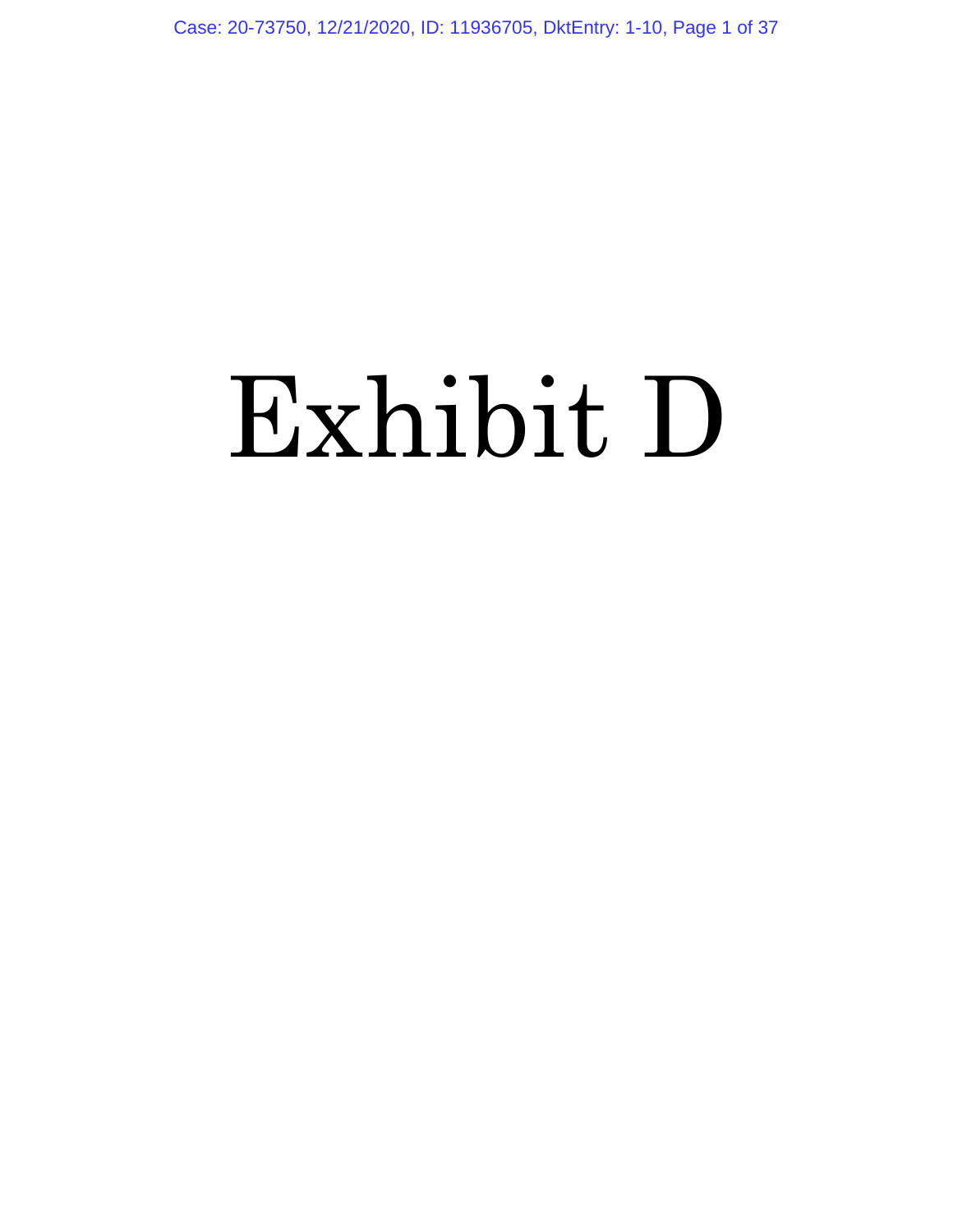# Exhibit D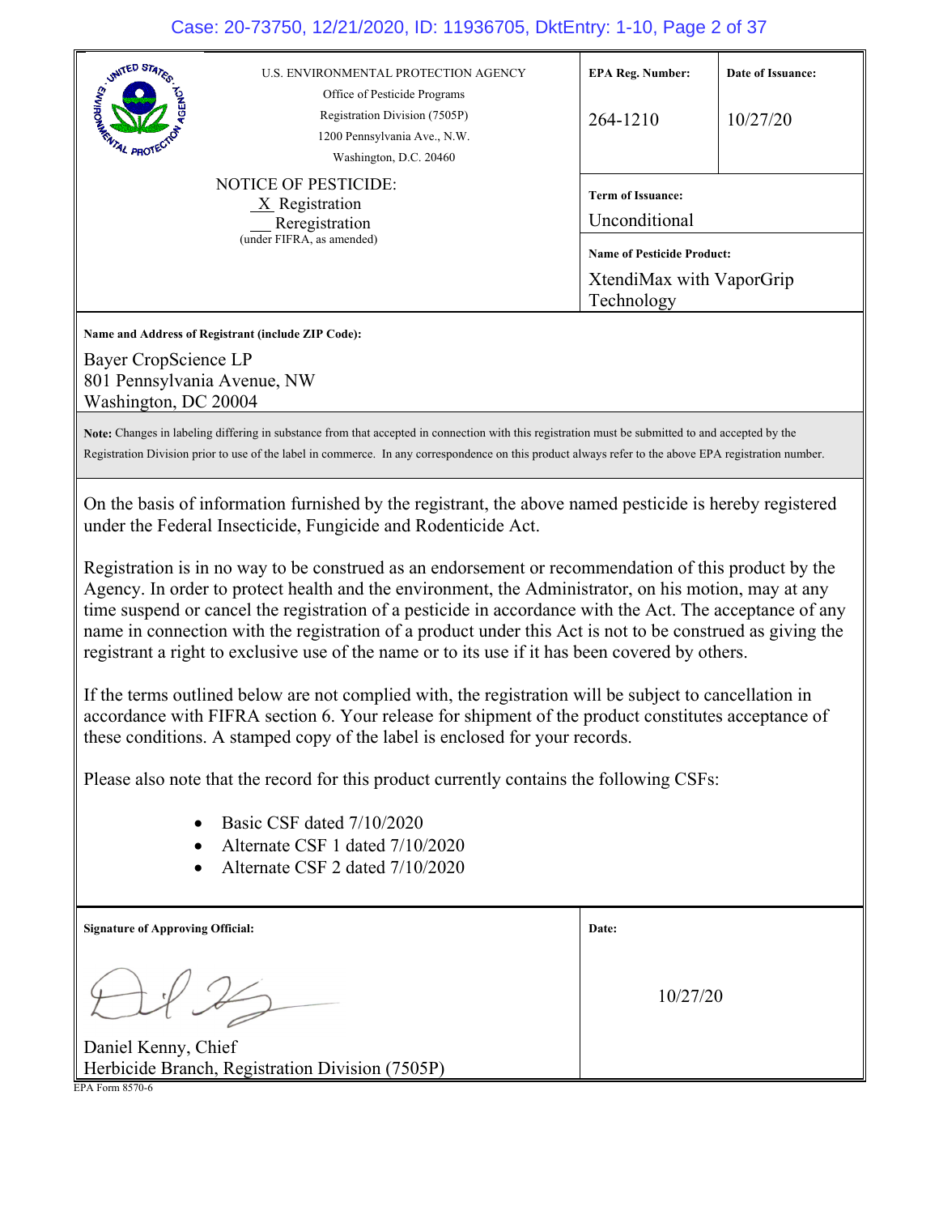U.S. ENVIRONMENTAL PROTECTION AGENCY
Office of Pesticide Programs
Registration Division (7505P)
1200 Pennsylvania Ave., N.W.
Washington, D.C. 20460

NOTICE OF PESTICIDE:
X Registration
__ Reregistration
(under FIFRA, as amended)

| EPA Reg. Number: | Date of Issuance: |
|---|---|
| 264-1210 | 10/27/20 |

**Term of Issuance:**
Unconditional

**Name of Pesticide Product:**
XtendiMax with VaporGrip Technology

**Name and Address of Registrant (include ZIP Code):**

Bayer CropScience LP
801 Pennsylvania Avenue, NW
Washington, DC 20004

**Note:** Changes in labeling differing in substance from that accepted in connection with this registration must be submitted to and accepted by the Registration Division prior to use of the label in commerce. In any correspondence on this product always refer to the above EPA registration number.

On the basis of information furnished by the registrant, the above named pesticide is hereby registered under the Federal Insecticide, Fungicide and Rodenticide Act.

Registration is in no way to be construed as an endorsement or recommendation of this product by the Agency. In order to protect health and the environment, the Administrator, on his motion, may at any time suspend or cancel the registration of a pesticide in accordance with the Act. The acceptance of any name in connection with the registration of a product under this Act is not to be construed as giving the registrant a right to exclusive use of the name or to its use if it has been covered by others.

If the terms outlined below are not complied with, the registration will be subject to cancellation in accordance with FIFRA section 6. Your release for shipment of the product constitutes acceptance of these conditions. A stamped copy of the label is enclosed for your records.

Please also note that the record for this product currently contains the following CSFs:

- Basic CSF dated 7/10/2020
- Alternate CSF 1 dated 7/10/2020
- Alternate CSF 2 dated 7/10/2020

| Signature of Approving Official: | Date: |
|---|---|
| Daniel Kenny, Chief<br>Herbicide Branch, Registration Division (7505P) | 10/27/20 |

EPA Form 8570-6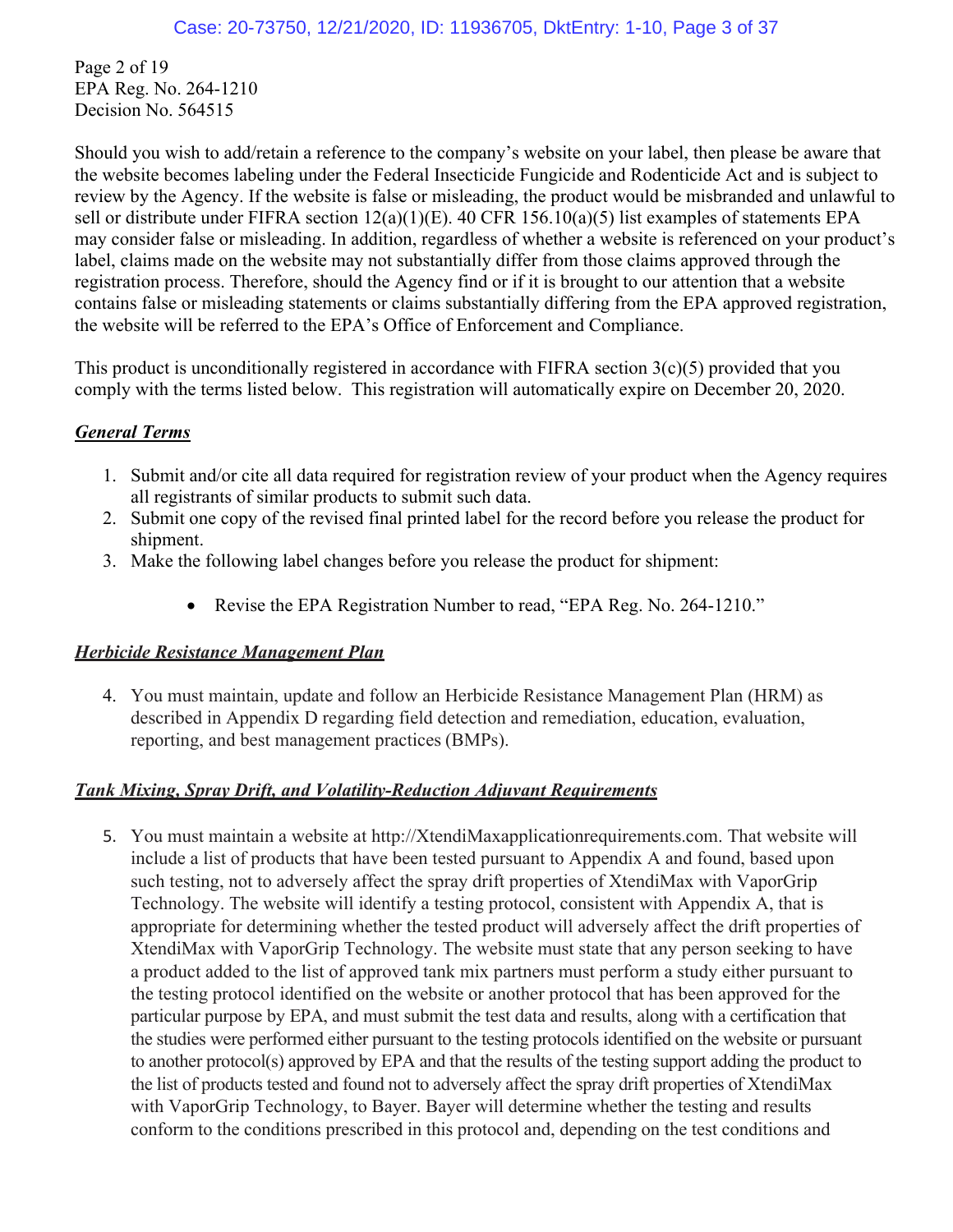Page 2 of 19
EPA Reg. No. 264-1210
Decision No. 564515

Should you wish to add/retain a reference to the company's website on your label, then please be aware that the website becomes labeling under the Federal Insecticide Fungicide and Rodenticide Act and is subject to review by the Agency. If the website is false or misleading, the product would be misbranded and unlawful to sell or distribute under FIFRA section 12(a)(1)(E). 40 CFR 156.10(a)(5) list examples of statements EPA may consider false or misleading. In addition, regardless of whether a website is referenced on your product's label, claims made on the website may not substantially differ from those claims approved through the registration process. Therefore, should the Agency find or if it is brought to our attention that a website contains false or misleading statements or claims substantially differing from the EPA approved registration, the website will be referred to the EPA's Office of Enforcement and Compliance.

This product is unconditionally registered in accordance with FIFRA section 3(c)(5) provided that you comply with the terms listed below. This registration will automatically expire on December 20, 2020.

***General Terms***

1. Submit and/or cite all data required for registration review of your product when the Agency requires all registrants of similar products to submit such data.
2. Submit one copy of the revised final printed label for the record before you release the product for shipment.
3. Make the following label changes before you release the product for shipment:
    - Revise the EPA Registration Number to read, "EPA Reg. No. 264-1210."

***Herbicide Resistance Management Plan***

4. You must maintain, update and follow an Herbicide Resistance Management Plan (HRM) as described in Appendix D regarding field detection and remediation, education, evaluation, reporting, and best management practices (BMPs).

***Tank Mixing, Spray Drift, and Volatility-Reduction Adjuvant Requirements***

5. You must maintain a website at http://XtendiMaxapplicationrequirements.com. That website will include a list of products that have been tested pursuant to Appendix A and found, based upon such testing, not to adversely affect the spray drift properties of XtendiMax with VaporGrip Technology. The website will identify a testing protocol, consistent with Appendix A, that is appropriate for determining whether the tested product will adversely affect the drift properties of XtendiMax with VaporGrip Technology. The website must state that any person seeking to have a product added to the list of approved tank mix partners must perform a study either pursuant to the testing protocol identified on the website or another protocol that has been approved for the particular purpose by EPA, and must submit the test data and results, along with a certification that the studies were performed either pursuant to the testing protocols identified on the website or pursuant to another protocol(s) approved by EPA and that the results of the testing support adding the product to the list of products tested and found not to adversely affect the spray drift properties of XtendiMax with VaporGrip Technology, to Bayer. Bayer will determine whether the testing and results conform to the conditions prescribed in this protocol and, depending on the test conditions and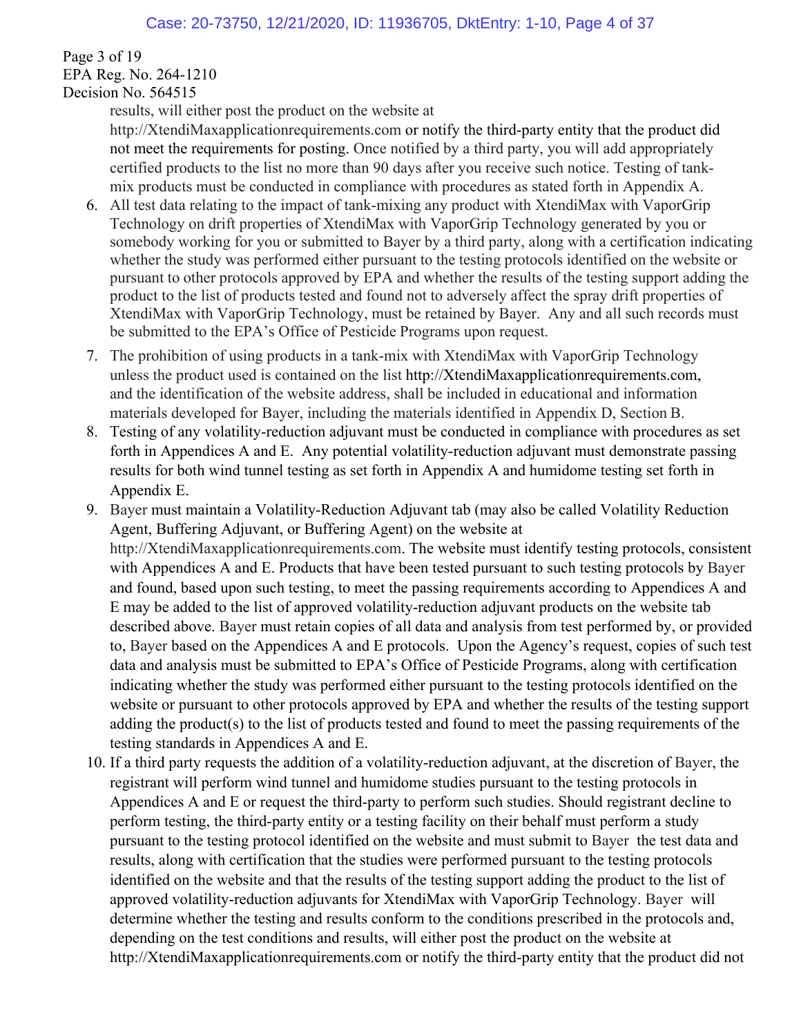Page 3 of 19
EPA Reg. No. 264-1210
Decision No. 564515

results, will either post the product on the website at http://XtendiMaxapplicationrequirements.com or notify the third-party entity that the product did not meet the requirements for posting. Once notified by a third party, you will add appropriately certified products to the list no more than 90 days after you receive such notice. Testing of tank-mix products must be conducted in compliance with procedures as stated forth in Appendix A.

6. All test data relating to the impact of tank-mixing any product with XtendiMax with VaporGrip Technology on drift properties of XtendiMax with VaporGrip Technology generated by you or somebody working for you or submitted to Bayer by a third party, along with a certification indicating whether the study was performed either pursuant to the testing protocols identified on the website or pursuant to other protocols approved by EPA and whether the results of the testing support adding the product to the list of products tested and found not to adversely affect the spray drift properties of XtendiMax with VaporGrip Technology, must be retained by Bayer. Any and all such records must be submitted to the EPA's Office of Pesticide Programs upon request.
7. The prohibition of using products in a tank-mix with XtendiMax with VaporGrip Technology unless the product used is contained on the list http://XtendiMaxapplicationrequirements.com, and the identification of the website address, shall be included in educational and information materials developed for Bayer, including the materials identified in Appendix D, Section B.
8. Testing of any volatility-reduction adjuvant must be conducted in compliance with procedures as set forth in Appendices A and E. Any potential volatility-reduction adjuvant must demonstrate passing results for both wind tunnel testing as set forth in Appendix A and humidome testing set forth in Appendix E.
9. Bayer must maintain a Volatility-Reduction Adjuvant tab (may also be called Volatility Reduction Agent, Buffering Adjuvant, or Buffering Agent) on the website at http://XtendiMaxapplicationrequirements.com. The website must identify testing protocols, consistent with Appendices A and E. Products that have been tested pursuant to such testing protocols by Bayer and found, based upon such testing, to meet the passing requirements according to Appendices A and E may be added to the list of approved volatility-reduction adjuvant products on the website tab described above. Bayer must retain copies of all data and analysis from test performed by, or provided to, Bayer based on the Appendices A and E protocols. Upon the Agency's request, copies of such test data and analysis must be submitted to EPA's Office of Pesticide Programs, along with certification indicating whether the study was performed either pursuant to the testing protocols identified on the website or pursuant to other protocols approved by EPA and whether the results of the testing support adding the product(s) to the list of products tested and found to meet the passing requirements of the testing standards in Appendices A and E.
10. If a third party requests the addition of a volatility-reduction adjuvant, at the discretion of Bayer, the registrant will perform wind tunnel and humidome studies pursuant to the testing protocols in Appendices A and E or request the third-party to perform such studies. Should registrant decline to perform testing, the third-party entity or a testing facility on their behalf must perform a study pursuant to the testing protocol identified on the website and must submit to Bayer the test data and results, along with certification that the studies were performed pursuant to the testing protocols identified on the website and that the results of the testing support adding the product to the list of approved volatility-reduction adjuvants for XtendiMax with VaporGrip Technology. Bayer will determine whether the testing and results conform to the conditions prescribed in the protocols and, depending on the test conditions and results, will either post the product on the website at http://XtendiMaxapplicationrequirements.com or notify the third-party entity that the product did not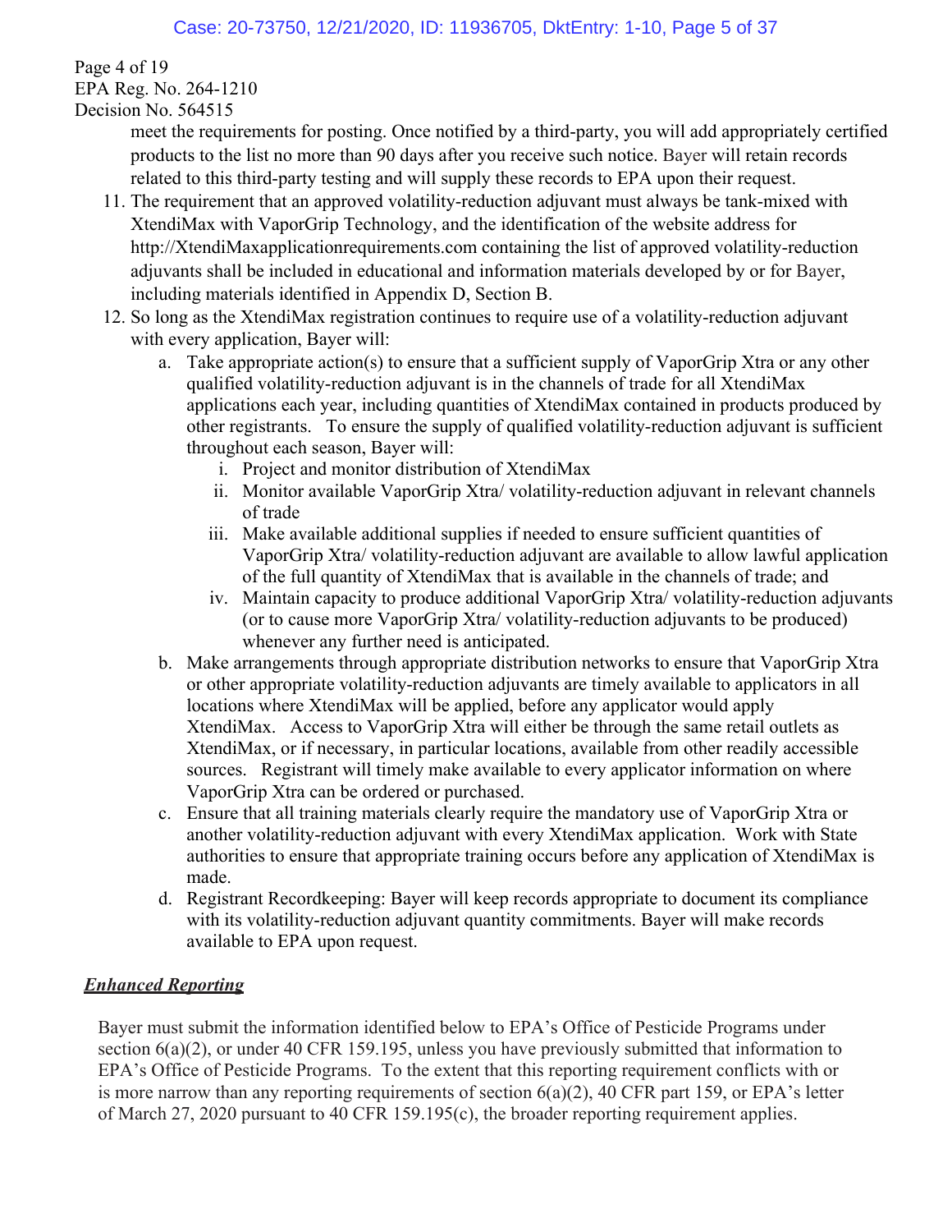meet the requirements for posting. Once notified by a third-party, you will add appropriately certified products to the list no more than 90 days after you receive such notice. Bayer will retain records related to this third-party testing and will supply these records to EPA upon their request.

11. The requirement that an approved volatility-reduction adjuvant must always be tank-mixed with XtendiMax with VaporGrip Technology, and the identification of the website address for http://XtendiMaxapplicationrequirements.com containing the list of approved volatility-reduction adjuvants shall be included in educational and information materials developed by or for Bayer, including materials identified in Appendix D, Section B.
12. So long as the XtendiMax registration continues to require use of a volatility-reduction adjuvant with every application, Bayer will:
    a. Take appropriate action(s) to ensure that a sufficient supply of VaporGrip Xtra or any other qualified volatility-reduction adjuvant is in the channels of trade for all XtendiMax applications each year, including quantities of XtendiMax contained in products produced by other registrants. To ensure the supply of qualified volatility-reduction adjuvant is sufficient throughout each season, Bayer will:
        i. Project and monitor distribution of XtendiMax
        ii. Monitor available VaporGrip Xtra/ volatility-reduction adjuvant in relevant channels of trade
        iii. Make available additional supplies if needed to ensure sufficient quantities of VaporGrip Xtra/ volatility-reduction adjuvant are available to allow lawful application of the full quantity of XtendiMax that is available in the channels of trade; and
        iv. Maintain capacity to produce additional VaporGrip Xtra/ volatility-reduction adjuvants (or to cause more VaporGrip Xtra/ volatility-reduction adjuvants to be produced) whenever any further need is anticipated.
    b. Make arrangements through appropriate distribution networks to ensure that VaporGrip Xtra or other appropriate volatility-reduction adjuvants are timely available to applicators in all locations where XtendiMax will be applied, before any applicator would apply XtendiMax. Access to VaporGrip Xtra will either be through the same retail outlets as XtendiMax, or if necessary, in particular locations, available from other readily accessible sources. Registrant will timely make available to every applicator information on where VaporGrip Xtra can be ordered or purchased.
    c. Ensure that all training materials clearly require the mandatory use of VaporGrip Xtra or another volatility-reduction adjuvant with every XtendiMax application. Work with State authorities to ensure that appropriate training occurs before any application of XtendiMax is made.
    d. Registrant Recordkeeping: Bayer will keep records appropriate to document its compliance with its volatility-reduction adjuvant quantity commitments. Bayer will make records available to EPA upon request.

***Enhanced Reporting***

Bayer must submit the information identified below to EPA's Office of Pesticide Programs under section 6(a)(2), or under 40 CFR 159.195, unless you have previously submitted that information to EPA's Office of Pesticide Programs. To the extent that this reporting requirement conflicts with or is more narrow than any reporting requirements of section 6(a)(2), 40 CFR part 159, or EPA's letter of March 27, 2020 pursuant to 40 CFR 159.195(c), the broader reporting requirement applies.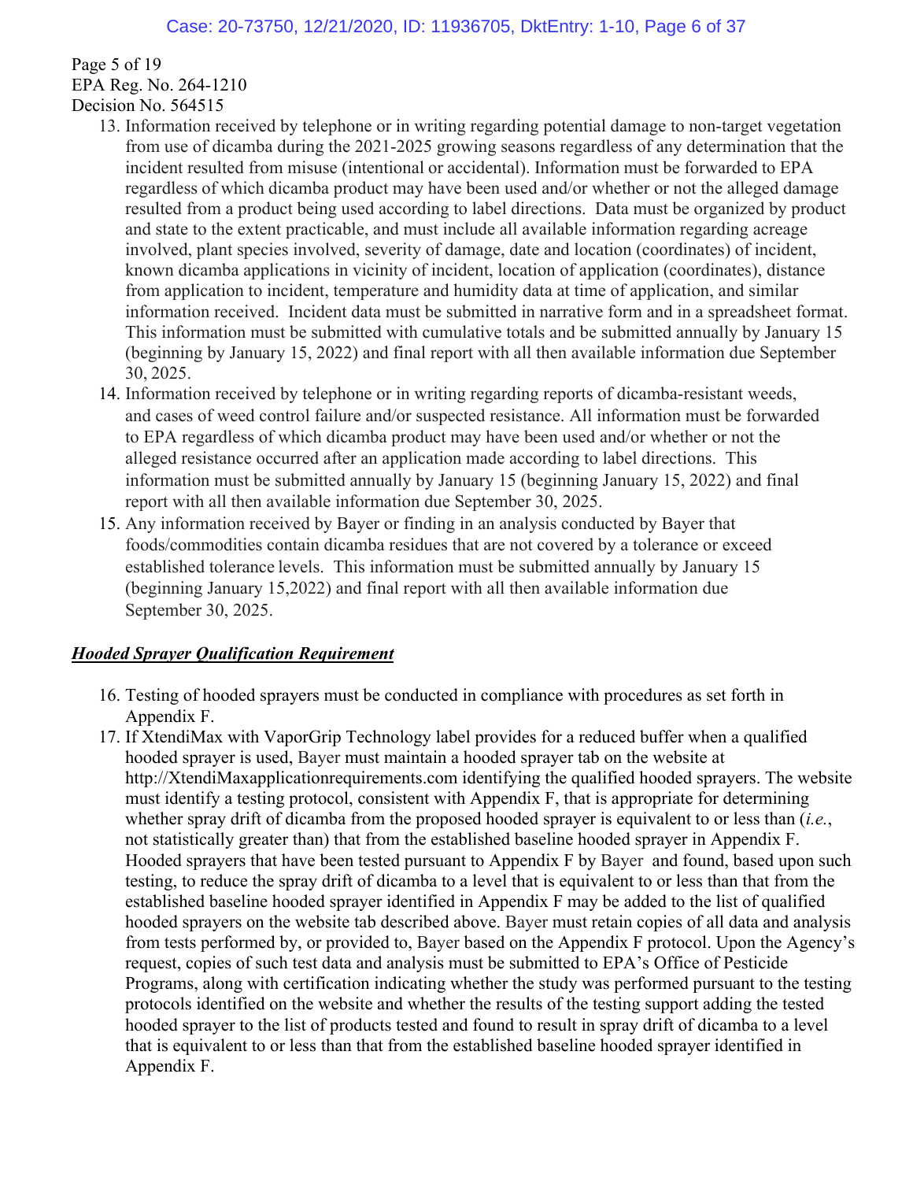Page 5 of 19
EPA Reg. No. 264-1210
Decision No. 564515

13. Information received by telephone or in writing regarding potential damage to non-target vegetation from use of dicamba during the 2021-2025 growing seasons regardless of any determination that the incident resulted from misuse (intentional or accidental). Information must be forwarded to EPA regardless of which dicamba product may have been used and/or whether or not the alleged damage resulted from a product being used according to label directions. Data must be organized by product and state to the extent practicable, and must include all available information regarding acreage involved, plant species involved, severity of damage, date and location (coordinates) of incident, known dicamba applications in vicinity of incident, location of application (coordinates), distance from application to incident, temperature and humidity data at time of application, and similar information received. Incident data must be submitted in narrative form and in a spreadsheet format. This information must be submitted with cumulative totals and be submitted annually by January 15 (beginning by January 15, 2022) and final report with all then available information due September 30, 2025.
14. Information received by telephone or in writing regarding reports of dicamba-resistant weeds, and cases of weed control failure and/or suspected resistance. All information must be forwarded to EPA regardless of which dicamba product may have been used and/or whether or not the alleged resistance occurred after an application made according to label directions. This information must be submitted annually by January 15 (beginning January 15, 2022) and final report with all then available information due September 30, 2025.
15. Any information received by Bayer or finding in an analysis conducted by Bayer that foods/commodities contain dicamba residues that are not covered by a tolerance or exceed established tolerance levels. This information must be submitted annually by January 15 (beginning January 15,2022) and final report with all then available information due September 30, 2025.

***Hooded Sprayer Qualification Requirement***

16. Testing of hooded sprayers must be conducted in compliance with procedures as set forth in Appendix F.
17. If XtendiMax with VaporGrip Technology label provides for a reduced buffer when a qualified hooded sprayer is used, Bayer must maintain a hooded sprayer tab on the website at http://XtendiMaxapplicationrequirements.com identifying the qualified hooded sprayers. The website must identify a testing protocol, consistent with Appendix F, that is appropriate for determining whether spray drift of dicamba from the proposed hooded sprayer is equivalent to or less than (*i.e.*, not statistically greater than) that from the established baseline hooded sprayer in Appendix F. Hooded sprayers that have been tested pursuant to Appendix F by Bayer and found, based upon such testing, to reduce the spray drift of dicamba to a level that is equivalent to or less than that from the established baseline hooded sprayer identified in Appendix F may be added to the list of qualified hooded sprayers on the website tab described above. Bayer must retain copies of all data and analysis from tests performed by, or provided to, Bayer based on the Appendix F protocol. Upon the Agency's request, copies of such test data and analysis must be submitted to EPA's Office of Pesticide Programs, along with certification indicating whether the study was performed pursuant to the testing protocols identified on the website and whether the results of the testing support adding the tested hooded sprayer to the list of products tested and found to result in spray drift of dicamba to a level that is equivalent to or less than that from the established baseline hooded sprayer identified in Appendix F.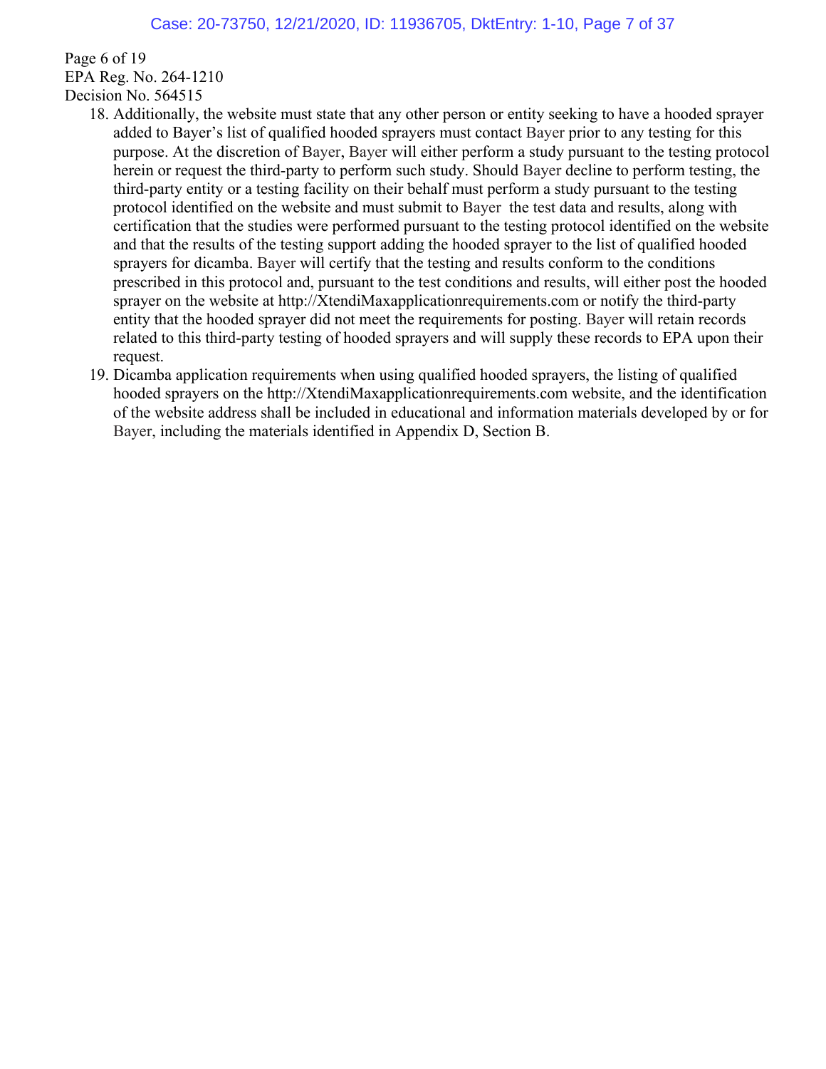18. Additionally, the website must state that any other person or entity seeking to have a hooded sprayer added to Bayer's list of qualified hooded sprayers must contact Bayer prior to any testing for this purpose. At the discretion of Bayer, Bayer will either perform a study pursuant to the testing protocol herein or request the third-party to perform such study. Should Bayer decline to perform testing, the third-party entity or a testing facility on their behalf must perform a study pursuant to the testing protocol identified on the website and must submit to Bayer the test data and results, along with certification that the studies were performed pursuant to the testing protocol identified on the website and that the results of the testing support adding the hooded sprayer to the list of qualified hooded sprayers for dicamba. Bayer will certify that the testing and results conform to the conditions prescribed in this protocol and, pursuant to the test conditions and results, will either post the hooded sprayer on the website at http://XtendiMaxapplicationrequirements.com or notify the third-party entity that the hooded sprayer did not meet the requirements for posting. Bayer will retain records related to this third-party testing of hooded sprayers and will supply these records to EPA upon their request.
19. Dicamba application requirements when using qualified hooded sprayers, the listing of qualified hooded sprayers on the http://XtendiMaxapplicationrequirements.com website, and the identification of the website address shall be included in educational and information materials developed by or for Bayer, including the materials identified in Appendix D, Section B.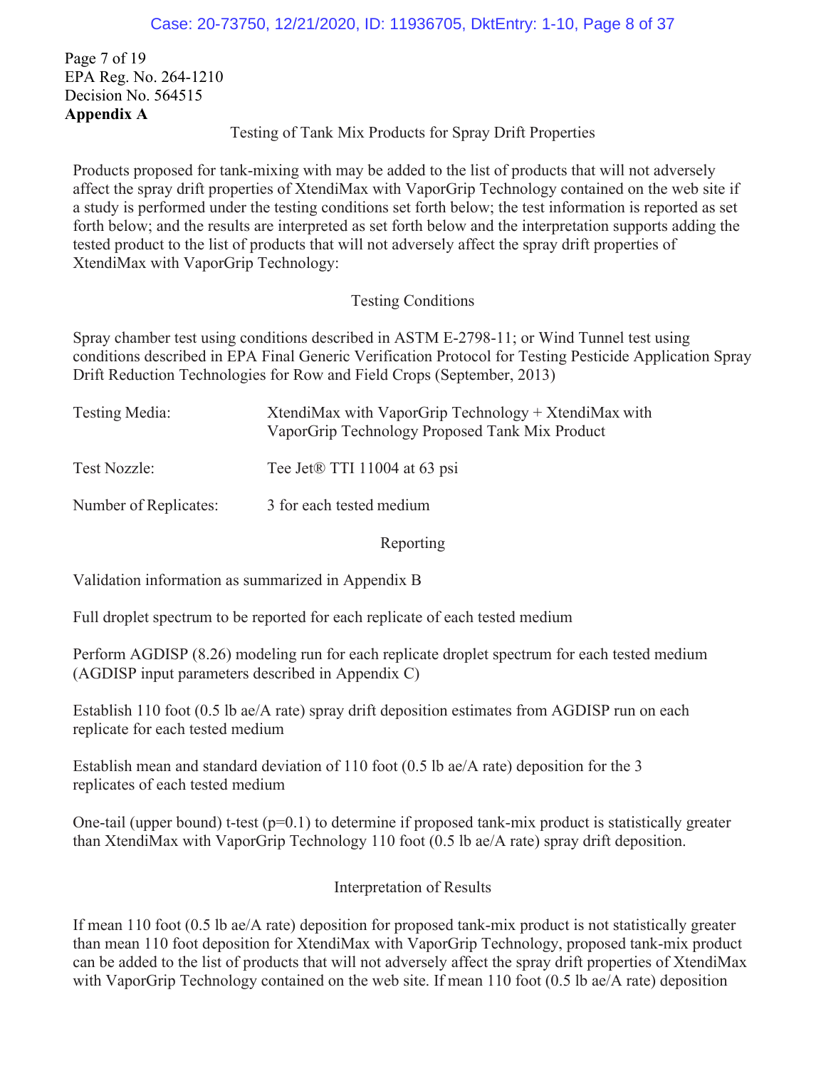Page 7 of 19
EPA Reg. No. 264-1210
Decision No. 564515
**Appendix A**

Testing of Tank Mix Products for Spray Drift Properties

Products proposed for tank-mixing with may be added to the list of products that will not adversely affect the spray drift properties of XtendiMax with VaporGrip Technology contained on the web site if a study is performed under the testing conditions set forth below; the test information is reported as set forth below; and the results are interpreted as set forth below and the interpretation supports adding the tested product to the list of products that will not adversely affect the spray drift properties of XtendiMax with VaporGrip Technology:

Testing Conditions

Spray chamber test using conditions described in ASTM E-2798-11; or Wind Tunnel test using conditions described in EPA Final Generic Verification Protocol for Testing Pesticide Application Spray Drift Reduction Technologies for Row and Field Crops (September, 2013)

| | |
|---|---|
| Testing Media: | XtendiMax with VaporGrip Technology + XtendiMax with VaporGrip Technology Proposed Tank Mix Product |
| Test Nozzle: | Tee Jet® TTI 11004 at 63 psi |
| Number of Replicates: | 3 for each tested medium |

Reporting

Validation information as summarized in Appendix B

Full droplet spectrum to be reported for each replicate of each tested medium

Perform AGDISP (8.26) modeling run for each replicate droplet spectrum for each tested medium (AGDISP input parameters described in Appendix C)

Establish 110 foot (0.5 lb ae/A rate) spray drift deposition estimates from AGDISP run on each replicate for each tested medium

Establish mean and standard deviation of 110 foot (0.5 lb ae/A rate) deposition for the 3 replicates of each tested medium

One-tail (upper bound) t-test ($p=0.1$) to determine if proposed tank-mix product is statistically greater than XtendiMax with VaporGrip Technology 110 foot (0.5 lb ae/A rate) spray drift deposition.

Interpretation of Results

If mean 110 foot (0.5 lb ae/A rate) deposition for proposed tank-mix product is not statistically greater than mean 110 foot deposition for XtendiMax with VaporGrip Technology, proposed tank-mix product can be added to the list of products that will not adversely affect the spray drift properties of XtendiMax with VaporGrip Technology contained on the web site. If mean 110 foot (0.5 lb ae/A rate) deposition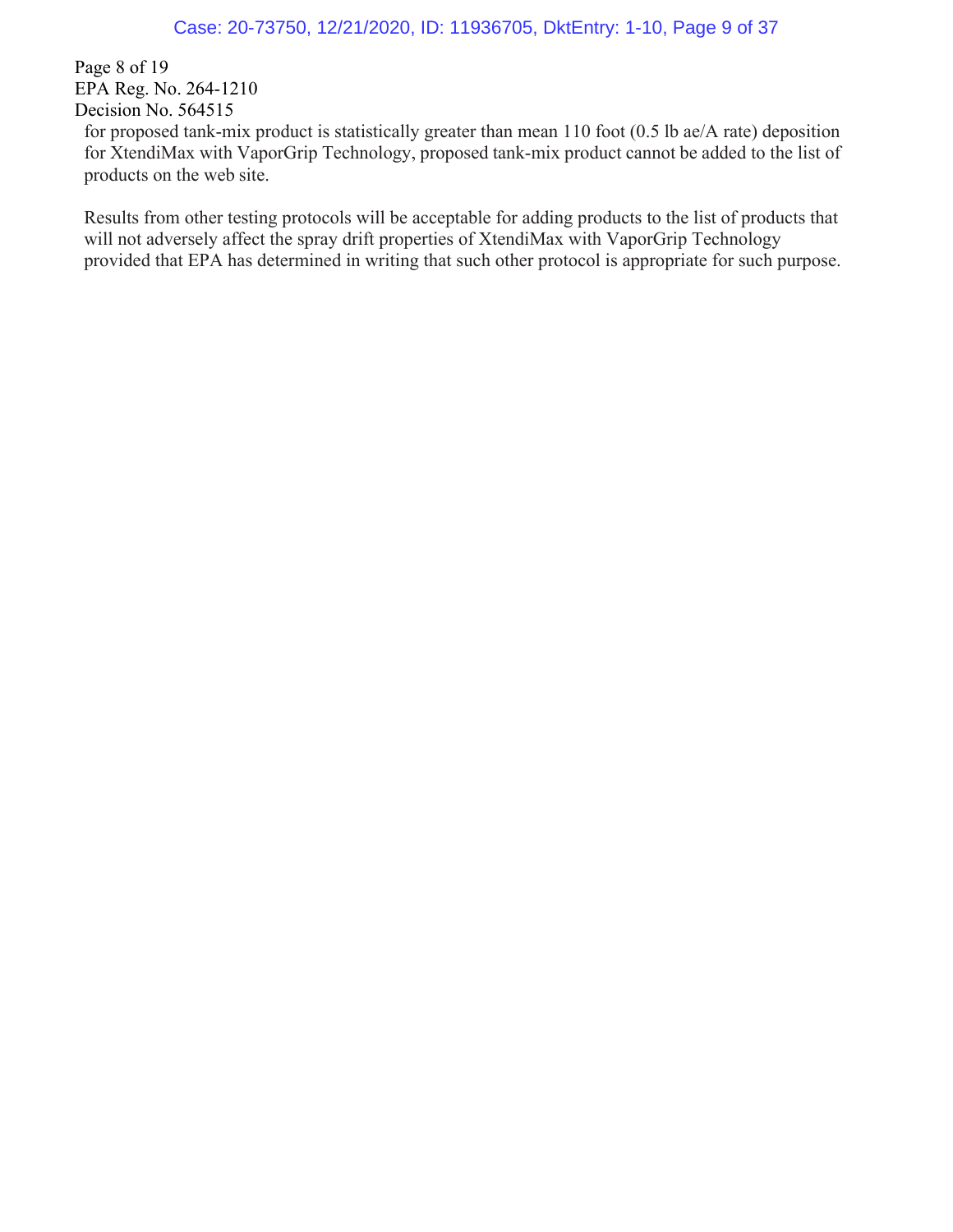for proposed tank-mix product is statistically greater than mean 110 foot (0.5 lb ae/A rate) deposition for XtendiMax with VaporGrip Technology, proposed tank-mix product cannot be added to the list of products on the web site.

Results from other testing protocols will be acceptable for adding products to the list of products that will not adversely affect the spray drift properties of XtendiMax with VaporGrip Technology provided that EPA has determined in writing that such other protocol is appropriate for such purpose.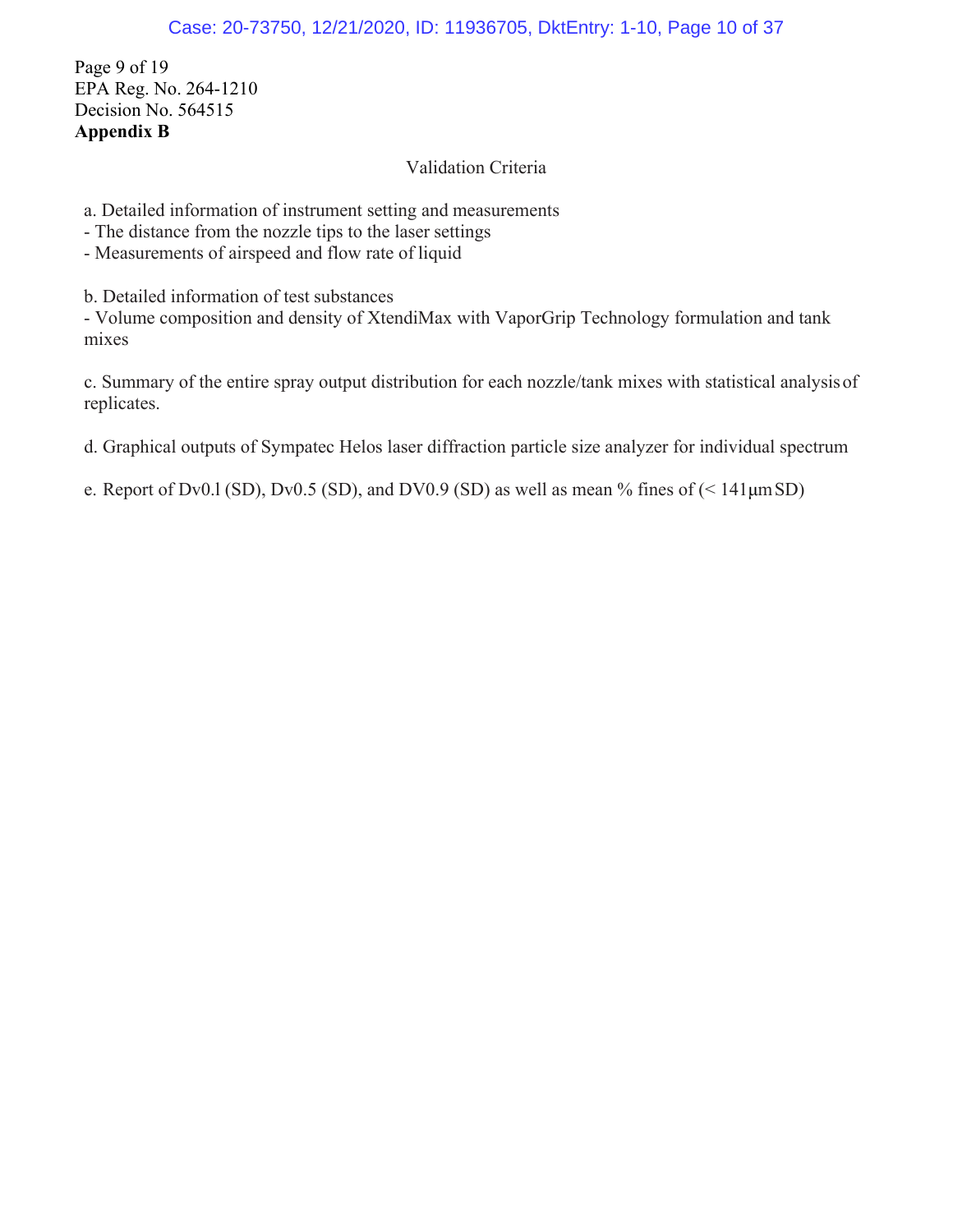Page 9 of 19
EPA Reg. No. 264-1210
Decision No. 564515
**Appendix B**

Validation Criteria

a. Detailed information of instrument setting and measurements
- The distance from the nozzle tips to the laser settings
- Measurements of airspeed and flow rate of liquid

b. Detailed information of test substances
- Volume composition and density of XtendiMax with VaporGrip Technology formulation and tank mixes

c. Summary of the entire spray output distribution for each nozzle/tank mixes with statistical analysis of replicates.

d. Graphical outputs of Sympatec Helos laser diffraction particle size analyzer for individual spectrum

e. Report of Dv0.l (SD), Dv0.5 (SD), and DV0.9 (SD) as well as mean % fines of (< 141μm SD)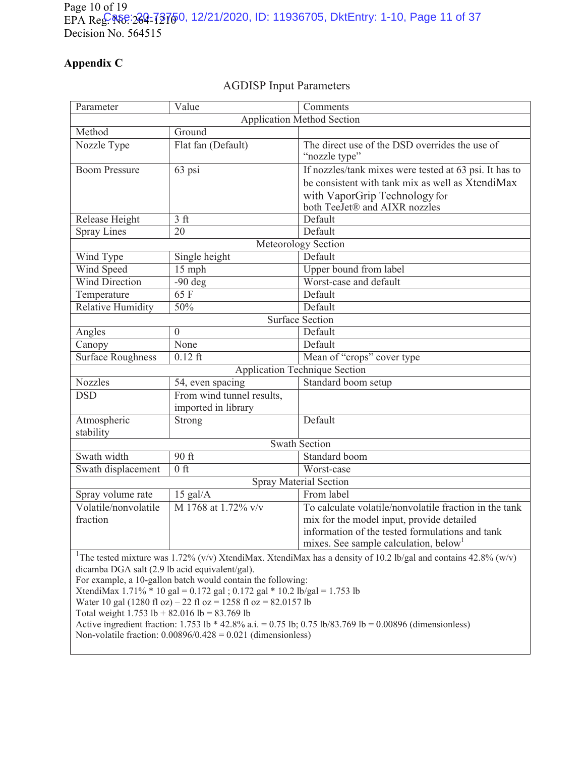## Appendix C

AGDISP Input Parameters

| Parameter | Value | Comments |
|---|---|---|
| **Application Method Section** | | |
| Method | Ground | |
| Nozzle Type | Flat fan (Default) | The direct use of the DSD overrides the use of "nozzle type" |
| Boom Pressure | 63 psi | If nozzles/tank mixes were tested at 63 psi. It has to be consistent with tank mix as well as XtendiMax with VaporGrip Technology for both TeeJet® and AIXR nozzles |
| Release Height | 3 ft | Default |
| Spray Lines | 20 | Default |
| **Meteorology Section** | | |
| Wind Type | Single height | Default |
| Wind Speed | 15 mph | Upper bound from label |
| Wind Direction | -90 deg | Worst-case and default |
| Temperature | 65 F | Default |
| Relative Humidity | 50% | Default |
| **Surface Section** | | |
| Angles | 0 | Default |
| Canopy | None | Default |
| Surface Roughness | 0.12 ft | Mean of "crops" cover type |
| **Application Technique Section** | | |
| Nozzles | 54, even spacing | Standard boom setup |
| DSD | From wind tunnel results, imported in library | |
| Atmospheric stability | Strong | Default |
| **Swath Section** | | |
| Swath width | 90 ft | Standard boom |
| Swath displacement | 0 ft | Worst-case |
| **Spray Material Section** | | |
| Spray volume rate | 15 gal/A | From label |
| Volatile/nonvolatile fraction | M 1768 at 1.72% v/v | To calculate volatile/nonvolatile fraction in the tank mix for the model input, provide detailed information of the tested formulations and tank mixes. See sample calculation, below[1] |

[1]The tested mixture was 1.72% (v/v) XtendiMax. XtendiMax has a density of 10.2 lb/gal and contains 42.8% (w/v) dicamba DGA salt (2.9 lb acid equivalent/gal).
For example, a 10-gallon batch would contain the following:
XtendiMax 1.71% * 10 gal = 0.172 gal ; 0.172 gal * 10.2 lb/gal = 1.753 lb
Water 10 gal (1280 fl oz) – 22 fl oz = 1258 fl oz = 82.0157 lb
Total weight 1.753 lb + 82.016 lb = 83.769 lb
Active ingredient fraction: 1.753 lb * 42.8% a.i. = 0.75 lb; 0.75 lb/83.769 lb = 0.00896 (dimensionless)
Non-volatile fraction: 0.00896/0.428 = 0.021 (dimensionless)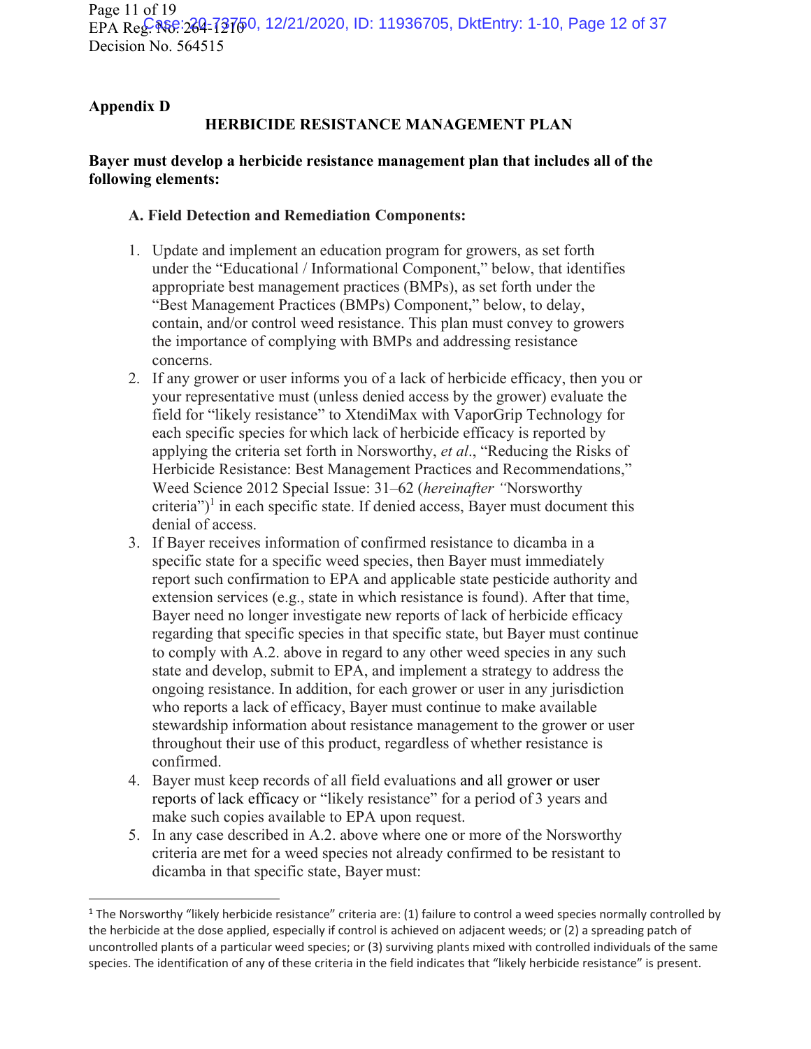**Appendix D**

## HERBICIDE RESISTANCE MANAGEMENT PLAN

**Bayer must develop a herbicide resistance management plan that includes all of the following elements:**

**A. Field Detection and Remediation Components:**

1. Update and implement an education program for growers, as set forth under the "Educational / Informational Component," below, that identifies appropriate best management practices (BMPs), as set forth under the "Best Management Practices (BMPs) Component," below, to delay, contain, and/or control weed resistance. This plan must convey to growers the importance of complying with BMPs and addressing resistance concerns.
2. If any grower or user informs you of a lack of herbicide efficacy, then you or your representative must (unless denied access by the grower) evaluate the field for "likely resistance" to XtendiMax with VaporGrip Technology for each specific species for which lack of herbicide efficacy is reported by applying the criteria set forth in Norsworthy, *et al*., "Reducing the Risks of Herbicide Resistance: Best Management Practices and Recommendations," Weed Science 2012 Special Issue: 31–62 (*hereinafter "*Norsworthy criteria")[1] in each specific state. If denied access, Bayer must document this denial of access.
3. If Bayer receives information of confirmed resistance to dicamba in a specific state for a specific weed species, then Bayer must immediately report such confirmation to EPA and applicable state pesticide authority and extension services (e.g., state in which resistance is found). After that time, Bayer need no longer investigate new reports of lack of herbicide efficacy regarding that specific species in that specific state, but Bayer must continue to comply with A.2. above in regard to any other weed species in any such state and develop, submit to EPA, and implement a strategy to address the ongoing resistance. In addition, for each grower or user in any jurisdiction who reports a lack of efficacy, Bayer must continue to make available stewardship information about resistance management to the grower or user throughout their use of this product, regardless of whether resistance is confirmed.
4. Bayer must keep records of all field evaluations and all grower or user reports of lack efficacy or "likely resistance" for a period of 3 years and make such copies available to EPA upon request.
5. In any case described in A.2. above where one or more of the Norsworthy criteria are met for a weed species not already confirmed to be resistant to dicamba in that specific state, Bayer must:

[1] The Norsworthy "likely herbicide resistance" criteria are: (1) failure to control a weed species normally controlled by the herbicide at the dose applied, especially if control is achieved on adjacent weeds; or (2) a spreading patch of uncontrolled plants of a particular weed species; or (3) surviving plants mixed with controlled individuals of the same species. The identification of any of these criteria in the field indicates that "likely herbicide resistance" is present.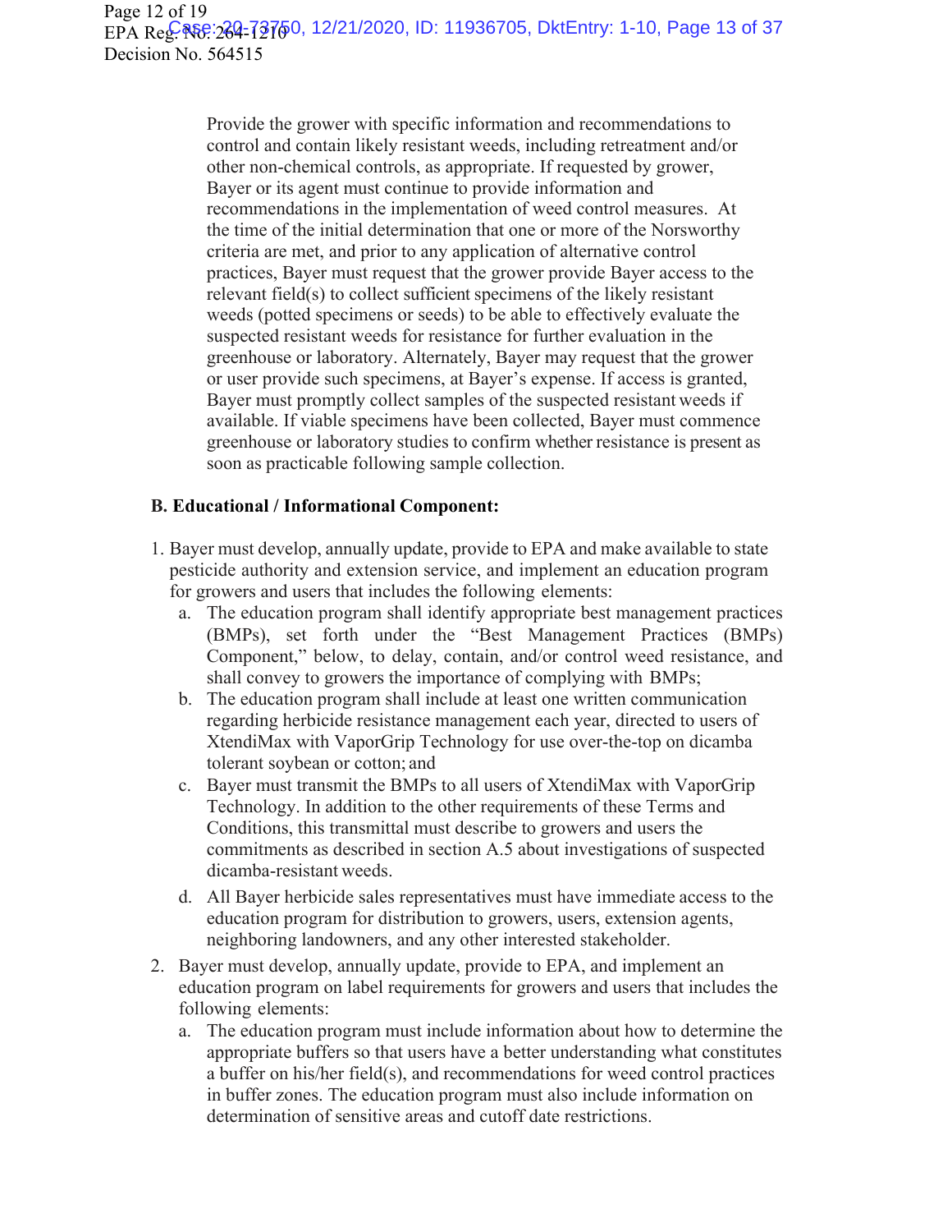Provide the grower with specific information and recommendations to control and contain likely resistant weeds, including retreatment and/or other non-chemical controls, as appropriate. If requested by grower, Bayer or its agent must continue to provide information and recommendations in the implementation of weed control measures. At the time of the initial determination that one or more of the Norsworthy criteria are met, and prior to any application of alternative control practices, Bayer must request that the grower provide Bayer access to the relevant field(s) to collect sufficient specimens of the likely resistant weeds (potted specimens or seeds) to be able to effectively evaluate the suspected resistant weeds for resistance for further evaluation in the greenhouse or laboratory. Alternately, Bayer may request that the grower or user provide such specimens, at Bayer's expense. If access is granted, Bayer must promptly collect samples of the suspected resistant weeds if available. If viable specimens have been collected, Bayer must commence greenhouse or laboratory studies to confirm whether resistance is present as soon as practicable following sample collection.

**B. Educational / Informational Component:**

1. Bayer must develop, annually update, provide to EPA and make available to state pesticide authority and extension service, and implement an education program for growers and users that includes the following elements:
   a. The education program shall identify appropriate best management practices (BMPs), set forth under the "Best Management Practices (BMPs) Component," below, to delay, contain, and/or control weed resistance, and shall convey to growers the importance of complying with BMPs;
   b. The education program shall include at least one written communication regarding herbicide resistance management each year, directed to users of XtendiMax with VaporGrip Technology for use over-the-top on dicamba tolerant soybean or cotton; and
   c. Bayer must transmit the BMPs to all users of XtendiMax with VaporGrip Technology. In addition to the other requirements of these Terms and Conditions, this transmittal must describe to growers and users the commitments as described in section A.5 about investigations of suspected dicamba-resistant weeds.
   d. All Bayer herbicide sales representatives must have immediate access to the education program for distribution to growers, users, extension agents, neighboring landowners, and any other interested stakeholder.
2. Bayer must develop, annually update, provide to EPA, and implement an education program on label requirements for growers and users that includes the following elements:
   a. The education program must include information about how to determine the appropriate buffers so that users have a better understanding what constitutes a buffer on his/her field(s), and recommendations for weed control practices in buffer zones. The education program must also include information on determination of sensitive areas and cutoff date restrictions.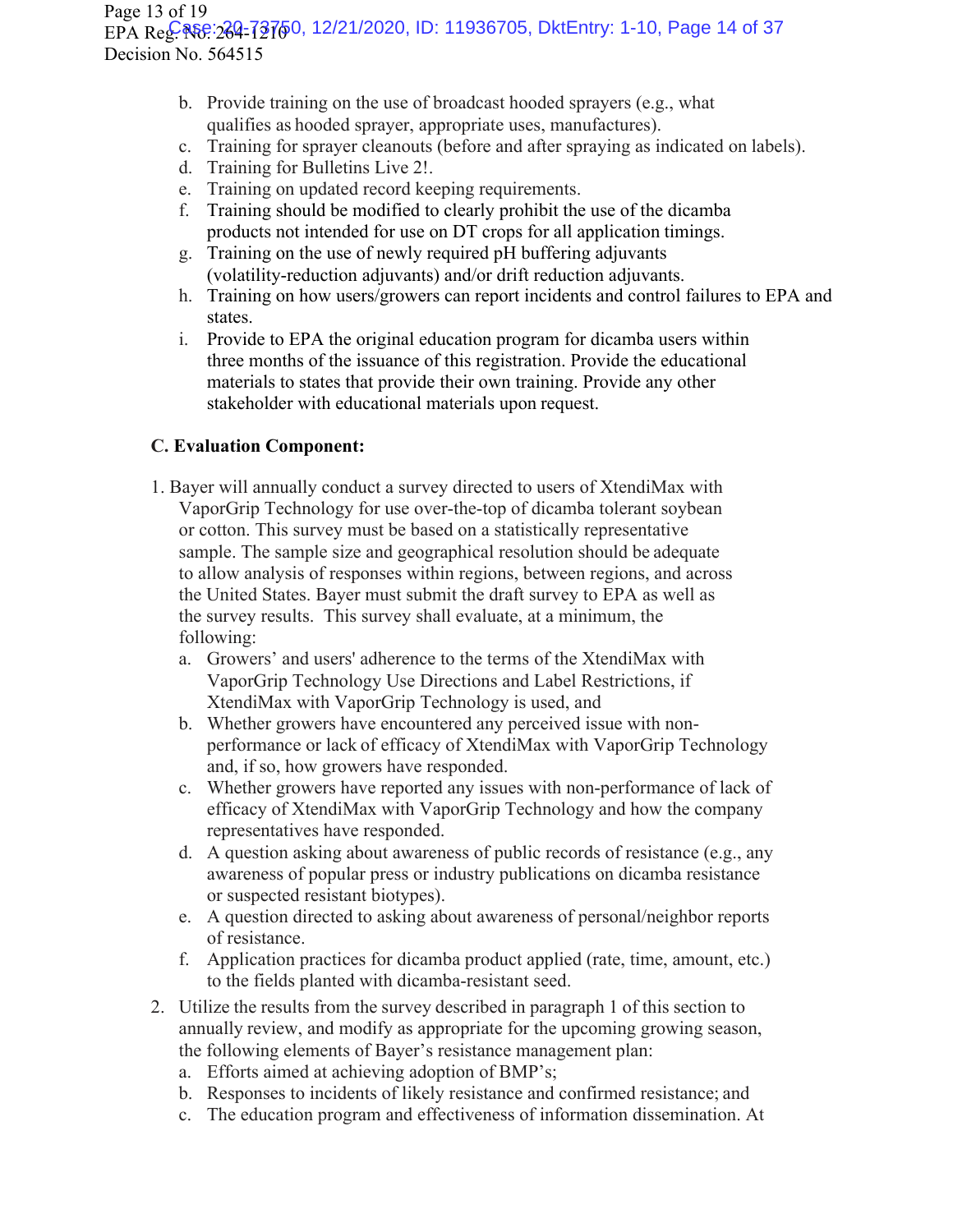b. Provide training on the use of broadcast hooded sprayers (e.g., what qualifies as hooded sprayer, appropriate uses, manufactures).
c. Training for sprayer cleanouts (before and after spraying as indicated on labels).
d. Training for Bulletins Live 2!.
e. Training on updated record keeping requirements.
f. Training should be modified to clearly prohibit the use of the dicamba products not intended for use on DT crops for all application timings.
g. Training on the use of newly required pH buffering adjuvants (volatility-reduction adjuvants) and/or drift reduction adjuvants.
h. Training on how users/growers can report incidents and control failures to EPA and states.
i. Provide to EPA the original education program for dicamba users within three months of the issuance of this registration. Provide the educational materials to states that provide their own training. Provide any other stakeholder with educational materials upon request.

**C. Evaluation Component:**

1. Bayer will annually conduct a survey directed to users of XtendiMax with VaporGrip Technology for use over-the-top of dicamba tolerant soybean or cotton. This survey must be based on a statistically representative sample. The sample size and geographical resolution should be adequate to allow analysis of responses within regions, between regions, and across the United States. Bayer must submit the draft survey to EPA as well as the survey results. This survey shall evaluate, at a minimum, the following:
   a. Growers' and users' adherence to the terms of the XtendiMax with VaporGrip Technology Use Directions and Label Restrictions, if XtendiMax with VaporGrip Technology is used, and
   b. Whether growers have encountered any perceived issue with non-performance or lack of efficacy of XtendiMax with VaporGrip Technology and, if so, how growers have responded.
   c. Whether growers have reported any issues with non-performance of lack of efficacy of XtendiMax with VaporGrip Technology and how the company representatives have responded.
   d. A question asking about awareness of public records of resistance (e.g., any awareness of popular press or industry publications on dicamba resistance or suspected resistant biotypes).
   e. A question directed to asking about awareness of personal/neighbor reports of resistance.
   f. Application practices for dicamba product applied (rate, time, amount, etc.) to the fields planted with dicamba-resistant seed.
2. Utilize the results from the survey described in paragraph 1 of this section to annually review, and modify as appropriate for the upcoming growing season, the following elements of Bayer's resistance management plan:
   a. Efforts aimed at achieving adoption of BMP's;
   b. Responses to incidents of likely resistance and confirmed resistance; and
   c. The education program and effectiveness of information dissemination. At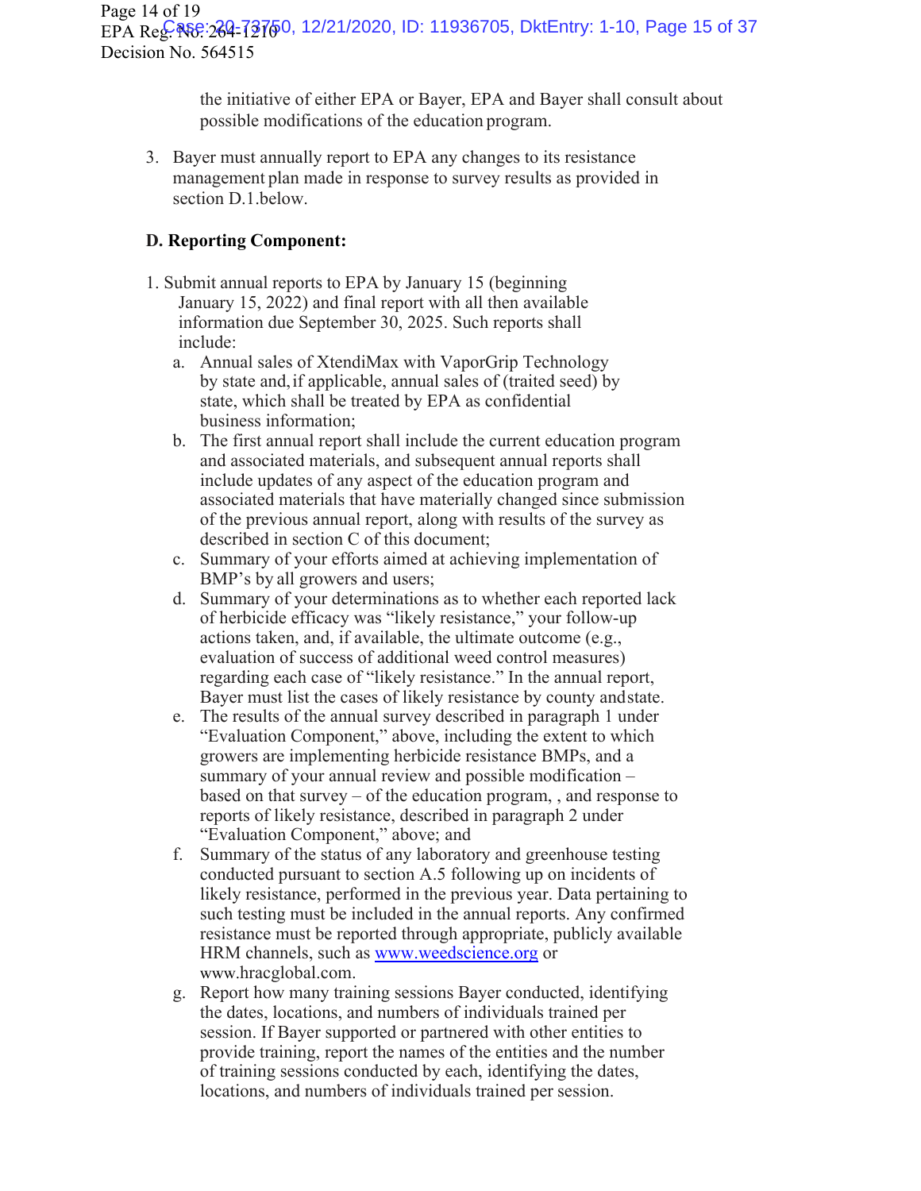the initiative of either EPA or Bayer, EPA and Bayer shall consult about possible modifications of the education program.

3. Bayer must annually report to EPA any changes to its resistance management plan made in response to survey results as provided in section D.1.below.

**D. Reporting Component:**

1. Submit annual reports to EPA by January 15 (beginning January 15, 2022) and final report with all then available information due September 30, 2025. Such reports shall include:
   a. Annual sales of XtendiMax with VaporGrip Technology by state and, if applicable, annual sales of (traited seed) by state, which shall be treated by EPA as confidential business information;
   b. The first annual report shall include the current education program and associated materials, and subsequent annual reports shall include updates of any aspect of the education program and associated materials that have materially changed since submission of the previous annual report, along with results of the survey as described in section C of this document;
   c. Summary of your efforts aimed at achieving implementation of BMP's by all growers and users;
   d. Summary of your determinations as to whether each reported lack of herbicide efficacy was "likely resistance," your follow-up actions taken, and, if available, the ultimate outcome (e.g., evaluation of success of additional weed control measures) regarding each case of "likely resistance." In the annual report, Bayer must list the cases of likely resistance by county and state.
   e. The results of the annual survey described in paragraph 1 under "Evaluation Component," above, including the extent to which growers are implementing herbicide resistance BMPs, and a summary of your annual review and possible modification – based on that survey – of the education program, , and response to reports of likely resistance, described in paragraph 2 under "Evaluation Component," above; and
   f. Summary of the status of any laboratory and greenhouse testing conducted pursuant to section A.5 following up on incidents of likely resistance, performed in the previous year. Data pertaining to such testing must be included in the annual reports. Any confirmed resistance must be reported through appropriate, publicly available HRM channels, such as www.weedscience.org or www.hracglobal.com.
   g. Report how many training sessions Bayer conducted, identifying the dates, locations, and numbers of individuals trained per session. If Bayer supported or partnered with other entities to provide training, report the names of the entities and the number of training sessions conducted by each, identifying the dates, locations, and numbers of individuals trained per session.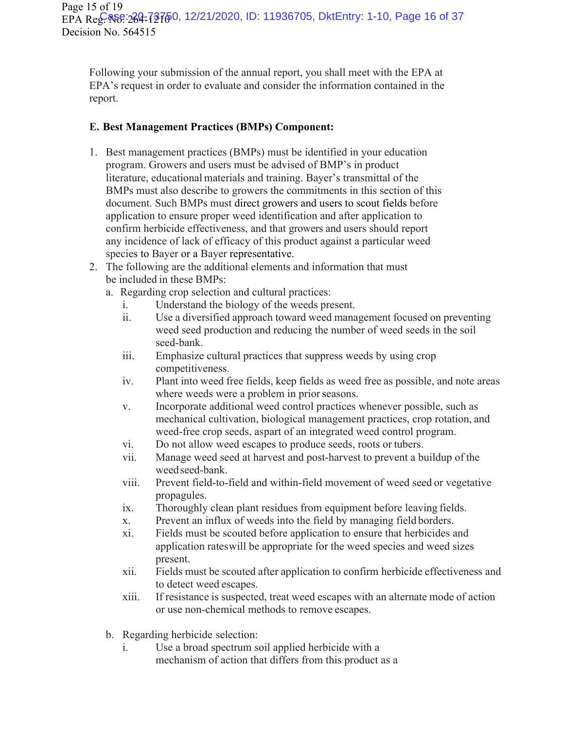Following your submission of the annual report, you shall meet with the EPA at EPA's request in order to evaluate and consider the information contained in the report.

**E. Best Management Practices (BMPs) Component:**

1. Best management practices (BMPs) must be identified in your education program. Growers and users must be advised of BMP's in product literature, educational materials and training. Bayer's transmittal of the BMPs must also describe to growers the commitments in this section of this document. Such BMPs must direct growers and users to scout fields before application to ensure proper weed identification and after application to confirm herbicide effectiveness, and that growers and users should report any incidence of lack of efficacy of this product against a particular weed species to Bayer or a Bayer representative.
2. The following are the additional elements and information that must be included in these BMPs:
   a. Regarding crop selection and cultural practices:
      i. Understand the biology of the weeds present.
      ii. Use a diversified approach toward weed management focused on preventing weed seed production and reducing the number of weed seeds in the soil seed-bank.
      iii. Emphasize cultural practices that suppress weeds by using crop competitiveness.
      iv. Plant into weed free fields, keep fields as weed free as possible, and note areas where weeds were a problem in prior seasons.
      v. Incorporate additional weed control practices whenever possible, such as mechanical cultivation, biological management practices, crop rotation, and weed-free crop seeds, aspart of an integrated weed control program.
      vi. Do not allow weed escapes to produce seeds, roots or tubers.
      vii. Manage weed seed at harvest and post-harvest to prevent a buildup of the weed seed-bank.
      viii. Prevent field-to-field and within-field movement of weed seed or vegetative propagules.
      ix. Thoroughly clean plant residues from equipment before leaving fields.
      x. Prevent an influx of weeds into the field by managing field borders.
      xi. Fields must be scouted before application to ensure that herbicides and application rateswill be appropriate for the weed species and weed sizes present.
      xii. Fields must be scouted after application to confirm herbicide effectiveness and to detect weed escapes.
      xiii. If resistance is suspected, treat weed escapes with an alternate mode of action or use non-chemical methods to remove escapes.

   b. Regarding herbicide selection:
      i. Use a broad spectrum soil applied herbicide with a mechanism of action that differs from this product as a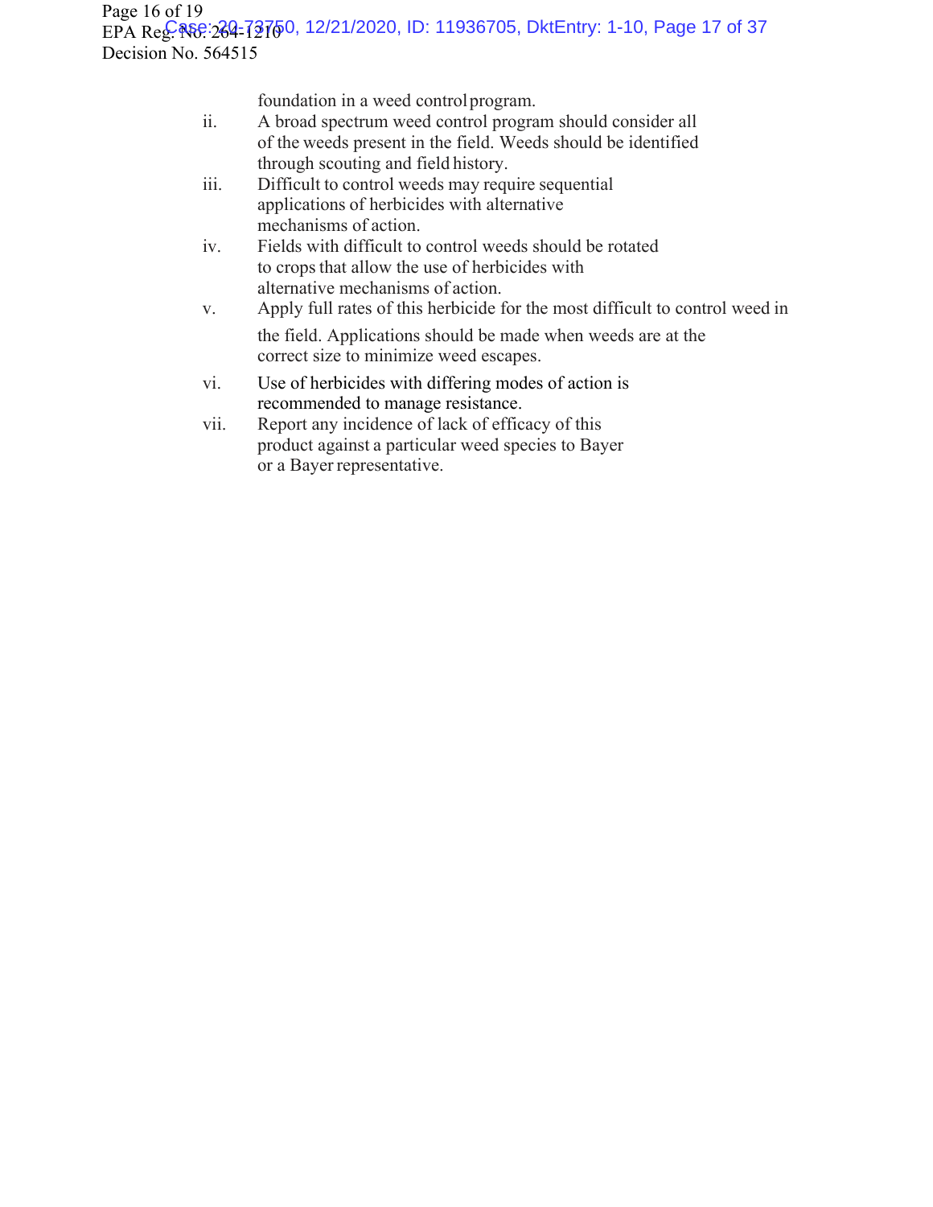foundation in a weed control program.

ii. A broad spectrum weed control program should consider all of the weeds present in the field. Weeds should be identified through scouting and field history.

iii. Difficult to control weeds may require sequential applications of herbicides with alternative mechanisms of action.

iv. Fields with difficult to control weeds should be rotated to crops that allow the use of herbicides with alternative mechanisms of action.

v. Apply full rates of this herbicide for the most difficult to control weed in the field. Applications should be made when weeds are at the correct size to minimize weed escapes.

vi. Use of herbicides with differing modes of action is recommended to manage resistance.

vii. Report any incidence of lack of efficacy of this product against a particular weed species to Bayer or a Bayer representative.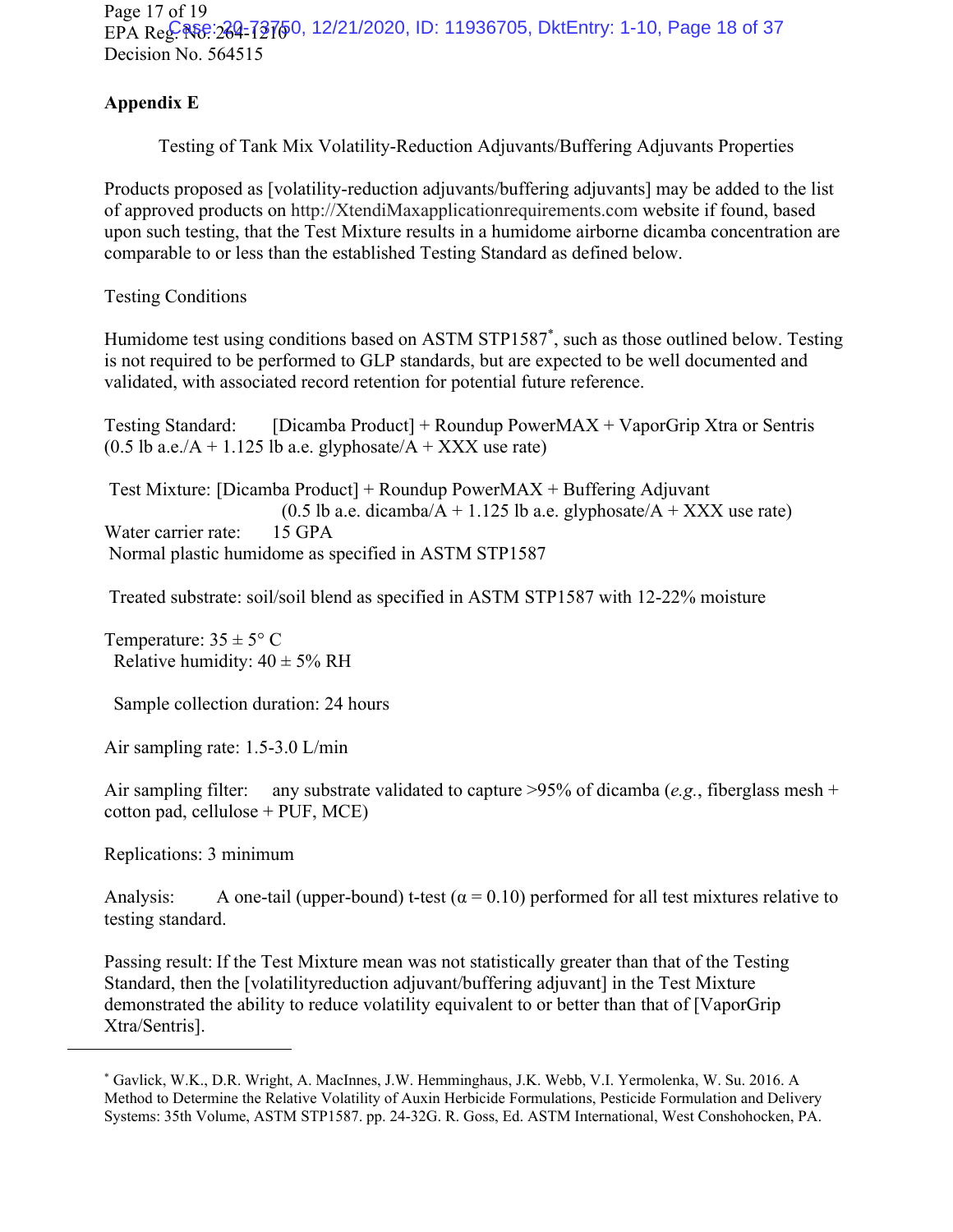## Appendix E

Testing of Tank Mix Volatility-Reduction Adjuvants/Buffering Adjuvants Properties

Products proposed as [volatility-reduction adjuvants/buffering adjuvants] may be added to the list of approved products on http://XtendiMaxapplicationrequirements.com website if found, based upon such testing, that the Test Mixture results in a humidome airborne dicamba concentration are comparable to or less than the established Testing Standard as defined below.

Testing Conditions

Humidome test using conditions based on ASTM STP1587*, such as those outlined below. Testing is not required to be performed to GLP standards, but are expected to be well documented and validated, with associated record retention for potential future reference.

Testing Standard: [Dicamba Product] + Roundup PowerMAX + VaporGrip Xtra or Sentris (0.5 lb a.e./A + 1.125 lb a.e. glyphosate/A + XXX use rate)

Test Mixture: [Dicamba Product] + Roundup PowerMAX + Buffering Adjuvant (0.5 lb a.e. dicamba/A + 1.125 lb a.e. glyphosate/A + XXX use rate)

Water carrier rate: 15 GPA

Normal plastic humidome as specified in ASTM STP1587

Treated substrate: soil/soil blend as specified in ASTM STP1587 with 12-22% moisture

Temperature: 35 ± 5° C

Relative humidity: 40 ± 5% RH

Sample collection duration: 24 hours

Air sampling rate: 1.5-3.0 L/min

Air sampling filter: any substrate validated to capture >95% of dicamba (*e.g.*, fiberglass mesh + cotton pad, cellulose + PUF, MCE)

Replications: 3 minimum

Analysis: A one-tail (upper-bound) t-test ($\alpha = 0.10$) performed for all test mixtures relative to testing standard.

Passing result: If the Test Mixture mean was not statistically greater than that of the Testing Standard, then the [volatilityreduction adjuvant/buffering adjuvant] in the Test Mixture demonstrated the ability to reduce volatility equivalent to or better than that of [VaporGrip Xtra/Sentris].

---

* Gavlick, W.K., D.R. Wright, A. MacInnes, J.W. Hemminghaus, J.K. Webb, V.I. Yermolenka, W. Su. 2016. A Method to Determine the Relative Volatility of Auxin Herbicide Formulations, Pesticide Formulation and Delivery Systems: 35th Volume, ASTM STP1587. pp. 24-32G. R. Goss, Ed. ASTM International, West Conshohocken, PA.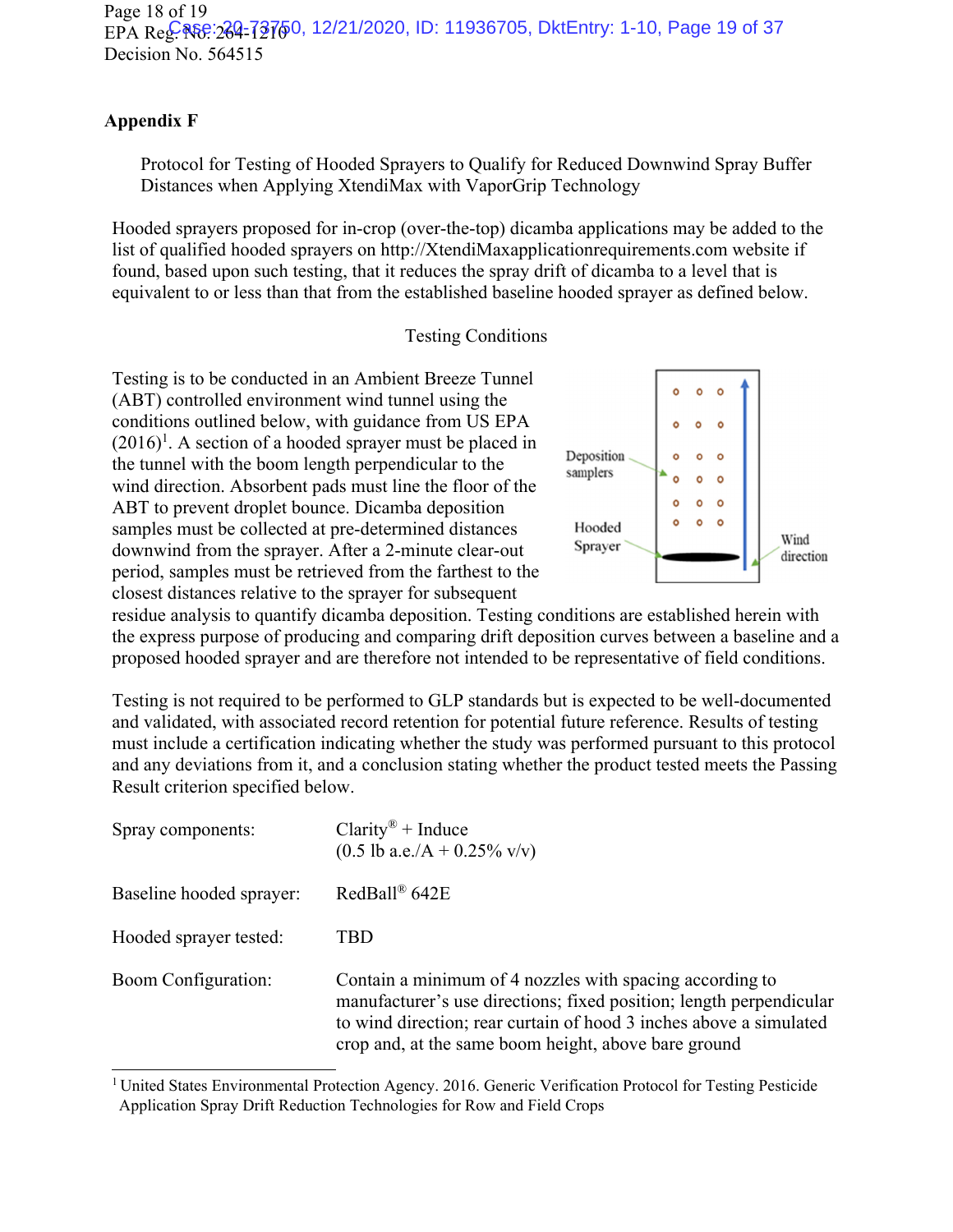## Appendix F

Protocol for Testing of Hooded Sprayers to Qualify for Reduced Downwind Spray Buffer Distances when Applying XtendiMax with VaporGrip Technology

Hooded sprayers proposed for in-crop (over-the-top) dicamba applications may be added to the list of qualified hooded sprayers on http://XtendiMaxapplicationrequirements.com website if found, based upon such testing, that it reduces the spray drift of dicamba to a level that is equivalent to or less than that from the established baseline hooded sprayer as defined below.

### Testing Conditions

Testing is to be conducted in an Ambient Breeze Tunnel (ABT) controlled environment wind tunnel using the conditions outlined below, with guidance from US EPA (2016)[1]. A section of a hooded sprayer must be placed in the tunnel with the boom length perpendicular to the wind direction. Absorbent pads must line the floor of the ABT to prevent droplet bounce. Dicamba deposition samples must be collected at pre-determined distances downwind from the sprayer. After a 2-minute clear-out period, samples must be retrieved from the farthest to the closest distances relative to the sprayer for subsequent residue analysis to quantify dicamba deposition. Testing conditions are established herein with the express purpose of producing and comparing drift deposition curves between a baseline and a proposed hooded sprayer and are therefore not intended to be representative of field conditions.

Deposition samplers

Hooded Sprayer

Wind direction

Testing is not required to be performed to GLP standards but is expected to be well-documented and validated, with associated record retention for potential future reference. Results of testing must include a certification indicating whether the study was performed pursuant to this protocol and any deviations from it, and a conclusion stating whether the product tested meets the Passing Result criterion specified below.

| | |
|---|---|
| Spray components: | Clarity® + Induce (0.5 lb a.e./A + 0.25% v/v) |
| Baseline hooded sprayer: | RedBall® 642E |
| Hooded sprayer tested: | TBD |
| Boom Configuration: | Contain a minimum of 4 nozzles with spacing according to manufacturer's use directions; fixed position; length perpendicular to wind direction; rear curtain of hood 3 inches above a simulated crop and, at the same boom height, above bare ground |

[1] United States Environmental Protection Agency. 2016. Generic Verification Protocol for Testing Pesticide Application Spray Drift Reduction Technologies for Row and Field Crops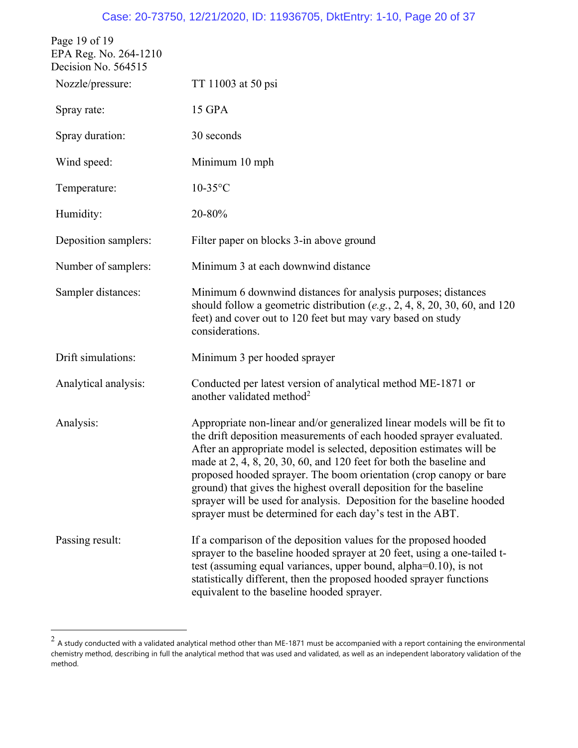| | |
|---|---|
| Nozzle/pressure: | TT 11003 at 50 psi |
| Spray rate: | 15 GPA |
| Spray duration: | 30 seconds |
| Wind speed: | Minimum 10 mph |
| Temperature: | 10-35°C |
| Humidity: | 20-80% |
| Deposition samplers: | Filter paper on blocks 3-in above ground |
| Number of samplers: | Minimum 3 at each downwind distance |
| Sampler distances: | Minimum 6 downwind distances for analysis purposes; distances should follow a geometric distribution (*e.g.*, 2, 4, 8, 20, 30, 60, and 120 feet) and cover out to 120 feet but may vary based on study considerations. |
| Drift simulations: | Minimum 3 per hooded sprayer |
| Analytical analysis: | Conducted per latest version of analytical method ME-1871 or another validated method[2] |
| Analysis: | Appropriate non-linear and/or generalized linear models will be fit to the drift deposition measurements of each hooded sprayer evaluated. After an appropriate model is selected, deposition estimates will be made at 2, 4, 8, 20, 30, 60, and 120 feet for both the baseline and proposed hooded sprayer. The boom orientation (crop canopy or bare ground) that gives the highest overall deposition for the baseline sprayer will be used for analysis. Deposition for the baseline hooded sprayer must be determined for each day's test in the ABT. |
| Passing result: | If a comparison of the deposition values for the proposed hooded sprayer to the baseline hooded sprayer at 20 feet, using a one-tailed t-test (assuming equal variances, upper bound, alpha=0.10), is not statistically different, then the proposed hooded sprayer functions equivalent to the baseline hooded sprayer. |

[2] A study conducted with a validated analytical method other than ME-1871 must be accompanied with a report containing the environmental chemistry method, describing in full the analytical method that was used and validated, as well as an independent laboratory validation of the method.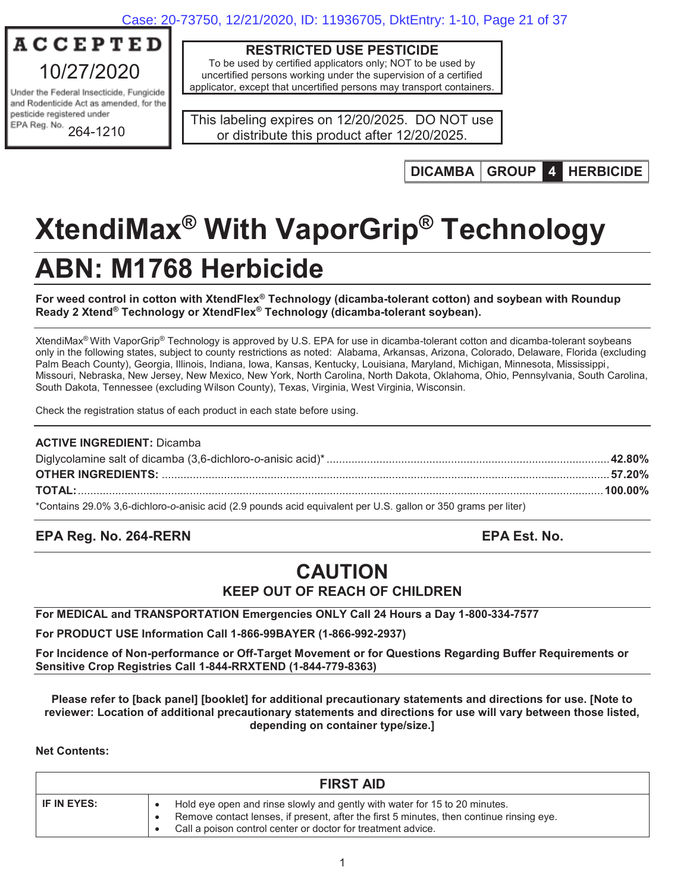**ACCEPTED**
10/27/2020
Under the Federal Insecticide, Fungicide and Rodenticide Act as amended, for the pesticide registered under
EPA Reg. No. 264-1210

**RESTRICTED USE PESTICIDE**
To be used by certified applicators only; NOT to be used by uncertified persons working under the supervision of a certified applicator, except that uncertified persons may transport containers.

This labeling expires on 12/20/2025. DO NOT use or distribute this product after 12/20/2025.

| DICAMBA | GROUP | 4 | HERBICIDE |
|---|---|---|---|

# XtendiMax® With VaporGrip® Technology

# ABN: M1768 Herbicide

**For weed control in cotton with XtendFlex® Technology (dicamba-tolerant cotton) and soybean with Roundup Ready 2 Xtend® Technology or XtendFlex® Technology (dicamba-tolerant soybean).**

XtendiMax® With VaporGrip® Technology is approved by U.S. EPA for use in dicamba-tolerant cotton and dicamba-tolerant soybeans only in the following states, subject to county restrictions as noted: Alabama, Arkansas, Arizona, Colorado, Delaware, Florida (excluding Palm Beach County), Georgia, Illinois, Indiana, Iowa, Kansas, Kentucky, Louisiana, Maryland, Michigan, Minnesota, Mississippi, Missouri, Nebraska, New Jersey, New Mexico, New York, North Carolina, North Dakota, Oklahoma, Ohio, Pennsylvania, South Carolina, South Dakota, Tennessee (excluding Wilson County), Texas, Virginia, West Virginia, Wisconsin.

Check the registration status of each product in each state before using.

**ACTIVE INGREDIENT:** Dicamba

| | |
|---|---|
| Diglycolamine salt of dicamba (3,6-dichloro-*o*-anisic acid)* | **42.80%** |
| **OTHER INGREDIENTS:** | **57.20%** |
| **TOTAL:** | **100.00%** |

*Contains 29.0% 3,6-dichloro-*o*-anisic acid (2.9 pounds acid equivalent per U.S. gallon or 350 grams per liter)

**EPA Reg. No. 264-RERN** **EPA Est. No.**

## CAUTION

**KEEP OUT OF REACH OF CHILDREN**

**For MEDICAL and TRANSPORTATION Emergencies ONLY Call 24 Hours a Day 1-800-334-7577**

**For PRODUCT USE Information Call 1-866-99BAYER (1-866-992-2937)**

**For Incidence of Non-performance or Off-Target Movement or for Questions Regarding Buffer Requirements or Sensitive Crop Registries Call 1-844-RRXTEND (1-844-779-8363)**

**Please refer to [back panel] [booklet] for additional precautionary statements and directions for use. [Note to reviewer: Location of additional precautionary statements and directions for use will vary between those listed, depending on container type/size.]**

**Net Contents:**

| FIRST AID | |
|---|---|
| **IF IN EYES:** | • Hold eye open and rinse slowly and gently with water for 15 to 20 minutes.<br>• Remove contact lenses, if present, after the first 5 minutes, then continue rinsing eye.<br>• Call a poison control center or doctor for treatment advice. |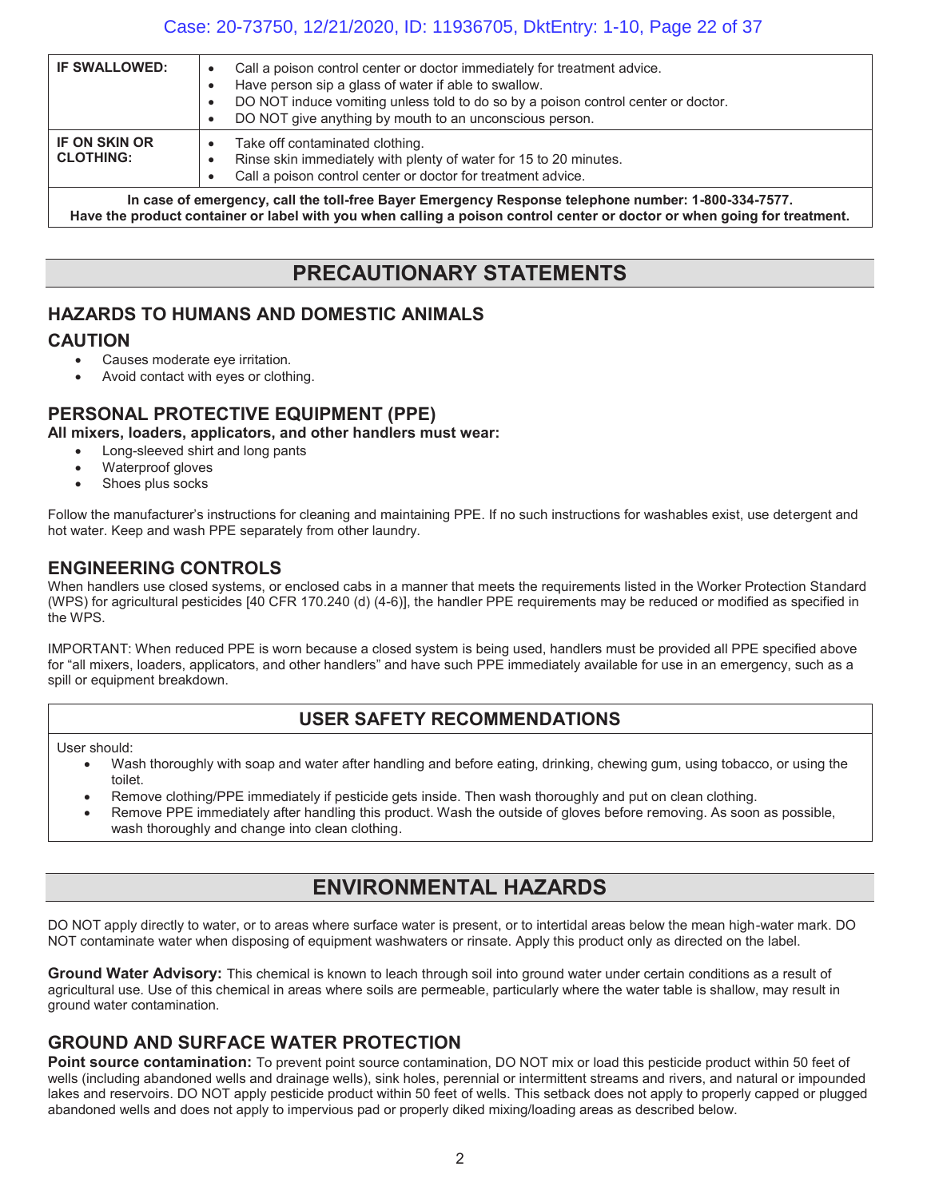| | |
|---|---|
| **IF SWALLOWED:** | • Call a poison control center or doctor immediately for treatment advice.<br>• Have person sip a glass of water if able to swallow.<br>• DO NOT induce vomiting unless told to do so by a poison control center or doctor.<br>• DO NOT give anything by mouth to an unconscious person. |
| **IF ON SKIN OR CLOTHING:** | • Take off contaminated clothing.<br>• Rinse skin immediately with plenty of water for 15 to 20 minutes.<br>• Call a poison control center or doctor for treatment advice. |
| **In case of emergency, call the toll-free Bayer Emergency Response telephone number: 1-800-334-7577. Have the product container or label with you when calling a poison control center or doctor or when going for treatment.** | |

# PRECAUTIONARY STATEMENTS

## HAZARDS TO HUMANS AND DOMESTIC ANIMALS

## CAUTION

- Causes moderate eye irritation.
- Avoid contact with eyes or clothing.

## PERSONAL PROTECTIVE EQUIPMENT (PPE)

**All mixers, loaders, applicators, and other handlers must wear:**

- Long-sleeved shirt and long pants
- Waterproof gloves
- Shoes plus socks

Follow the manufacturer's instructions for cleaning and maintaining PPE. If no such instructions for washables exist, use detergent and hot water. Keep and wash PPE separately from other laundry.

## ENGINEERING CONTROLS

When handlers use closed systems, or enclosed cabs in a manner that meets the requirements listed in the Worker Protection Standard (WPS) for agricultural pesticides [40 CFR 170.240 (d) (4-6)], the handler PPE requirements may be reduced or modified as specified in the WPS.

IMPORTANT: When reduced PPE is worn because a closed system is being used, handlers must be provided all PPE specified above for "all mixers, loaders, applicators, and other handlers" and have such PPE immediately available for use in an emergency, such as a spill or equipment breakdown.

## USER SAFETY RECOMMENDATIONS

User should:

- Wash thoroughly with soap and water after handling and before eating, drinking, chewing gum, using tobacco, or using the toilet.
- Remove clothing/PPE immediately if pesticide gets inside. Then wash thoroughly and put on clean clothing.
- Remove PPE immediately after handling this product. Wash the outside of gloves before removing. As soon as possible, wash thoroughly and change into clean clothing.

# ENVIRONMENTAL HAZARDS

DO NOT apply directly to water, or to areas where surface water is present, or to intertidal areas below the mean high-water mark. DO NOT contaminate water when disposing of equipment washwaters or rinsate. Apply this product only as directed on the label.

**Ground Water Advisory:** This chemical is known to leach through soil into ground water under certain conditions as a result of agricultural use. Use of this chemical in areas where soils are permeable, particularly where the water table is shallow, may result in ground water contamination.

## GROUND AND SURFACE WATER PROTECTION

**Point source contamination:** To prevent point source contamination, DO NOT mix or load this pesticide product within 50 feet of wells (including abandoned wells and drainage wells), sink holes, perennial or intermittent streams and rivers, and natural or impounded lakes and reservoirs. DO NOT apply pesticide product within 50 feet of wells. This setback does not apply to properly capped or plugged abandoned wells and does not apply to impervious pad or properly diked mixing/loading areas as described below.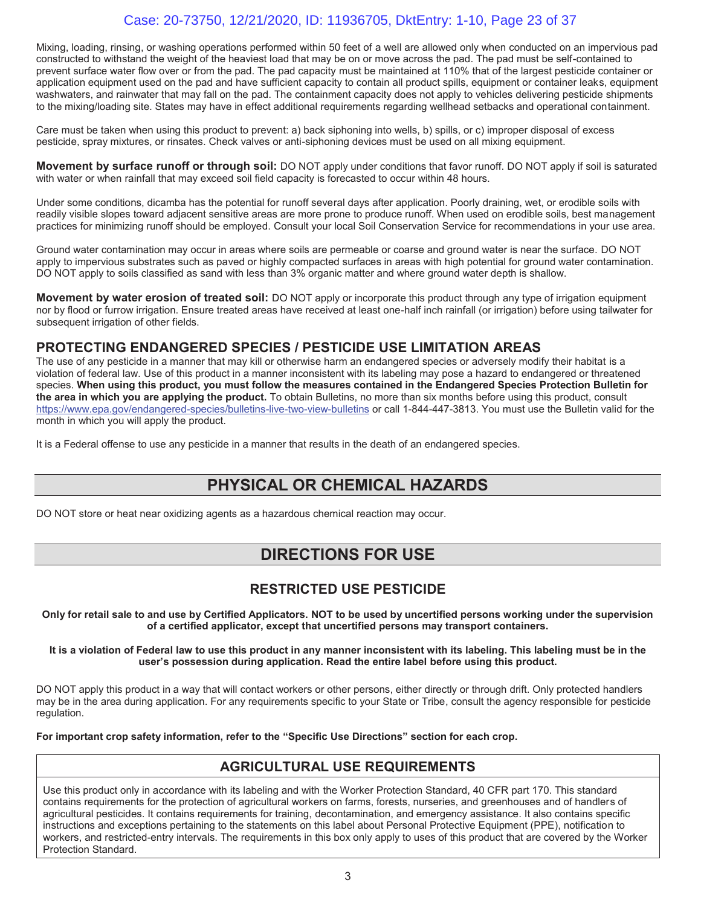Mixing, loading, rinsing, or washing operations performed within 50 feet of a well are allowed only when conducted on an impervious pad constructed to withstand the weight of the heaviest load that may be on or move across the pad. The pad must be self-contained to prevent surface water flow over or from the pad. The pad capacity must be maintained at 110% that of the largest pesticide container or application equipment used on the pad and have sufficient capacity to contain all product spills, equipment or container leaks, equipment washwaters, and rainwater that may fall on the pad. The containment capacity does not apply to vehicles delivering pesticide shipments to the mixing/loading site. States may have in effect additional requirements regarding wellhead setbacks and operational containment.

Care must be taken when using this product to prevent: a) back siphoning into wells, b) spills, or c) improper disposal of excess pesticide, spray mixtures, or rinsates. Check valves or anti-siphoning devices must be used on all mixing equipment.

**Movement by surface runoff or through soil:** DO NOT apply under conditions that favor runoff. DO NOT apply if soil is saturated with water or when rainfall that may exceed soil field capacity is forecasted to occur within 48 hours.

Under some conditions, dicamba has the potential for runoff several days after application. Poorly draining, wet, or erodible soils with readily visible slopes toward adjacent sensitive areas are more prone to produce runoff. When used on erodible soils, best management practices for minimizing runoff should be employed. Consult your local Soil Conservation Service for recommendations in your use area.

Ground water contamination may occur in areas where soils are permeable or coarse and ground water is near the surface. DO NOT apply to impervious substrates such as paved or highly compacted surfaces in areas with high potential for ground water contamination. DO NOT apply to soils classified as sand with less than 3% organic matter and where ground water depth is shallow.

**Movement by water erosion of treated soil:** DO NOT apply or incorporate this product through any type of irrigation equipment nor by flood or furrow irrigation. Ensure treated areas have received at least one-half inch rainfall (or irrigation) before using tailwater for subsequent irrigation of other fields.

## PROTECTING ENDANGERED SPECIES / PESTICIDE USE LIMITATION AREAS

The use of any pesticide in a manner that may kill or otherwise harm an endangered species or adversely modify their habitat is a violation of federal law. Use of this product in a manner inconsistent with its labeling may pose a hazard to endangered or threatened species. **When using this product, you must follow the measures contained in the Endangered Species Protection Bulletin for the area in which you are applying the product.** To obtain Bulletins, no more than six months before using this product, consult https://www.epa.gov/endangered-species/bulletins-live-two-view-bulletins or call 1-844-447-3813. You must use the Bulletin valid for the month in which you will apply the product.

It is a Federal offense to use any pesticide in a manner that results in the death of an endangered species.

# PHYSICAL OR CHEMICAL HAZARDS

DO NOT store or heat near oxidizing agents as a hazardous chemical reaction may occur.

# DIRECTIONS FOR USE

## RESTRICTED USE PESTICIDE

**Only for retail sale to and use by Certified Applicators. NOT to be used by uncertified persons working under the supervision of a certified applicator, except that uncertified persons may transport containers.**

**It is a violation of Federal law to use this product in any manner inconsistent with its labeling. This labeling must be in the user's possession during application. Read the entire label before using this product.**

DO NOT apply this product in a way that will contact workers or other persons, either directly or through drift. Only protected handlers may be in the area during application. For any requirements specific to your State or Tribe, consult the agency responsible for pesticide regulation.

**For important crop safety information, refer to the "Specific Use Directions" section for each crop.**

## AGRICULTURAL USE REQUIREMENTS

Use this product only in accordance with its labeling and with the Worker Protection Standard, 40 CFR part 170. This standard contains requirements for the protection of agricultural workers on farms, forests, nurseries, and greenhouses and of handlers of agricultural pesticides. It contains requirements for training, decontamination, and emergency assistance. It also contains specific instructions and exceptions pertaining to the statements on this label about Personal Protective Equipment (PPE), notification to workers, and restricted-entry intervals. The requirements in this box only apply to uses of this product that are covered by the Worker Protection Standard.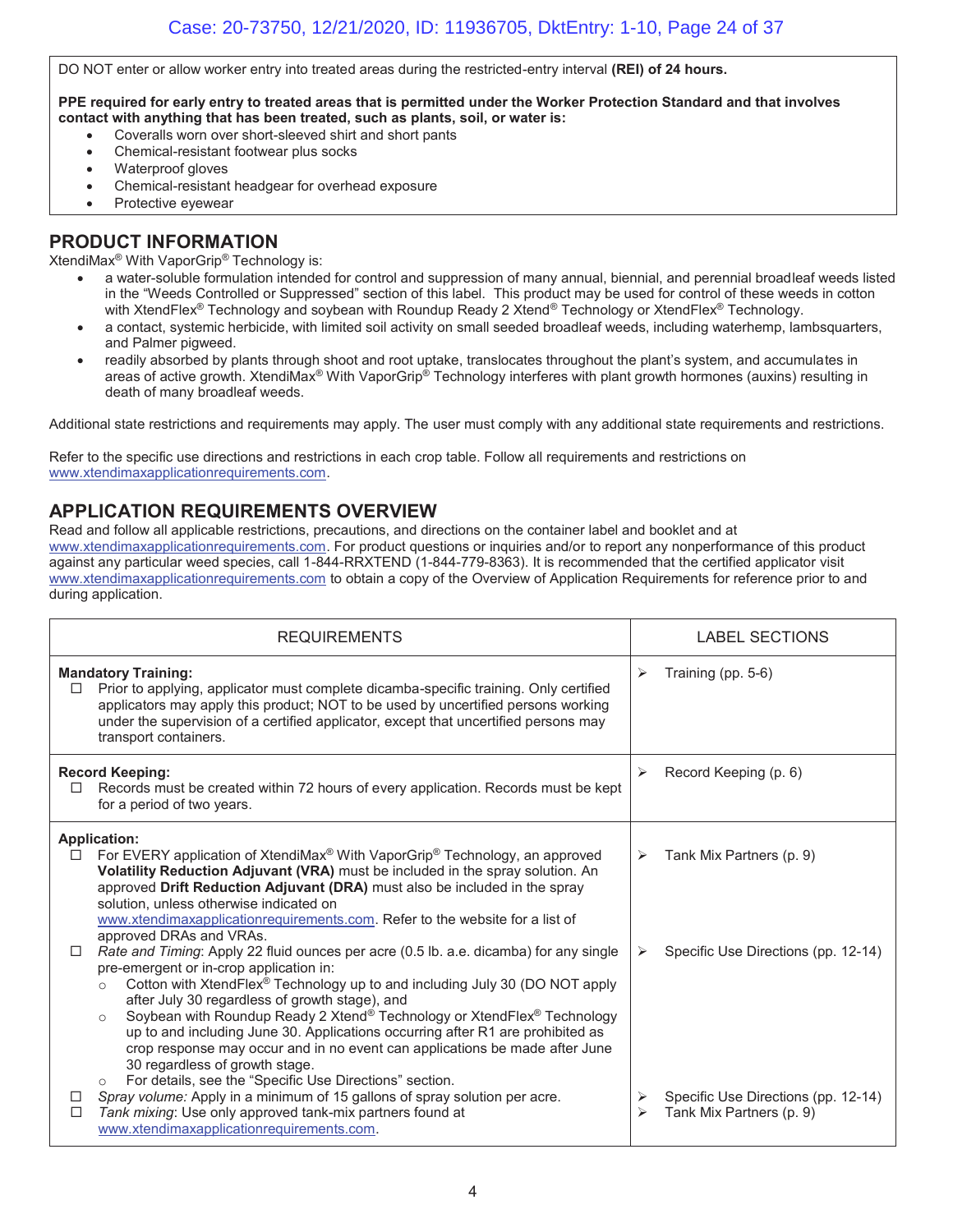DO NOT enter or allow worker entry into treated areas during the restricted-entry interval **(REI) of 24 hours.**

**PPE required for early entry to treated areas that is permitted under the Worker Protection Standard and that involves contact with anything that has been treated, such as plants, soil, or water is:**

- Coveralls worn over short-sleeved shirt and short pants
- Chemical-resistant footwear plus socks
- Waterproof gloves
- Chemical-resistant headgear for overhead exposure
- Protective eyewear

## PRODUCT INFORMATION

XtendiMax® With VaporGrip® Technology is:

- a water-soluble formulation intended for control and suppression of many annual, biennial, and perennial broadleaf weeds listed in the "Weeds Controlled or Suppressed" section of this label. This product may be used for control of these weeds in cotton with XtendFlex® Technology and soybean with Roundup Ready 2 Xtend® Technology or XtendFlex® Technology.
- a contact, systemic herbicide, with limited soil activity on small seeded broadleaf weeds, including waterhemp, lambsquarters, and Palmer pigweed.
- readily absorbed by plants through shoot and root uptake, translocates throughout the plant's system, and accumulates in areas of active growth. XtendiMax® With VaporGrip® Technology interferes with plant growth hormones (auxins) resulting in death of many broadleaf weeds.

Additional state restrictions and requirements may apply. The user must comply with any additional state requirements and restrictions.

Refer to the specific use directions and restrictions in each crop table. Follow all requirements and restrictions on www.xtendimaxapplicationrequirements.com.

## APPLICATION REQUIREMENTS OVERVIEW

Read and follow all applicable restrictions, precautions, and directions on the container label and booklet and at www.xtendimaxapplicationrequirements.com. For product questions or inquiries and/or to report any nonperformance of this product against any particular weed species, call 1-844-RRXTEND (1-844-779-8363). It is recommended that the certified applicator visit www.xtendimaxapplicationrequirements.com to obtain a copy of the Overview of Application Requirements for reference prior to and during application.

| REQUIREMENTS | LABEL SECTIONS |
|---|---|
| **Mandatory Training:**<br>☐ Prior to applying, applicator must complete dicamba-specific training. Only certified applicators may apply this product; NOT to be used by uncertified persons working under the supervision of a certified applicator, except that uncertified persons may transport containers. | ➢ Training (pp. 5-6) |
| **Record Keeping:**<br>☐ Records must be created within 72 hours of every application. Records must be kept for a period of two years. | ➢ Record Keeping (p. 6) |
| **Application:**<br>☐ For EVERY application of XtendiMax® With VaporGrip® Technology, an approved **Volatility Reduction Adjuvant (VRA)** must be included in the spray solution. An approved **Drift Reduction Adjuvant (DRA)** must also be included in the spray solution, unless otherwise indicated on www.xtendimaxapplicationrequirements.com. Refer to the website for a list of approved DRAs and VRAs.<br>☐ *Rate and Timing*: Apply 22 fluid ounces per acre (0.5 lb. a.e. dicamba) for any single pre-emergent or in-crop application in:<br>○ Cotton with XtendFlex® Technology up to and including July 30 (DO NOT apply after July 30 regardless of growth stage), and<br>○ Soybean with Roundup Ready 2 Xtend® Technology or XtendFlex® Technology up to and including June 30. Applications occurring after R1 are prohibited as crop response may occur and in no event can applications be made after June 30 regardless of growth stage.<br>○ For details, see the "Specific Use Directions" section.<br>☐ *Spray volume:* Apply in a minimum of 15 gallons of spray solution per acre.<br>☐ *Tank mixing*: Use only approved tank-mix partners found at www.xtendimaxapplicationrequirements.com. | ➢ Tank Mix Partners (p. 9)<br>➢ Specific Use Directions (pp. 12-14)<br>➢ Specific Use Directions (pp. 12-14)<br>➢ Tank Mix Partners (p. 9) |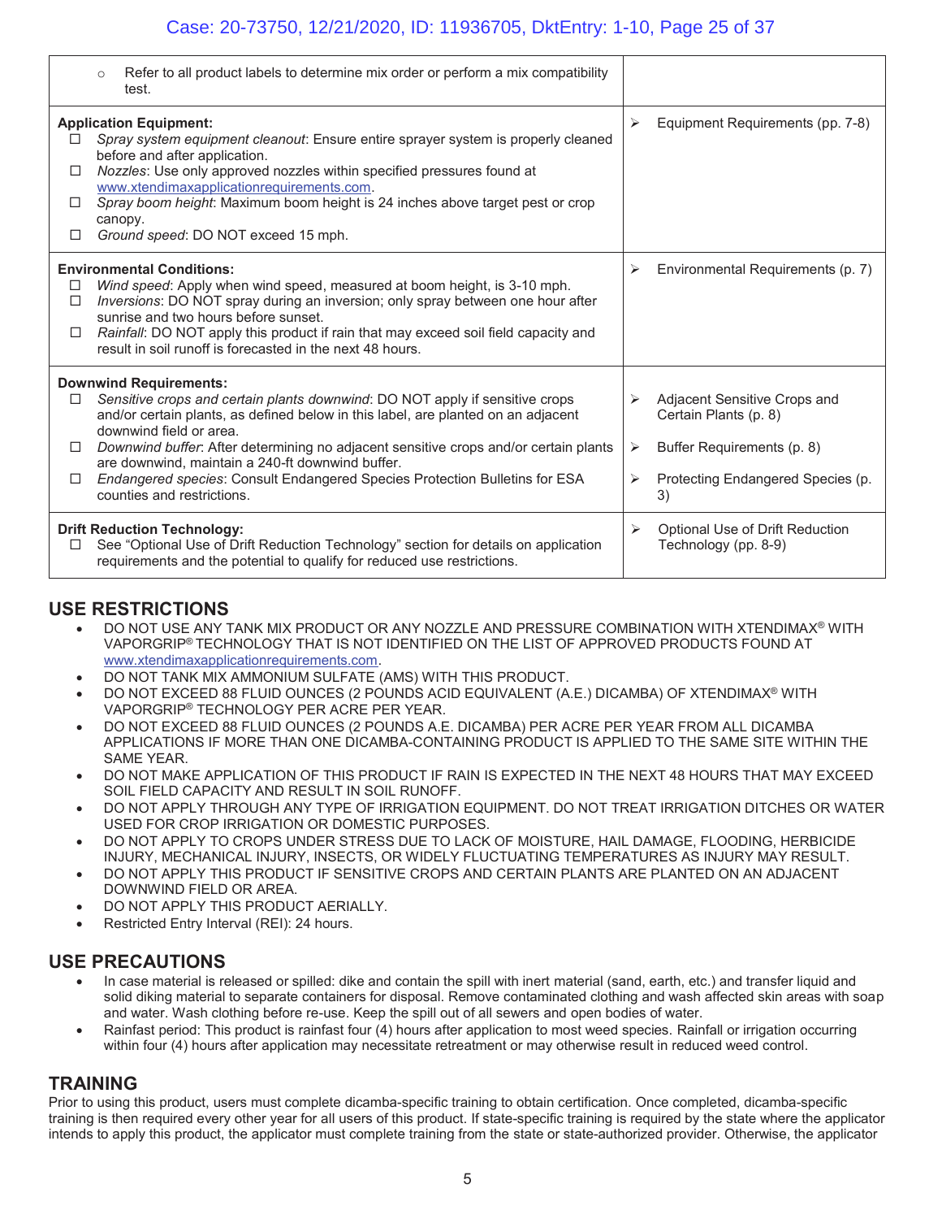| | |
|---|---|
| ○ Refer to all product labels to determine mix order or perform a mix compatibility test. | |
| **Application Equipment:**<br>☐ *Spray system equipment cleanout*: Ensure entire sprayer system is properly cleaned before and after application.<br>☐ *Nozzles*: Use only approved nozzles within specified pressures found at www.xtendimaxapplicationrequirements.com.<br>☐ *Spray boom height*: Maximum boom height is 24 inches above target pest or crop canopy.<br>☐ *Ground speed*: DO NOT exceed 15 mph. | ➢ Equipment Requirements (pp. 7-8) |
| **Environmental Conditions:**<br>☐ *Wind speed*: Apply when wind speed, measured at boom height, is 3-10 mph.<br>☐ *Inversions*: DO NOT spray during an inversion; only spray between one hour after sunrise and two hours before sunset.<br>☐ *Rainfall*: DO NOT apply this product if rain that may exceed soil field capacity and result in soil runoff is forecasted in the next 48 hours. | ➢ Environmental Requirements (p. 7) |
| **Downwind Requirements:**<br>☐ *Sensitive crops and certain plants downwind*: DO NOT apply if sensitive crops and/or certain plants, as defined below in this label, are planted on an adjacent downwind field or area.<br>☐ *Downwind buffer*: After determining no adjacent sensitive crops and/or certain plants are downwind, maintain a 240-ft downwind buffer.<br>☐ *Endangered species*: Consult Endangered Species Protection Bulletins for ESA counties and restrictions. | ➢ Adjacent Sensitive Crops and Certain Plants (p. 8)<br>➢ Buffer Requirements (p. 8)<br>➢ Protecting Endangered Species (p. 3) |
| **Drift Reduction Technology:**<br>☐ See "Optional Use of Drift Reduction Technology" section for details on application requirements and the potential to qualify for reduced use restrictions. | ➢ Optional Use of Drift Reduction Technology (pp. 8-9) |

## USE RESTRICTIONS

- DO NOT USE ANY TANK MIX PRODUCT OR ANY NOZZLE AND PRESSURE COMBINATION WITH XTENDIMAX® WITH VAPORGRIP® TECHNOLOGY THAT IS NOT IDENTIFIED ON THE LIST OF APPROVED PRODUCTS FOUND AT www.xtendimaxapplicationrequirements.com.
- DO NOT TANK MIX AMMONIUM SULFATE (AMS) WITH THIS PRODUCT.
- DO NOT EXCEED 88 FLUID OUNCES (2 POUNDS ACID EQUIVALENT (A.E.) DICAMBA) OF XTENDIMAX® WITH VAPORGRIP® TECHNOLOGY PER ACRE PER YEAR.
- DO NOT EXCEED 88 FLUID OUNCES (2 POUNDS A.E. DICAMBA) PER ACRE PER YEAR FROM ALL DICAMBA APPLICATIONS IF MORE THAN ONE DICAMBA-CONTAINING PRODUCT IS APPLIED TO THE SAME SITE WITHIN THE SAME YEAR.
- DO NOT MAKE APPLICATION OF THIS PRODUCT IF RAIN IS EXPECTED IN THE NEXT 48 HOURS THAT MAY EXCEED SOIL FIELD CAPACITY AND RESULT IN SOIL RUNOFF.
- DO NOT APPLY THROUGH ANY TYPE OF IRRIGATION EQUIPMENT. DO NOT TREAT IRRIGATION DITCHES OR WATER USED FOR CROP IRRIGATION OR DOMESTIC PURPOSES.
- DO NOT APPLY TO CROPS UNDER STRESS DUE TO LACK OF MOISTURE, HAIL DAMAGE, FLOODING, HERBICIDE INJURY, MECHANICAL INJURY, INSECTS, OR WIDELY FLUCTUATING TEMPERATURES AS INJURY MAY RESULT.
- DO NOT APPLY THIS PRODUCT IF SENSITIVE CROPS AND CERTAIN PLANTS ARE PLANTED ON AN ADJACENT DOWNWIND FIELD OR AREA.
- DO NOT APPLY THIS PRODUCT AERIALLY.
- Restricted Entry Interval (REI): 24 hours.

## USE PRECAUTIONS

- In case material is released or spilled: dike and contain the spill with inert material (sand, earth, etc.) and transfer liquid and solid diking material to separate containers for disposal. Remove contaminated clothing and wash affected skin areas with soap and water. Wash clothing before re-use. Keep the spill out of all sewers and open bodies of water.
- Rainfast period: This product is rainfast four (4) hours after application to most weed species. Rainfall or irrigation occurring within four (4) hours after application may necessitate retreatment or may otherwise result in reduced weed control.

## TRAINING

Prior to using this product, users must complete dicamba-specific training to obtain certification. Once completed, dicamba-specific training is then required every other year for all users of this product. If state-specific training is required by the state where the applicator intends to apply this product, the applicator must complete training from the state or state-authorized provider. Otherwise, the applicator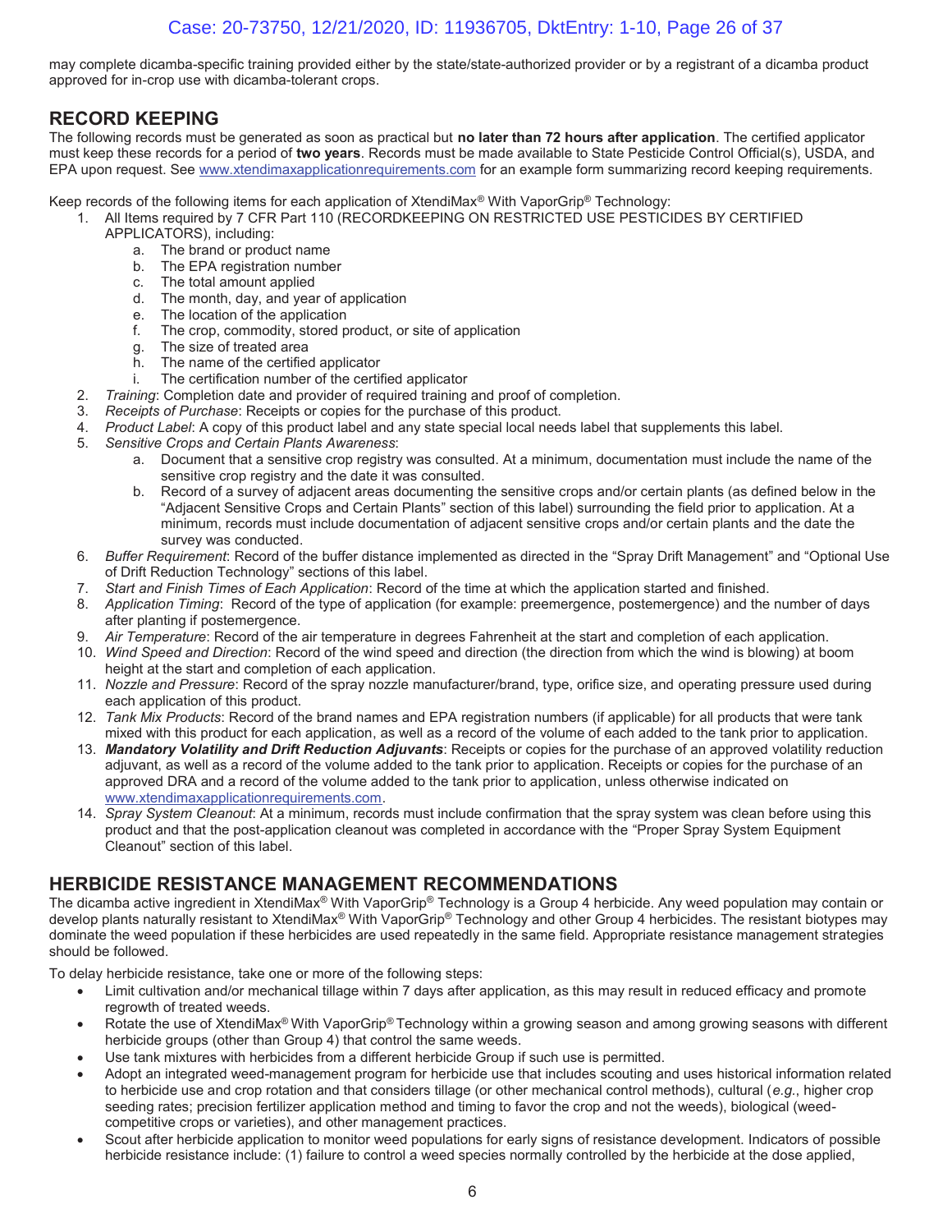may complete dicamba-specific training provided either by the state/state-authorized provider or by a registrant of a dicamba product approved for in-crop use with dicamba-tolerant crops.

## RECORD KEEPING

The following records must be generated as soon as practical but **no later than 72 hours after application**. The certified applicator must keep these records for a period of **two years**. Records must be made available to State Pesticide Control Official(s), USDA, and EPA upon request. See www.xtendimaxapplicationrequirements.com for an example form summarizing record keeping requirements.

Keep records of the following items for each application of XtendiMax® With VaporGrip® Technology:

1. All Items required by 7 CFR Part 110 (RECORDKEEPING ON RESTRICTED USE PESTICIDES BY CERTIFIED APPLICATORS), including:
   a. The brand or product name
   b. The EPA registration number
   c. The total amount applied
   d. The month, day, and year of application
   e. The location of the application
   f. The crop, commodity, stored product, or site of application
   g. The size of treated area
   h. The name of the certified applicator
   i. The certification number of the certified applicator
2. *Training*: Completion date and provider of required training and proof of completion.
3. *Receipts of Purchase*: Receipts or copies for the purchase of this product.
4. *Product Label*: A copy of this product label and any state special local needs label that supplements this label.
5. *Sensitive Crops and Certain Plants Awareness*:
   a. Document that a sensitive crop registry was consulted. At a minimum, documentation must include the name of the sensitive crop registry and the date it was consulted.
   b. Record of a survey of adjacent areas documenting the sensitive crops and/or certain plants (as defined below in the "Adjacent Sensitive Crops and Certain Plants" section of this label) surrounding the field prior to application. At a minimum, records must include documentation of adjacent sensitive crops and/or certain plants and the date the survey was conducted.
6. *Buffer Requirement*: Record of the buffer distance implemented as directed in the "Spray Drift Management" and "Optional Use of Drift Reduction Technology" sections of this label.
7. *Start and Finish Times of Each Application*: Record of the time at which the application started and finished.
8. *Application Timing*: Record of the type of application (for example: preemergence, postemergence) and the number of days after planting if postemergence.
9. *Air Temperature*: Record of the air temperature in degrees Fahrenheit at the start and completion of each application.
10. *Wind Speed and Direction*: Record of the wind speed and direction (the direction from which the wind is blowing) at boom height at the start and completion of each application.
11. *Nozzle and Pressure*: Record of the spray nozzle manufacturer/brand, type, orifice size, and operating pressure used during each application of this product.
12. *Tank Mix Products*: Record of the brand names and EPA registration numbers (if applicable) for all products that were tank mixed with this product for each application, as well as a record of the volume of each added to the tank prior to application.
13. ***Mandatory Volatility and Drift Reduction Adjuvants***: Receipts or copies for the purchase of an approved volatility reduction adjuvant, as well as a record of the volume added to the tank prior to application. Receipts or copies for the purchase of an approved DRA and a record of the volume added to the tank prior to application, unless otherwise indicated on www.xtendimaxapplicationrequirements.com.
14. *Spray System Cleanout*: At a minimum, records must include confirmation that the spray system was clean before using this product and that the post-application cleanout was completed in accordance with the "Proper Spray System Equipment Cleanout" section of this label.

## HERBICIDE RESISTANCE MANAGEMENT RECOMMENDATIONS

The dicamba active ingredient in XtendiMax® With VaporGrip® Technology is a Group 4 herbicide. Any weed population may contain or develop plants naturally resistant to XtendiMax® With VaporGrip® Technology and other Group 4 herbicides. The resistant biotypes may dominate the weed population if these herbicides are used repeatedly in the same field. Appropriate resistance management strategies should be followed.

To delay herbicide resistance, take one or more of the following steps:

- Limit cultivation and/or mechanical tillage within 7 days after application, as this may result in reduced efficacy and promote regrowth of treated weeds.
- Rotate the use of XtendiMax® With VaporGrip® Technology within a growing season and among growing seasons with different herbicide groups (other than Group 4) that control the same weeds.
- Use tank mixtures with herbicides from a different herbicide Group if such use is permitted.
- Adopt an integrated weed-management program for herbicide use that includes scouting and uses historical information related to herbicide use and crop rotation and that considers tillage (or other mechanical control methods), cultural (*e.g.*, higher crop seeding rates; precision fertilizer application method and timing to favor the crop and not the weeds), biological (weed-competitive crops or varieties), and other management practices.
- Scout after herbicide application to monitor weed populations for early signs of resistance development. Indicators of possible herbicide resistance include: (1) failure to control a weed species normally controlled by the herbicide at the dose applied,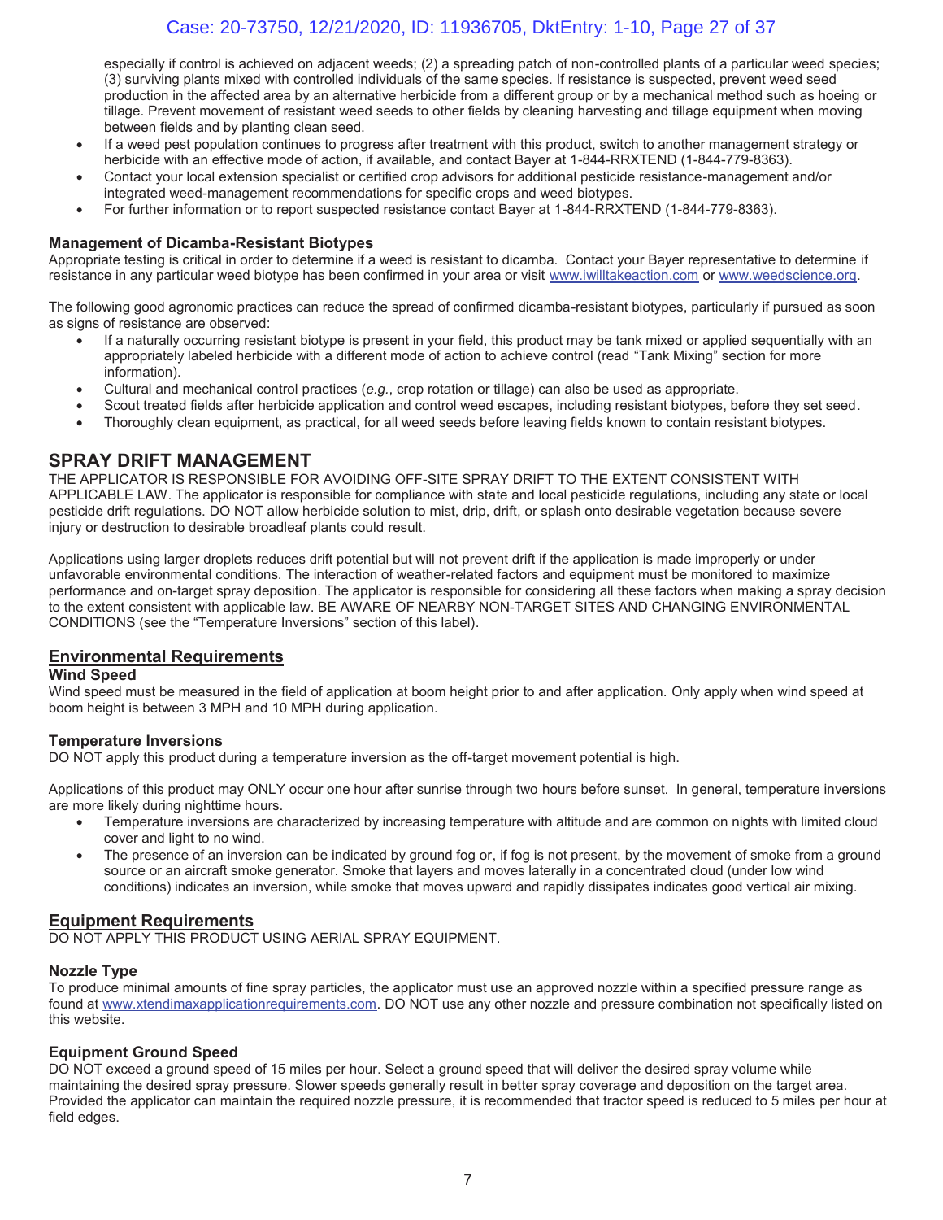especially if control is achieved on adjacent weeds; (2) a spreading patch of non-controlled plants of a particular weed species; (3) surviving plants mixed with controlled individuals of the same species. If resistance is suspected, prevent weed seed production in the affected area by an alternative herbicide from a different group or by a mechanical method such as hoeing or tillage. Prevent movement of resistant weed seeds to other fields by cleaning harvesting and tillage equipment when moving between fields and by planting clean seed.

- If a weed pest population continues to progress after treatment with this product, switch to another management strategy or herbicide with an effective mode of action, if available, and contact Bayer at 1-844-RRXTEND (1-844-779-8363).
- Contact your local extension specialist or certified crop advisors for additional pesticide resistance-management and/or integrated weed-management recommendations for specific crops and weed biotypes.
- For further information or to report suspected resistance contact Bayer at 1-844-RRXTEND (1-844-779-8363).

### Management of Dicamba-Resistant Biotypes

Appropriate testing is critical in order to determine if a weed is resistant to dicamba. Contact your Bayer representative to determine if resistance in any particular weed biotype has been confirmed in your area or visit www.iwilltakeaction.com or www.weedscience.org.

The following good agronomic practices can reduce the spread of confirmed dicamba-resistant biotypes, particularly if pursued as soon as signs of resistance are observed:

- If a naturally occurring resistant biotype is present in your field, this product may be tank mixed or applied sequentially with an appropriately labeled herbicide with a different mode of action to achieve control (read "Tank Mixing" section for more information).
- Cultural and mechanical control practices (*e.g.*, crop rotation or tillage) can also be used as appropriate.
- Scout treated fields after herbicide application and control weed escapes, including resistant biotypes, before they set seed.
- Thoroughly clean equipment, as practical, for all weed seeds before leaving fields known to contain resistant biotypes.

## SPRAY DRIFT MANAGEMENT

THE APPLICATOR IS RESPONSIBLE FOR AVOIDING OFF-SITE SPRAY DRIFT TO THE EXTENT CONSISTENT WITH APPLICABLE LAW. The applicator is responsible for compliance with state and local pesticide regulations, including any state or local pesticide drift regulations. DO NOT allow herbicide solution to mist, drip, drift, or splash onto desirable vegetation because severe injury or destruction to desirable broadleaf plants could result.

Applications using larger droplets reduces drift potential but will not prevent drift if the application is made improperly or under unfavorable environmental conditions. The interaction of weather-related factors and equipment must be monitored to maximize performance and on-target spray deposition. The applicator is responsible for considering all these factors when making a spray decision to the extent consistent with applicable law. BE AWARE OF NEARBY NON-TARGET SITES AND CHANGING ENVIRONMENTAL CONDITIONS (see the "Temperature Inversions" section of this label).

### Environmental Requirements

#### Wind Speed

Wind speed must be measured in the field of application at boom height prior to and after application. Only apply when wind speed at boom height is between 3 MPH and 10 MPH during application.

#### Temperature Inversions

DO NOT apply this product during a temperature inversion as the off-target movement potential is high.

Applications of this product may ONLY occur one hour after sunrise through two hours before sunset. In general, temperature inversions are more likely during nighttime hours.

- Temperature inversions are characterized by increasing temperature with altitude and are common on nights with limited cloud cover and light to no wind.
- The presence of an inversion can be indicated by ground fog or, if fog is not present, by the movement of smoke from a ground source or an aircraft smoke generator. Smoke that layers and moves laterally in a concentrated cloud (under low wind conditions) indicates an inversion, while smoke that moves upward and rapidly dissipates indicates good vertical air mixing.

### Equipment Requirements

DO NOT APPLY THIS PRODUCT USING AERIAL SPRAY EQUIPMENT.

#### Nozzle Type

To produce minimal amounts of fine spray particles, the applicator must use an approved nozzle within a specified pressure range as found at www.xtendimaxapplicationrequirements.com. DO NOT use any other nozzle and pressure combination not specifically listed on this website.

#### Equipment Ground Speed

DO NOT exceed a ground speed of 15 miles per hour. Select a ground speed that will deliver the desired spray volume while maintaining the desired spray pressure. Slower speeds generally result in better spray coverage and deposition on the target area. Provided the applicator can maintain the required nozzle pressure, it is recommended that tractor speed is reduced to 5 miles per hour at field edges.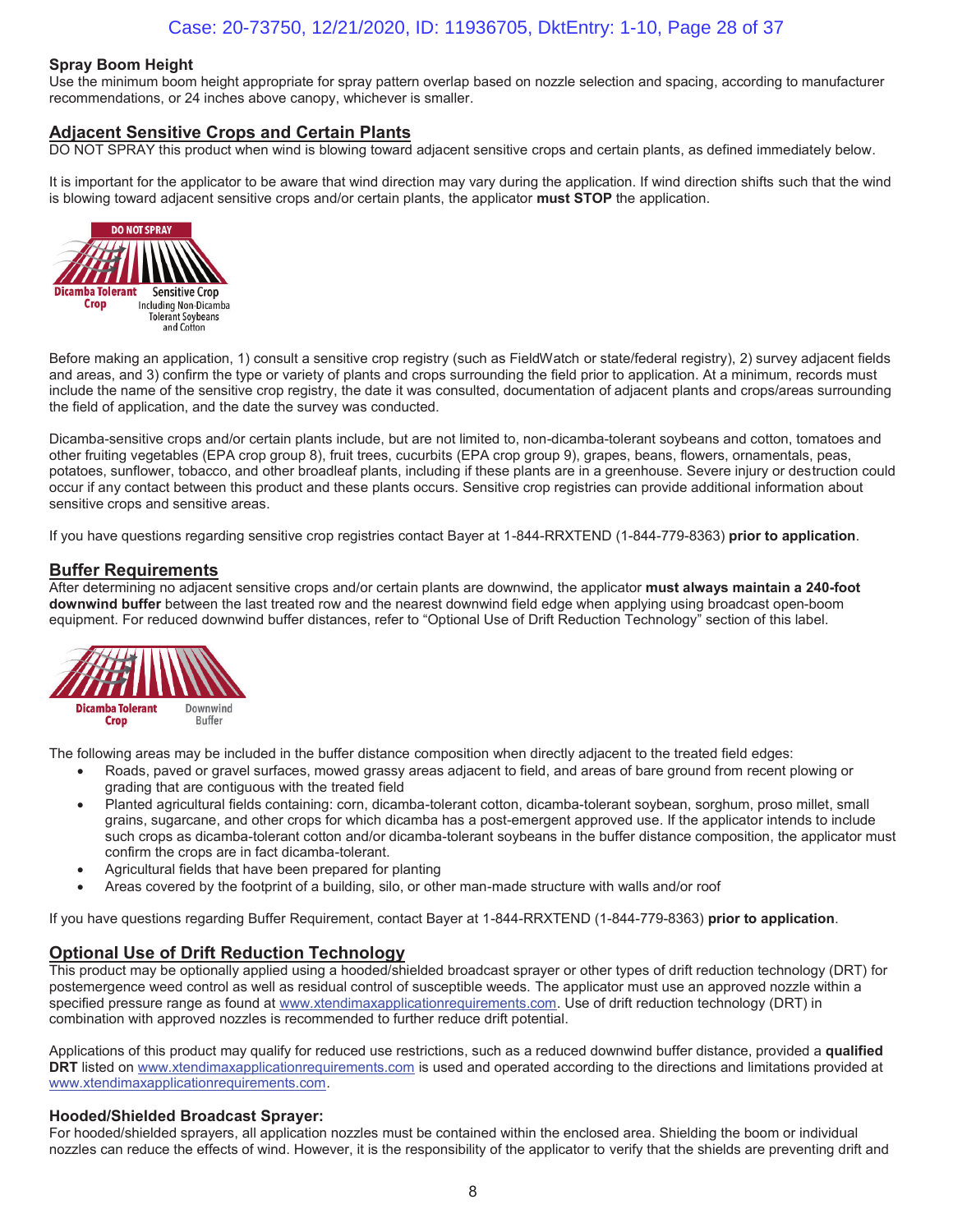### Spray Boom Height

Use the minimum boom height appropriate for spray pattern overlap based on nozzle selection and spacing, according to manufacturer recommendations, or 24 inches above canopy, whichever is smaller.

## Adjacent Sensitive Crops and Certain Plants

DO NOT SPRAY this product when wind is blowing toward adjacent sensitive crops and certain plants, as defined immediately below.

It is important for the applicator to be aware that wind direction may vary during the application. If wind direction shifts such that the wind is blowing toward adjacent sensitive crops and/or certain plants, the applicator **must STOP** the application.

DO NOT SPRAY

Dicamba Tolerant Crop | Sensitive Crop Including Non-Dicamba Tolerant Soybeans and Cotton

Before making an application, 1) consult a sensitive crop registry (such as FieldWatch or state/federal registry), 2) survey adjacent fields and areas, and 3) confirm the type or variety of plants and crops surrounding the field prior to application. At a minimum, records must include the name of the sensitive crop registry, the date it was consulted, documentation of adjacent plants and crops/areas surrounding the field of application, and the date the survey was conducted.

Dicamba-sensitive crops and/or certain plants include, but are not limited to, non-dicamba-tolerant soybeans and cotton, tomatoes and other fruiting vegetables (EPA crop group 8), fruit trees, cucurbits (EPA crop group 9), grapes, beans, flowers, ornamentals, peas, potatoes, sunflower, tobacco, and other broadleaf plants, including if these plants are in a greenhouse. Severe injury or destruction could occur if any contact between this product and these plants occurs. Sensitive crop registries can provide additional information about sensitive crops and sensitive areas.

If you have questions regarding sensitive crop registries contact Bayer at 1-844-RRXTEND (1-844-779-8363) **prior to application**.

## Buffer Requirements

After determining no adjacent sensitive crops and/or certain plants are downwind, the applicator **must always maintain a 240-foot downwind buffer** between the last treated row and the nearest downwind field edge when applying using broadcast open-boom equipment. For reduced downwind buffer distances, refer to "Optional Use of Drift Reduction Technology" section of this label.

Dicamba Tolerant Crop | Downwind Buffer

The following areas may be included in the buffer distance composition when directly adjacent to the treated field edges:

- Roads, paved or gravel surfaces, mowed grassy areas adjacent to field, and areas of bare ground from recent plowing or grading that are contiguous with the treated field
- Planted agricultural fields containing: corn, dicamba-tolerant cotton, dicamba-tolerant soybean, sorghum, proso millet, small grains, sugarcane, and other crops for which dicamba has a post-emergent approved use. If the applicator intends to include such crops as dicamba-tolerant cotton and/or dicamba-tolerant soybeans in the buffer distance composition, the applicator must confirm the crops are in fact dicamba-tolerant.
- Agricultural fields that have been prepared for planting
- Areas covered by the footprint of a building, silo, or other man-made structure with walls and/or roof

If you have questions regarding Buffer Requirement, contact Bayer at 1-844-RRXTEND (1-844-779-8363) **prior to application**.

## Optional Use of Drift Reduction Technology

This product may be optionally applied using a hooded/shielded broadcast sprayer or other types of drift reduction technology (DRT) for postemergence weed control as well as residual control of susceptible weeds. The applicator must use an approved nozzle within a specified pressure range as found at www.xtendimaxapplicationrequirements.com. Use of drift reduction technology (DRT) in combination with approved nozzles is recommended to further reduce drift potential.

Applications of this product may qualify for reduced use restrictions, such as a reduced downwind buffer distance, provided a **qualified DRT** listed on www.xtendimaxapplicationrequirements.com is used and operated according to the directions and limitations provided at www.xtendimaxapplicationrequirements.com.

### Hooded/Shielded Broadcast Sprayer:

For hooded/shielded sprayers, all application nozzles must be contained within the enclosed area. Shielding the boom or individual nozzles can reduce the effects of wind. However, it is the responsibility of the applicator to verify that the shields are preventing drift and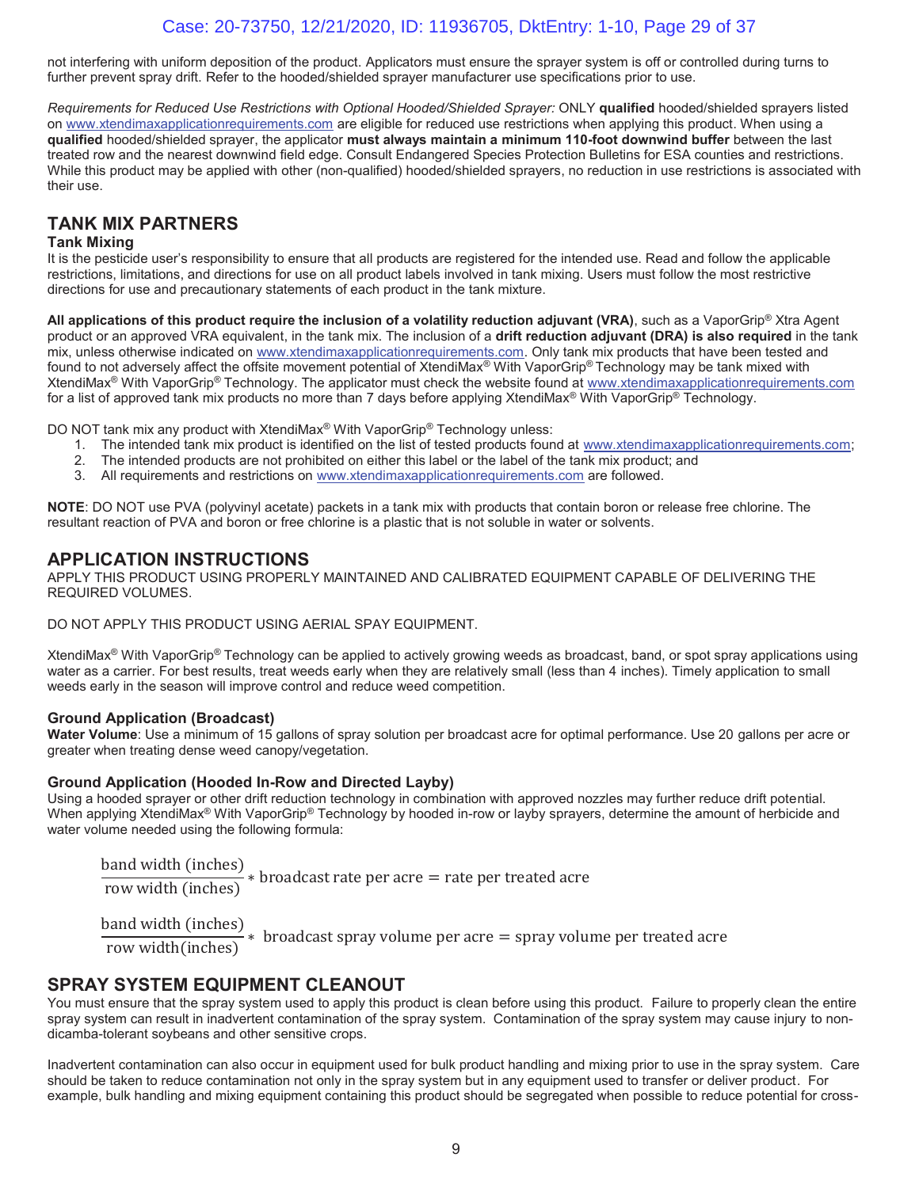not interfering with uniform deposition of the product. Applicators must ensure the sprayer system is off or controlled during turns to further prevent spray drift. Refer to the hooded/shielded sprayer manufacturer use specifications prior to use.

*Requirements for Reduced Use Restrictions with Optional Hooded/Shielded Sprayer:* ONLY **qualified** hooded/shielded sprayers listed on www.xtendimaxapplicationrequirements.com are eligible for reduced use restrictions when applying this product. When using a **qualified** hooded/shielded sprayer, the applicator **must always maintain a minimum 110-foot downwind buffer** between the last treated row and the nearest downwind field edge. Consult Endangered Species Protection Bulletins for ESA counties and restrictions. While this product may be applied with other (non-qualified) hooded/shielded sprayers, no reduction in use restrictions is associated with their use.

## TANK MIX PARTNERS

### Tank Mixing

It is the pesticide user's responsibility to ensure that all products are registered for the intended use. Read and follow the applicable restrictions, limitations, and directions for use on all product labels involved in tank mixing. Users must follow the most restrictive directions for use and precautionary statements of each product in the tank mixture.

**All applications of this product require the inclusion of a volatility reduction adjuvant (VRA)**, such as a VaporGrip® Xtra Agent product or an approved VRA equivalent, in the tank mix. The inclusion of a **drift reduction adjuvant (DRA) is also required** in the tank mix, unless otherwise indicated on www.xtendimaxapplicationrequirements.com. Only tank mix products that have been tested and found to not adversely affect the offsite movement potential of XtendiMax® With VaporGrip® Technology may be tank mixed with XtendiMax® With VaporGrip® Technology. The applicator must check the website found at www.xtendimaxapplicationrequirements.com for a list of approved tank mix products no more than 7 days before applying XtendiMax® With VaporGrip® Technology.

DO NOT tank mix any product with XtendiMax® With VaporGrip® Technology unless:

1. The intended tank mix product is identified on the list of tested products found at www.xtendimaxapplicationrequirements.com;
2. The intended products are not prohibited on either this label or the label of the tank mix product; and
3. All requirements and restrictions on www.xtendimaxapplicationrequirements.com are followed.

**NOTE**: DO NOT use PVA (polyvinyl acetate) packets in a tank mix with products that contain boron or release free chlorine. The resultant reaction of PVA and boron or free chlorine is a plastic that is not soluble in water or solvents.

## APPLICATION INSTRUCTIONS

APPLY THIS PRODUCT USING PROPERLY MAINTAINED AND CALIBRATED EQUIPMENT CAPABLE OF DELIVERING THE REQUIRED VOLUMES.

DO NOT APPLY THIS PRODUCT USING AERIAL SPRAY EQUIPMENT.

XtendiMax® With VaporGrip® Technology can be applied to actively growing weeds as broadcast, band, or spot spray applications using water as a carrier. For best results, treat weeds early when they are relatively small (less than 4 inches). Timely application to small weeds early in the season will improve control and reduce weed competition.

### Ground Application (Broadcast)

**Water Volume**: Use a minimum of 15 gallons of spray solution per broadcast acre for optimal performance. Use 20 gallons per acre or greater when treating dense weed canopy/vegetation.

### Ground Application (Hooded In-Row and Directed Layby)

Using a hooded sprayer or other drift reduction technology in combination with approved nozzles may further reduce drift potential. When applying XtendiMax® With VaporGrip® Technology by hooded in-row or layby sprayers, determine the amount of herbicide and water volume needed using the following formula:

$$\frac{\text{band width (inches)}}{\text{row width (inches)}} * \text{broadcast rate per acre} = \text{rate per treated acre}$$

$$\frac{\text{band width (inches)}}{\text{row width(inches)}} * \text{ broadcast spray volume per acre} = \text{spray volume per treated acre}$$

## SPRAY SYSTEM EQUIPMENT CLEANOUT

You must ensure that the spray system used to apply this product is clean before using this product. Failure to properly clean the entire spray system can result in inadvertent contamination of the spray system. Contamination of the spray system may cause injury to non-dicamba-tolerant soybeans and other sensitive crops.

Inadvertent contamination can also occur in equipment used for bulk product handling and mixing prior to use in the spray system. Care should be taken to reduce contamination not only in the spray system but in any equipment used to transfer or deliver product. For example, bulk handling and mixing equipment containing this product should be segregated when possible to reduce potential for cross-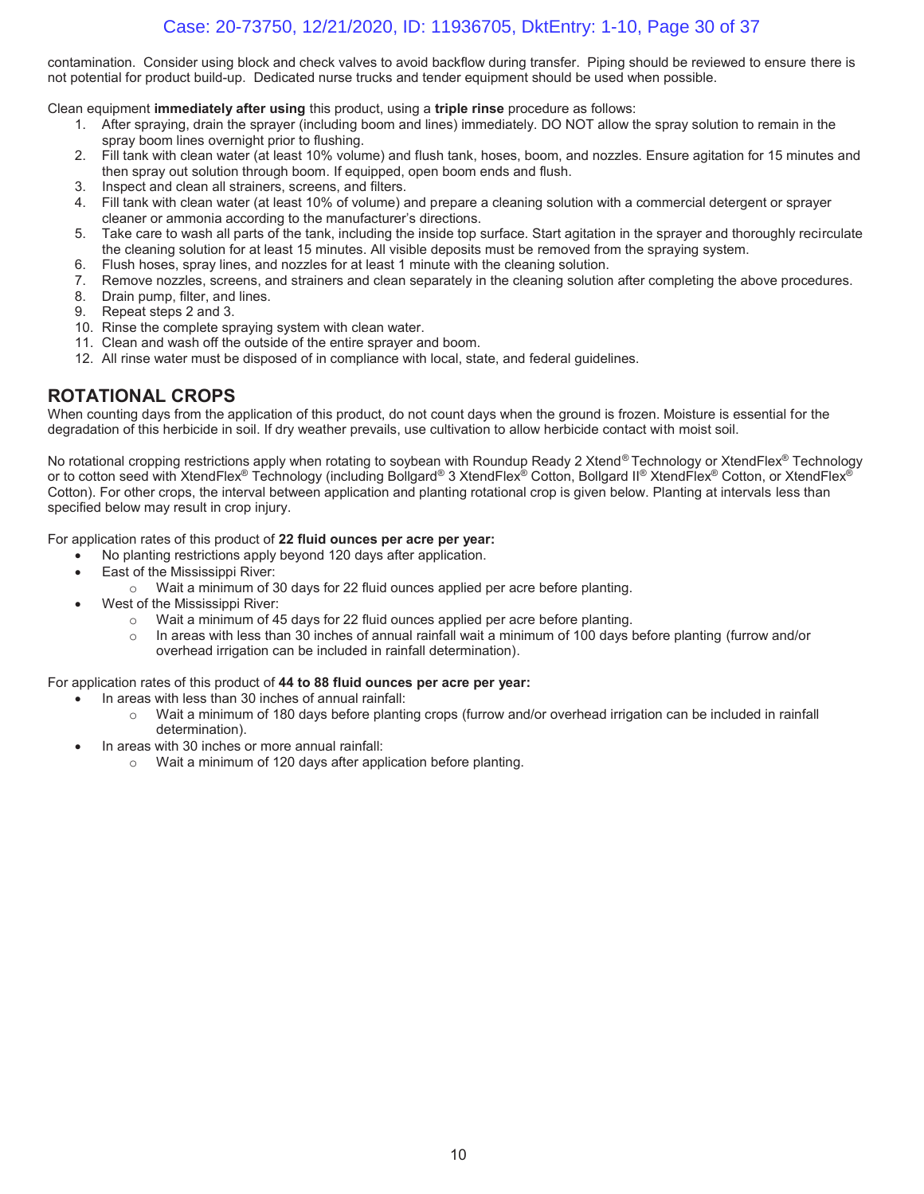contamination. Consider using block and check valves to avoid backflow during transfer. Piping should be reviewed to ensure there is not potential for product build-up. Dedicated nurse trucks and tender equipment should be used when possible.

Clean equipment **immediately after using** this product, using a **triple rinse** procedure as follows:

1. After spraying, drain the sprayer (including boom and lines) immediately. DO NOT allow the spray solution to remain in the spray boom lines overnight prior to flushing.
2. Fill tank with clean water (at least 10% volume) and flush tank, hoses, boom, and nozzles. Ensure agitation for 15 minutes and then spray out solution through boom. If equipped, open boom ends and flush.
3. Inspect and clean all strainers, screens, and filters.
4. Fill tank with clean water (at least 10% of volume) and prepare a cleaning solution with a commercial detergent or sprayer cleaner or ammonia according to the manufacturer's directions.
5. Take care to wash all parts of the tank, including the inside top surface. Start agitation in the sprayer and thoroughly recirculate the cleaning solution for at least 15 minutes. All visible deposits must be removed from the spraying system.
6. Flush hoses, spray lines, and nozzles for at least 1 minute with the cleaning solution.
7. Remove nozzles, screens, and strainers and clean separately in the cleaning solution after completing the above procedures.
8. Drain pump, filter, and lines.
9. Repeat steps 2 and 3.
10. Rinse the complete spraying system with clean water.
11. Clean and wash off the outside of the entire sprayer and boom.
12. All rinse water must be disposed of in compliance with local, state, and federal guidelines.

## ROTATIONAL CROPS

When counting days from the application of this product, do not count days when the ground is frozen. Moisture is essential for the degradation of this herbicide in soil. If dry weather prevails, use cultivation to allow herbicide contact with moist soil.

No rotational cropping restrictions apply when rotating to soybean with Roundup Ready 2 Xtend® Technology or XtendFlex® Technology or to cotton seed with XtendFlex® Technology (including Bollgard® 3 XtendFlex® Cotton, Bollgard II® XtendFlex® Cotton, or XtendFlex® Cotton). For other crops, the interval between application and planting rotational crop is given below. Planting at intervals less than specified below may result in crop injury.

For application rates of this product of **22 fluid ounces per acre per year:**

- No planting restrictions apply beyond 120 days after application.
- East of the Mississippi River:
  - Wait a minimum of 30 days for 22 fluid ounces applied per acre before planting.
- West of the Mississippi River:
  - Wait a minimum of 45 days for 22 fluid ounces applied per acre before planting.
  - In areas with less than 30 inches of annual rainfall wait a minimum of 100 days before planting (furrow and/or overhead irrigation can be included in rainfall determination).

For application rates of this product of **44 to 88 fluid ounces per acre per year:**

- In areas with less than 30 inches of annual rainfall:
  - Wait a minimum of 180 days before planting crops (furrow and/or overhead irrigation can be included in rainfall determination).
- In areas with 30 inches or more annual rainfall:
  - Wait a minimum of 120 days after application before planting.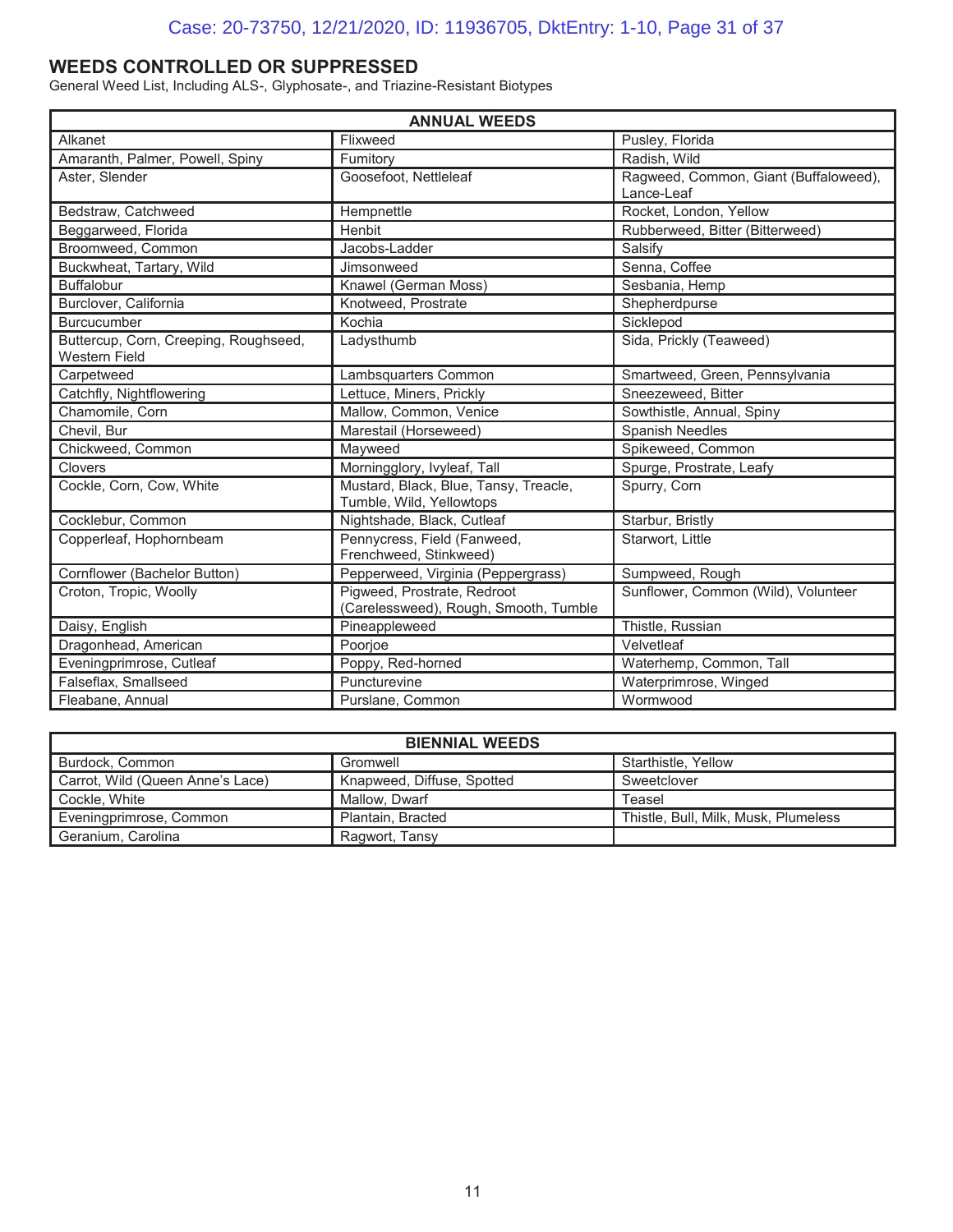## WEEDS CONTROLLED OR SUPPRESSED

General Weed List, Including ALS-, Glyphosate-, and Triazine-Resistant Biotypes

| ANNUAL WEEDS | | |
|---|---|---|
| Alkanet | Flixweed | Pusley, Florida |
| Amaranth, Palmer, Powell, Spiny | Fumitory | Radish, Wild |
| Aster, Slender | Goosefoot, Nettleleaf | Ragweed, Common, Giant (Buffaloweed), Lance-Leaf |
| Bedstraw, Catchweed | Hempnettle | Rocket, London, Yellow |
| Beggarweed, Florida | Henbit | Rubberweed, Bitter (Bitterweed) |
| Broomweed, Common | Jacobs-Ladder | Salsify |
| Buckwheat, Tartary, Wild | Jimsonweed | Senna, Coffee |
| Buffalobur | Knawel (German Moss) | Sesbania, Hemp |
| Burclover, California | Knotweed, Prostrate | Shepherdpurse |
| Burcucumber | Kochia | Sicklepod |
| Buttercup, Corn, Creeping, Roughseed, Western Field | Ladysthumb | Sida, Prickly (Teaweed) |
| Carpetweed | Lambsquarters Common | Smartweed, Green, Pennsylvania |
| Catchfly, Nightflowering | Lettuce, Miners, Prickly | Sneezeweed, Bitter |
| Chamomile, Corn | Mallow, Common, Venice | Sowthistle, Annual, Spiny |
| Chevil, Bur | Marestail (Horseweed) | Spanish Needles |
| Chickweed, Common | Mayweed | Spikeweed, Common |
| Clovers | Morningglory, Ivyleaf, Tall | Spurge, Prostrate, Leafy |
| Cockle, Corn, Cow, White | Mustard, Black, Blue, Tansy, Treacle, Tumble, Wild, Yellowtops | Spurry, Corn |
| Cocklebur, Common | Nightshade, Black, Cutleaf | Starbur, Bristly |
| Copperleaf, Hophornbeam | Pennycress, Field (Fanweed, Frenchweed, Stinkweed) | Starwort, Little |
| Cornflower (Bachelor Button) | Pepperweed, Virginia (Peppergrass) | Sumpweed, Rough |
| Croton, Tropic, Woolly | Pigweed, Prostrate, Redroot (Carelessweed), Rough, Smooth, Tumble | Sunflower, Common (Wild), Volunteer |
| Daisy, English | Pineappleweed | Thistle, Russian |
| Dragonhead, American | Poorjoe | Velvetleaf |
| Eveningprimrose, Cutleaf | Poppy, Red-horned | Waterhemp, Common, Tall |
| Falseflax, Smallseed | Puncturevine | Waterprimrose, Winged |
| Fleabane, Annual | Purslane, Common | Wormwood |

| BIENNIAL WEEDS | | |
|---|---|---|
| Burdock, Common | Gromwell | Starthistle, Yellow |
| Carrot, Wild (Queen Anne's Lace) | Knapweed, Diffuse, Spotted | Sweetclover |
| Cockle, White | Mallow, Dwarf | Teasel |
| Eveningprimrose, Common | Plantain, Bracted | Thistle, Bull, Milk, Musk, Plumeless |
| Geranium, Carolina | Ragwort, Tansy | |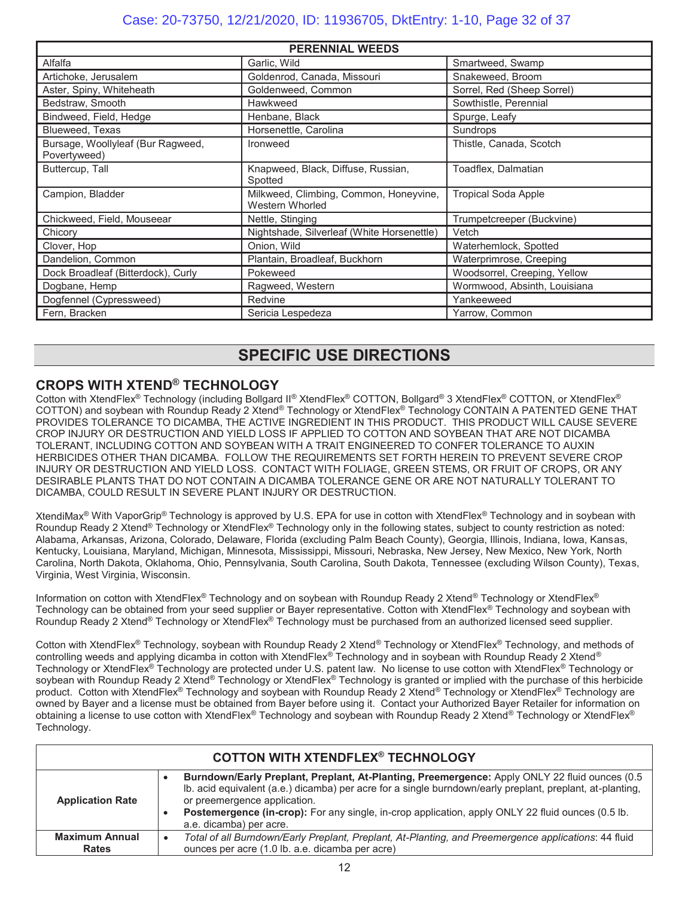| PERENNIAL WEEDS | | |
|---|---|---|
| Alfalfa | Garlic, Wild | Smartweed, Swamp |
| Artichoke, Jerusalem | Goldenrod, Canada, Missouri | Snakeweed, Broom |
| Aster, Spiny, Whiteheath | Goldenweed, Common | Sorrel, Red (Sheep Sorrel) |
| Bedstraw, Smooth | Hawkweed | Sowthistle, Perennial |
| Bindweed, Field, Hedge | Henbane, Black | Spurge, Leafy |
| Blueweed, Texas | Horsenettle, Carolina | Sundrops |
| Bursage, Woollyleaf (Bur Ragweed, Povertyweed) | Ironweed | Thistle, Canada, Scotch |
| Buttercup, Tall | Knapweed, Black, Diffuse, Russian, Spotted | Toadflex, Dalmatian |
| Campion, Bladder | Milkweed, Climbing, Common, Honeyvine, Western Whorled | Tropical Soda Apple |
| Chickweed, Field, Mouseear | Nettle, Stinging | Trumpetcreeper (Buckvine) |
| Chicory | Nightshade, Silverleaf (White Horsenettle) | Vetch |
| Clover, Hop | Onion, Wild | Waterhemlock, Spotted |
| Dandelion, Common | Plantain, Broadleaf, Buckhorn | Waterprimrose, Creeping |
| Dock Broadleaf (Bitterdock), Curly | Pokeweed | Woodsorrel, Creeping, Yellow |
| Dogbane, Hemp | Ragweed, Western | Wormwood, Absinth, Louisiana |
| Dogfennel (Cypressweed) | Redvine | Yankeeweed |
| Fern, Bracken | Sericia Lespedeza | Yarrow, Common |

# SPECIFIC USE DIRECTIONS

## CROPS WITH XTEND® TECHNOLOGY

Cotton with XtendFlex® Technology (including Bollgard II® XtendFlex® COTTON, Bollgard® 3 XtendFlex® COTTON, or XtendFlex® COTTON) and soybean with Roundup Ready 2 Xtend® Technology or XtendFlex® Technology CONTAIN A PATENTED GENE THAT PROVIDES TOLERANCE TO DICAMBA, THE ACTIVE INGREDIENT IN THIS PRODUCT. THIS PRODUCT WILL CAUSE SEVERE CROP INJURY OR DESTRUCTION AND YIELD LOSS IF APPLIED TO COTTON AND SOYBEAN THAT ARE NOT DICAMBA TOLERANT, INCLUDING COTTON AND SOYBEAN WITH A TRAIT ENGINEERED TO CONFER TOLERANCE TO AUXIN HERBICIDES OTHER THAN DICAMBA. FOLLOW THE REQUIREMENTS SET FORTH HEREIN TO PREVENT SEVERE CROP INJURY OR DESTRUCTION AND YIELD LOSS. CONTACT WITH FOLIAGE, GREEN STEMS, OR FRUIT OF CROPS, OR ANY DESIRABLE PLANTS THAT DO NOT CONTAIN A DICAMBA TOLERANCE GENE OR ARE NOT NATURALLY TOLERANT TO DICAMBA, COULD RESULT IN SEVERE PLANT INJURY OR DESTRUCTION.

XtendiMax® With VaporGrip® Technology is approved by U.S. EPA for use in cotton with XtendFlex® Technology and in soybean with Roundup Ready 2 Xtend® Technology or XtendFlex® Technology only in the following states, subject to county restriction as noted: Alabama, Arkansas, Arizona, Colorado, Delaware, Florida (excluding Palm Beach County), Georgia, Illinois, Indiana, Iowa, Kansas, Kentucky, Louisiana, Maryland, Michigan, Minnesota, Mississippi, Missouri, Nebraska, New Jersey, New Mexico, New York, North Carolina, North Dakota, Oklahoma, Ohio, Pennsylvania, South Carolina, South Dakota, Tennessee (excluding Wilson County), Texas, Virginia, West Virginia, Wisconsin.

Information on cotton with XtendFlex® Technology and on soybean with Roundup Ready 2 Xtend® Technology or XtendFlex® Technology can be obtained from your seed supplier or Bayer representative. Cotton with XtendFlex® Technology and soybean with Roundup Ready 2 Xtend® Technology or XtendFlex® Technology must be purchased from an authorized licensed seed supplier.

Cotton with XtendFlex® Technology, soybean with Roundup Ready 2 Xtend® Technology or XtendFlex® Technology, and methods of controlling weeds and applying dicamba in cotton with XtendFlex® Technology and in soybean with Roundup Ready 2 Xtend® Technology or XtendFlex® Technology are protected under U.S. patent law. No license to use cotton with XtendFlex® Technology or soybean with Roundup Ready 2 Xtend® Technology or XtendFlex® Technology is granted or implied with the purchase of this herbicide product. Cotton with XtendFlex® Technology and soybean with Roundup Ready 2 Xtend® Technology or XtendFlex® Technology are owned by Bayer and a license must be obtained from Bayer before using it. Contact your Authorized Bayer Retailer for information on obtaining a license to use cotton with XtendFlex® Technology and soybean with Roundup Ready 2 Xtend® Technology or XtendFlex® Technology.

| COTTON WITH XTENDFLEX® TECHNOLOGY | |
|---|---|
| **Application Rate** | • **Burndown/Early Preplant, Preplant, At-Planting, Preemergence:** Apply ONLY 22 fluid ounces (0.5 lb. acid equivalent (a.e.) dicamba) per acre for a single burndown/early preplant, preplant, at-planting, or preemergence application.<br>• **Postemergence (in-crop):** For any single, in-crop application, apply ONLY 22 fluid ounces (0.5 lb. a.e. dicamba) per acre. |
| **Maximum Annual Rates** | • *Total of all Burndown/Early Preplant, Preplant, At-Planting, and Preemergence applications*: 44 fluid ounces per acre (1.0 lb. a.e. dicamba per acre) |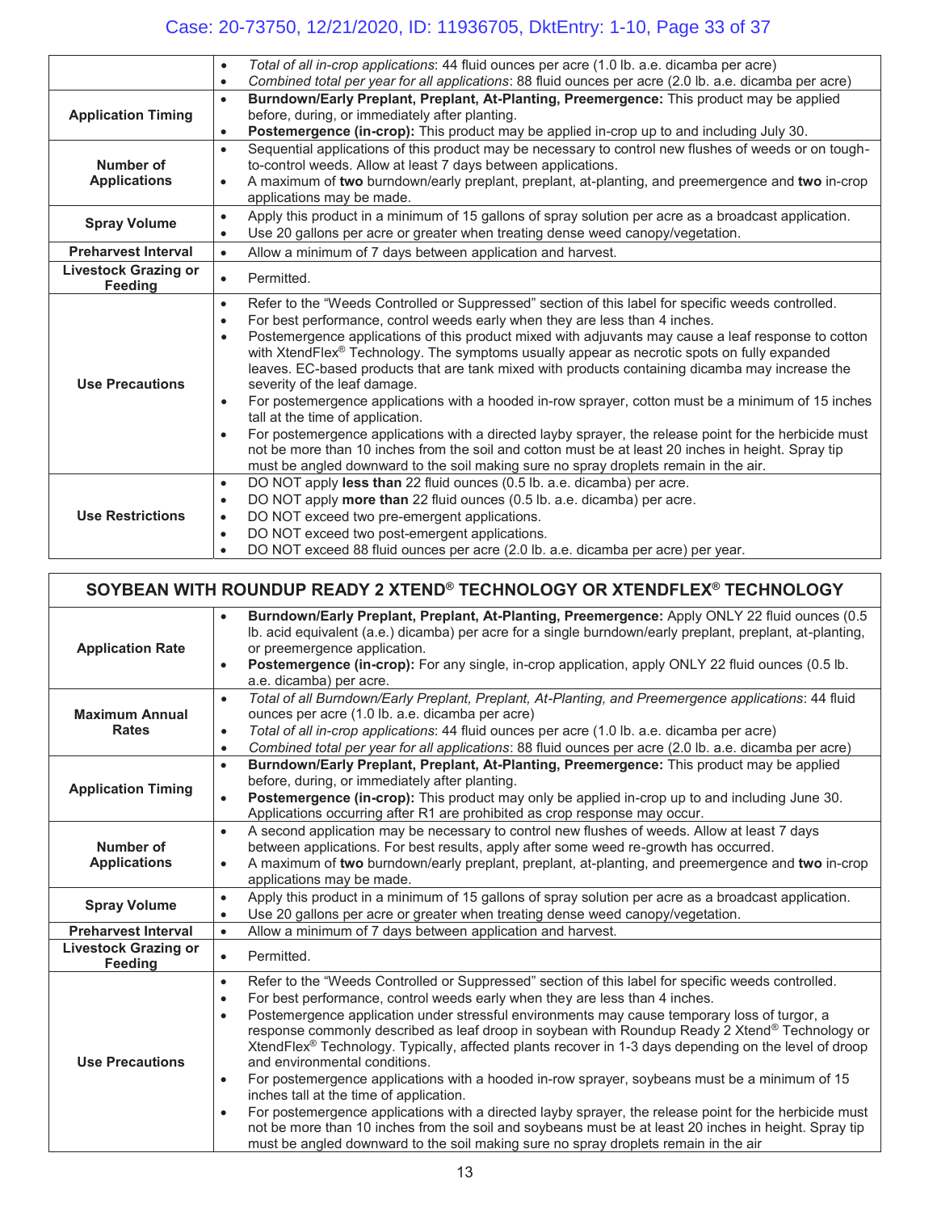| | |
|---|---|
| | • *Total of all in-crop applications*: 44 fluid ounces per acre (1.0 lb. a.e. dicamba per acre)<br>• *Combined total per year for all applications*: 88 fluid ounces per acre (2.0 lb. a.e. dicamba per acre) |
| **Application Timing** | • **Burndown/Early Preplant, Preplant, At-Planting, Preemergence:** This product may be applied before, during, or immediately after planting.<br>• **Postemergence (in-crop):** This product may be applied in-crop up to and including July 30. |
| **Number of Applications** | • Sequential applications of this product may be necessary to control new flushes of weeds or on tough-to-control weeds. Allow at least 7 days between applications.<br>• A maximum of **two** burndown/early preplant, preplant, at-planting, and preemergence and **two** in-crop applications may be made. |
| **Spray Volume** | • Apply this product in a minimum of 15 gallons of spray solution per acre as a broadcast application.<br>• Use 20 gallons per acre or greater when treating dense weed canopy/vegetation. |
| **Preharvest Interval** | • Allow a minimum of 7 days between application and harvest. |
| **Livestock Grazing or Feeding** | • Permitted. |
| **Use Precautions** | • Refer to the "Weeds Controlled or Suppressed" section of this label for specific weeds controlled.<br>• For best performance, control weeds early when they are less than 4 inches.<br>• Postemergence applications of this product mixed with adjuvants may cause a leaf response to cotton with XtendFlex® Technology. The symptoms usually appear as necrotic spots on fully expanded leaves. EC-based products that are tank mixed with products containing dicamba may increase the severity of the leaf damage.<br>• For postemergence applications with a hooded in-row sprayer, cotton must be a minimum of 15 inches tall at the time of application.<br>• For postemergence applications with a directed layby sprayer, the release point for the herbicide must not be more than 10 inches from the soil and cotton must be at least 20 inches in height. Spray tip must be angled downward to the soil making sure no spray droplets remain in the air. |
| **Use Restrictions** | • DO NOT apply **less than** 22 fluid ounces (0.5 lb. a.e. dicamba) per acre.<br>• DO NOT apply **more than** 22 fluid ounces (0.5 lb. a.e. dicamba) per acre.<br>• DO NOT exceed two pre-emergent applications.<br>• DO NOT exceed two post-emergent applications.<br>• DO NOT exceed 88 fluid ounces per acre (2.0 lb. a.e. dicamba per acre) per year. |

| **SOYBEAN WITH ROUNDUP READY 2 XTEND® TECHNOLOGY OR XTENDFLEX® TECHNOLOGY** | |
|---|---|
| **Application Rate** | • **Burndown/Early Preplant, Preplant, At-Planting, Preemergence:** Apply ONLY 22 fluid ounces (0.5 lb. acid equivalent (a.e.) dicamba) per acre for a single burndown/early preplant, preplant, at-planting, or preemergence application.<br>• **Postemergence (in-crop):** For any single, in-crop application, apply ONLY 22 fluid ounces (0.5 lb. a.e. dicamba) per acre. |
| **Maximum Annual Rates** | • *Total of all Burndown/Early Preplant, Preplant, At-Planting, and Preemergence applications*: 44 fluid ounces per acre (1.0 lb. a.e. dicamba per acre)<br>• *Total of all in-crop applications*: 44 fluid ounces per acre (1.0 lb. a.e. dicamba per acre)<br>• *Combined total per year for all applications*: 88 fluid ounces per acre (2.0 lb. a.e. dicamba per acre) |
| **Application Timing** | • **Burndown/Early Preplant, Preplant, At-Planting, Preemergence:** This product may be applied before, during, or immediately after planting.<br>• **Postemergence (in-crop):** This product may only be applied in-crop up to and including June 30. Applications occurring after R1 are prohibited as crop response may occur. |
| **Number of Applications** | • A second application may be necessary to control new flushes of weeds. Allow at least 7 days between applications. For best results, apply after some weed re-growth has occurred.<br>• A maximum of **two** burndown/early preplant, preplant, at-planting, and preemergence and **two** in-crop applications may be made. |
| **Spray Volume** | • Apply this product in a minimum of 15 gallons of spray solution per acre as a broadcast application.<br>• Use 20 gallons per acre or greater when treating dense weed canopy/vegetation. |
| **Preharvest Interval** | • Allow a minimum of 7 days between application and harvest. |
| **Livestock Grazing or Feeding** | • Permitted. |
| **Use Precautions** | • Refer to the "Weeds Controlled or Suppressed" section of this label for specific weeds controlled.<br>• For best performance, control weeds early when they are less than 4 inches.<br>• Postemergence application under stressful environments may cause temporary loss of turgor, a response commonly described as leaf droop in soybean with Roundup Ready 2 Xtend® Technology or XtendFlex® Technology. Typically, affected plants recover in 1-3 days depending on the level of droop and environmental conditions.<br>• For postemergence applications with a hooded in-row sprayer, soybeans must be a minimum of 15 inches tall at the time of application.<br>• For postemergence applications with a directed layby sprayer, the release point for the herbicide must not be more than 10 inches from the soil and soybeans must be at least 20 inches in height. Spray tip must be angled downward to the soil making sure no spray droplets remain in the air |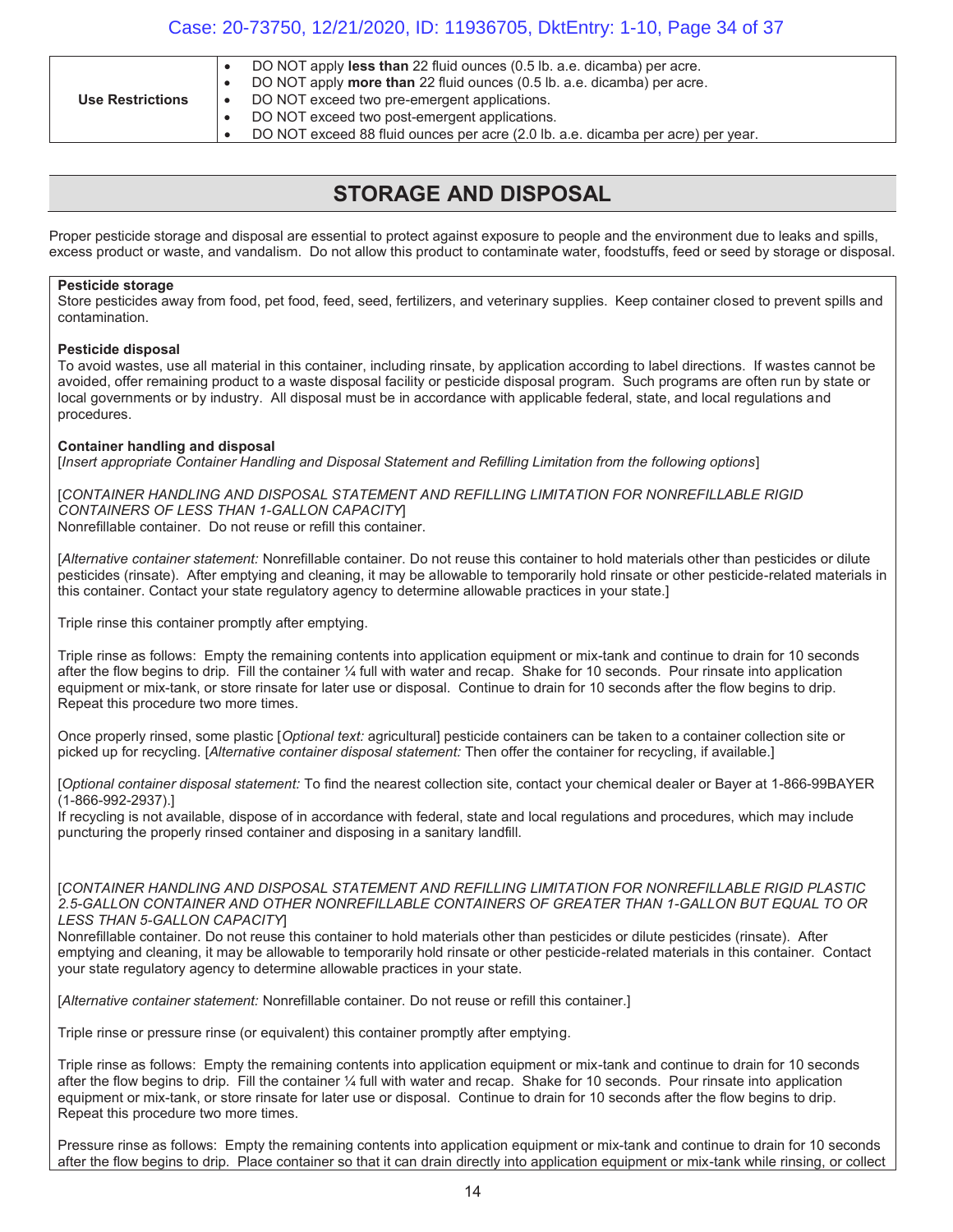| Use Restrictions | • DO NOT apply **less than** 22 fluid ounces (0.5 lb. a.e. dicamba) per acre.<br>• DO NOT apply **more than** 22 fluid ounces (0.5 lb. a.e. dicamba) per acre.<br>• DO NOT exceed two pre-emergent applications.<br>• DO NOT exceed two post-emergent applications.<br>• DO NOT exceed 88 fluid ounces per acre (2.0 lb. a.e. dicamba per acre) per year. |
|---|---|

## STORAGE AND DISPOSAL

Proper pesticide storage and disposal are essential to protect against exposure to people and the environment due to leaks and spills, excess product or waste, and vandalism. Do not allow this product to contaminate water, foodstuffs, feed or seed by storage or disposal.

**Pesticide storage**
Store pesticides away from food, pet food, feed, seed, fertilizers, and veterinary supplies. Keep container closed to prevent spills and contamination.

**Pesticide disposal**
To avoid wastes, use all material in this container, including rinsate, by application according to label directions. If wastes cannot be avoided, offer remaining product to a waste disposal facility or pesticide disposal program. Such programs are often run by state or local governments or by industry. All disposal must be in accordance with applicable federal, state, and local regulations and procedures.

**Container handling and disposal**
[*Insert appropriate Container Handling and Disposal Statement and Refilling Limitation from the following options*]

[*CONTAINER HANDLING AND DISPOSAL STATEMENT AND REFILLING LIMITATION FOR NONREFILLABLE RIGID CONTAINERS OF LESS THAN 1-GALLON CAPACITY*]
Nonrefillable container. Do not reuse or refill this container.

[*Alternative container statement:* Nonrefillable container. Do not reuse this container to hold materials other than pesticides or dilute pesticides (rinsate). After emptying and cleaning, it may be allowable to temporarily hold rinsate or other pesticide-related materials in this container. Contact your state regulatory agency to determine allowable practices in your state.]

Triple rinse this container promptly after emptying.

Triple rinse as follows: Empty the remaining contents into application equipment or mix-tank and continue to drain for 10 seconds after the flow begins to drip. Fill the container ¼ full with water and recap. Shake for 10 seconds. Pour rinsate into application equipment or mix-tank, or store rinsate for later use or disposal. Continue to drain for 10 seconds after the flow begins to drip. Repeat this procedure two more times.

Once properly rinsed, some plastic [*Optional text:* agricultural] pesticide containers can be taken to a container collection site or picked up for recycling. [*Alternative container disposal statement:* Then offer the container for recycling, if available.]

[*Optional container disposal statement:* To find the nearest collection site, contact your chemical dealer or Bayer at 1-866-99BAYER (1-866-992-2937).]
If recycling is not available, dispose of in accordance with federal, state and local regulations and procedures, which may include puncturing the properly rinsed container and disposing in a sanitary landfill.

[*CONTAINER HANDLING AND DISPOSAL STATEMENT AND REFILLING LIMITATION FOR NONREFILLABLE RIGID PLASTIC 2.5-GALLON CONTAINER AND OTHER NONREFILLABLE CONTAINERS OF GREATER THAN 1-GALLON BUT EQUAL TO OR LESS THAN 5-GALLON CAPACITY*]
Nonrefillable container. Do not reuse this container to hold materials other than pesticides or dilute pesticides (rinsate). After emptying and cleaning, it may be allowable to temporarily hold rinsate or other pesticide-related materials in this container. Contact your state regulatory agency to determine allowable practices in your state.

[*Alternative container statement:* Nonrefillable container. Do not reuse or refill this container.]

Triple rinse or pressure rinse (or equivalent) this container promptly after emptying.

Triple rinse as follows: Empty the remaining contents into application equipment or mix-tank and continue to drain for 10 seconds after the flow begins to drip. Fill the container ¼ full with water and recap. Shake for 10 seconds. Pour rinsate into application equipment or mix-tank, or store rinsate for later use or disposal. Continue to drain for 10 seconds after the flow begins to drip. Repeat this procedure two more times.

Pressure rinse as follows: Empty the remaining contents into application equipment or mix-tank and continue to drain for 10 seconds after the flow begins to drip. Place container so that it can drain directly into application equipment or mix-tank while rinsing, or collect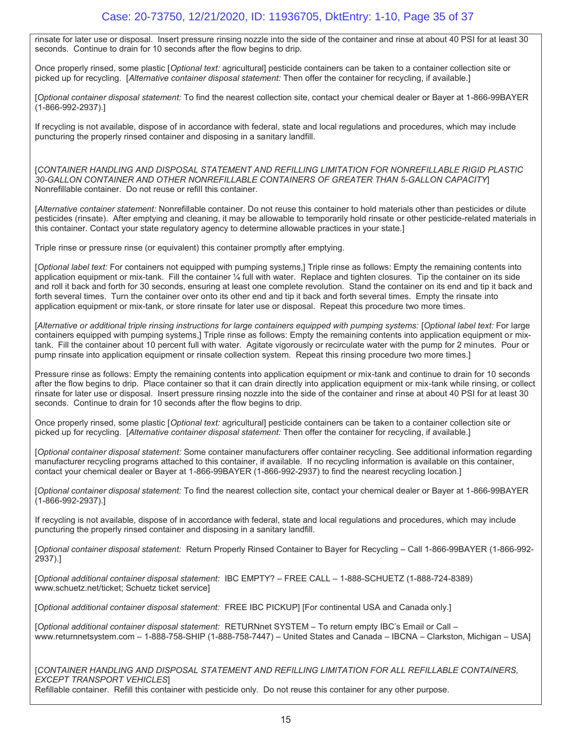rinsate for later use or disposal. Insert pressure rinsing nozzle into the side of the container and rinse at about 40 PSI for at least 30 seconds. Continue to drain for 10 seconds after the flow begins to drip.

Once properly rinsed, some plastic [*Optional text:* agricultural] pesticide containers can be taken to a container collection site or picked up for recycling. [*Alternative container disposal statement:* Then offer the container for recycling, if available.]

[*Optional container disposal statement:* To find the nearest collection site, contact your chemical dealer or Bayer at 1-866-99BAYER (1-866-992-2937).]

If recycling is not available, dispose of in accordance with federal, state and local regulations and procedures, which may include puncturing the properly rinsed container and disposing in a sanitary landfill.

[*CONTAINER HANDLING AND DISPOSAL STATEMENT AND REFILLING LIMITATION FOR NONREFILLABLE RIGID PLASTIC 30-GALLON CONTAINER AND OTHER NONREFILLABLE CONTAINERS OF GREATER THAN 5-GALLON CAPACITY*]
Nonrefillable container. Do not reuse or refill this container.

[*Alternative container statement:* Nonrefillable container. Do not reuse this container to hold materials other than pesticides or dilute pesticides (rinsate). After emptying and cleaning, it may be allowable to temporarily hold rinsate or other pesticide-related materials in this container. Contact your state regulatory agency to determine allowable practices in your state.]

Triple rinse or pressure rinse (or equivalent) this container promptly after emptying.

[*Optional label text:* For containers not equipped with pumping systems,] Triple rinse as follows: Empty the remaining contents into application equipment or mix-tank. Fill the container ¼ full with water. Replace and tighten closures. Tip the container on its side and roll it back and forth for 30 seconds, ensuring at least one complete revolution. Stand the container on its end and tip it back and forth several times. Turn the container over onto its other end and tip it back and forth several times. Empty the rinsate into application equipment or mix-tank, or store rinsate for later use or disposal. Repeat this procedure two more times.

[*Alternative or additional triple rinsing instructions for large containers equipped with pumping systems:* [*Optional label text:* For large containers equipped with pumping systems,] Triple rinse as follows: Empty the remaining contents into application equipment or mix-tank. Fill the container about 10 percent full with water. Agitate vigorously or recirculate water with the pump for 2 minutes. Pour or pump rinsate into application equipment or rinsate collection system. Repeat this rinsing procedure two more times.]

Pressure rinse as follows: Empty the remaining contents into application equipment or mix-tank and continue to drain for 10 seconds after the flow begins to drip. Place container so that it can drain directly into application equipment or mix-tank while rinsing, or collect rinsate for later use or disposal. Insert pressure rinsing nozzle into the side of the container and rinse at about 40 PSI for at least 30 seconds. Continue to drain for 10 seconds after the flow begins to drip.

Once properly rinsed, some plastic [*Optional text:* agricultural] pesticide containers can be taken to a container collection site or picked up for recycling. [*Alternative container disposal statement:* Then offer the container for recycling, if available.]

[*Optional container disposal statement:* Some container manufacturers offer container recycling. See additional information regarding manufacturer recycling programs attached to this container, if available. If no recycling information is available on this container, contact your chemical dealer or Bayer at 1-866-99BAYER (1-866-992-2937) to find the nearest recycling location.]

[*Optional container disposal statement:* To find the nearest collection site, contact your chemical dealer or Bayer at 1-866-99BAYER (1-866-992-2937).]

If recycling is not available, dispose of in accordance with federal, state and local regulations and procedures, which may include puncturing the properly rinsed container and disposing in a sanitary landfill.

[*Optional container disposal statement:* Return Properly Rinsed Container to Bayer for Recycling – Call 1-866-99BAYER (1-866-992-2937).]

[*Optional additional container disposal statement:* IBC EMPTY? – FREE CALL – 1-888-SCHUETZ (1-888-724-8389) www.schuetz.net/ticket; Schuetz ticket service]

[*Optional additional container disposal statement:* FREE IBC PICKUP] [For continental USA and Canada only.]

[*Optional additional container disposal statement:* RETURNnet SYSTEM – To return empty IBC's Email or Call – www.returnnetsystem.com – 1-888-758-SHIP (1-888-758-7447) – United States and Canada – IBCNA – Clarkston, Michigan – USA]

[*CONTAINER HANDLING AND DISPOSAL STATEMENT AND REFILLING LIMITATION FOR ALL REFILLABLE CONTAINERS, EXCEPT TRANSPORT VEHICLES*]
Refillable container. Refill this container with pesticide only. Do not reuse this container for any other purpose.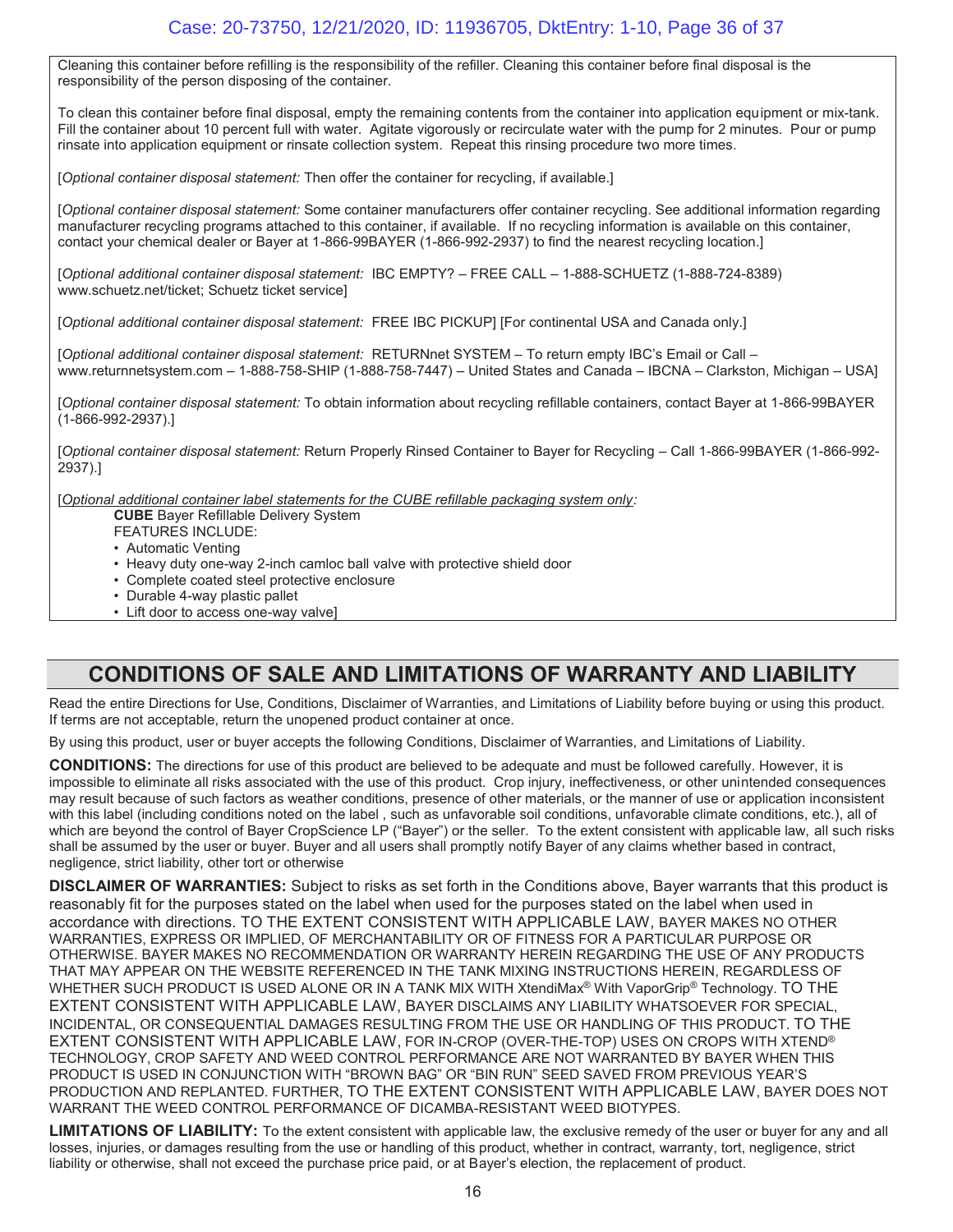Cleaning this container before refilling is the responsibility of the refiller. Cleaning this container before final disposal is the responsibility of the person disposing of the container.

To clean this container before final disposal, empty the remaining contents from the container into application equipment or mix-tank. Fill the container about 10 percent full with water. Agitate vigorously or recirculate water with the pump for 2 minutes. Pour or pump rinsate into application equipment or rinsate collection system. Repeat this rinsing procedure two more times.

[*Optional container disposal statement:* Then offer the container for recycling, if available.]

[*Optional container disposal statement:* Some container manufacturers offer container recycling. See additional information regarding manufacturer recycling programs attached to this container, if available. If no recycling information is available on this container, contact your chemical dealer or Bayer at 1-866-99BAYER (1-866-992-2937) to find the nearest recycling location.]

[*Optional additional container disposal statement:* IBC EMPTY? – FREE CALL – 1-888-SCHUETZ (1-888-724-8389) www.schuetz.net/ticket; Schuetz ticket service]

[*Optional additional container disposal statement:* FREE IBC PICKUP] [For continental USA and Canada only.]

[*Optional additional container disposal statement:* RETURNnet SYSTEM – To return empty IBC's Email or Call – www.returnnetsystem.com – 1-888-758-SHIP (1-888-758-7447) – United States and Canada – IBCNA – Clarkston, Michigan – USA]

[*Optional container disposal statement:* To obtain information about recycling refillable containers, contact Bayer at 1-866-99BAYER (1-866-992-2937).]

[*Optional container disposal statement:* Return Properly Rinsed Container to Bayer for Recycling – Call 1-866-99BAYER (1-866-992-2937).]

[*Optional additional container label statements for the CUBE refillable packaging system only:*

**CUBE** Bayer Refillable Delivery System
FEATURES INCLUDE:

- Automatic Venting
- Heavy duty one-way 2-inch camloc ball valve with protective shield door
- Complete coated steel protective enclosure
- Durable 4-way plastic pallet
- Lift door to access one-way valve]

## CONDITIONS OF SALE AND LIMITATIONS OF WARRANTY AND LIABILITY

Read the entire Directions for Use, Conditions, Disclaimer of Warranties, and Limitations of Liability before buying or using this product. If terms are not acceptable, return the unopened product container at once.

By using this product, user or buyer accepts the following Conditions, Disclaimer of Warranties, and Limitations of Liability.

**CONDITIONS:** The directions for use of this product are believed to be adequate and must be followed carefully. However, it is impossible to eliminate all risks associated with the use of this product. Crop injury, ineffectiveness, or other unintended consequences may result because of such factors as weather conditions, presence of other materials, or the manner of use or application inconsistent with this label (including conditions noted on the label , such as unfavorable soil conditions, unfavorable climate conditions, etc.), all of which are beyond the control of Bayer CropScience LP ("Bayer") or the seller. To the extent consistent with applicable law, all such risks shall be assumed by the user or buyer. Buyer and all users shall promptly notify Bayer of any claims whether based in contract, negligence, strict liability, other tort or otherwise

**DISCLAIMER OF WARRANTIES:** Subject to risks as set forth in the Conditions above, Bayer warrants that this product is reasonably fit for the purposes stated on the label when used for the purposes stated on the label when used in accordance with directions. TO THE EXTENT CONSISTENT WITH APPLICABLE LAW, BAYER MAKES NO OTHER WARRANTIES, EXPRESS OR IMPLIED, OF MERCHANTABILITY OR OF FITNESS FOR A PARTICULAR PURPOSE OR OTHERWISE. BAYER MAKES NO RECOMMENDATION OR WARRANTY HEREIN REGARDING THE USE OF ANY PRODUCTS THAT MAY APPEAR ON THE WEBSITE REFERENCED IN THE TANK MIXING INSTRUCTIONS HEREIN, REGARDLESS OF WHETHER SUCH PRODUCT IS USED ALONE OR IN A TANK MIX WITH XtendiMax® With VaporGrip® Technology. TO THE EXTENT CONSISTENT WITH APPLICABLE LAW, BAYER DISCLAIMS ANY LIABILITY WHATSOEVER FOR SPECIAL, INCIDENTAL, OR CONSEQUENTIAL DAMAGES RESULTING FROM THE USE OR HANDLING OF THIS PRODUCT. TO THE EXTENT CONSISTENT WITH APPLICABLE LAW, FOR IN-CROP (OVER-THE-TOP) USES ON CROPS WITH XTEND® TECHNOLOGY, CROP SAFETY AND WEED CONTROL PERFORMANCE ARE NOT WARRANTED BY BAYER WHEN THIS PRODUCT IS USED IN CONJUNCTION WITH "BROWN BAG" OR "BIN RUN" SEED SAVED FROM PREVIOUS YEAR'S PRODUCTION AND REPLANTED. FURTHER, TO THE EXTENT CONSISTENT WITH APPLICABLE LAW, BAYER DOES NOT WARRANT THE WEED CONTROL PERFORMANCE OF DICAMBA-RESISTANT WEED BIOTYPES.

**LIMITATIONS OF LIABILITY:** To the extent consistent with applicable law, the exclusive remedy of the user or buyer for any and all losses, injuries, or damages resulting from the use or handling of this product, whether in contract, warranty, tort, negligence, strict liability or otherwise, shall not exceed the purchase price paid, or at Bayer's election, the replacement of product.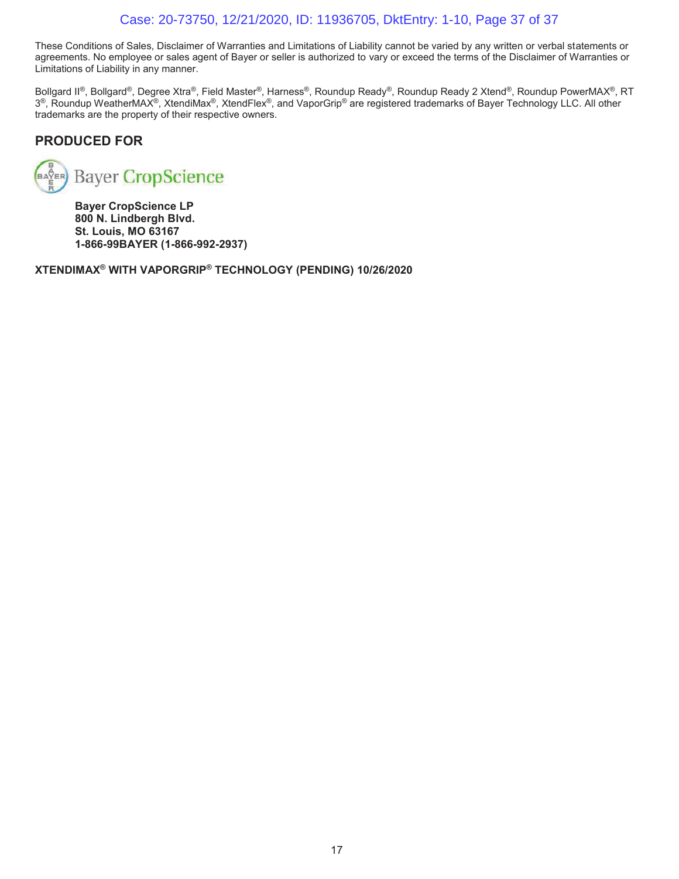These Conditions of Sales, Disclaimer of Warranties and Limitations of Liability cannot be varied by any written or verbal statements or agreements. No employee or sales agent of Bayer or seller is authorized to vary or exceed the terms of the Disclaimer of Warranties or Limitations of Liability in any manner.

Bollgard II®, Bollgard®, Degree Xtra®, Field Master®, Harness®, Roundup Ready®, Roundup Ready 2 Xtend®, Roundup PowerMAX®, RT 3®, Roundup WeatherMAX®, XtendiMax®, XtendFlex®, and VaporGrip® are registered trademarks of Bayer Technology LLC. All other trademarks are the property of their respective owners.

## PRODUCED FOR

Bayer CropScience

**Bayer CropScience LP**
**800 N. Lindbergh Blvd.**
**St. Louis, MO 63167**
**1-866-99BAYER (1-866-992-2937)**

**XTENDIMAX® WITH VAPORGRIP® TECHNOLOGY (PENDING) 10/26/2020**